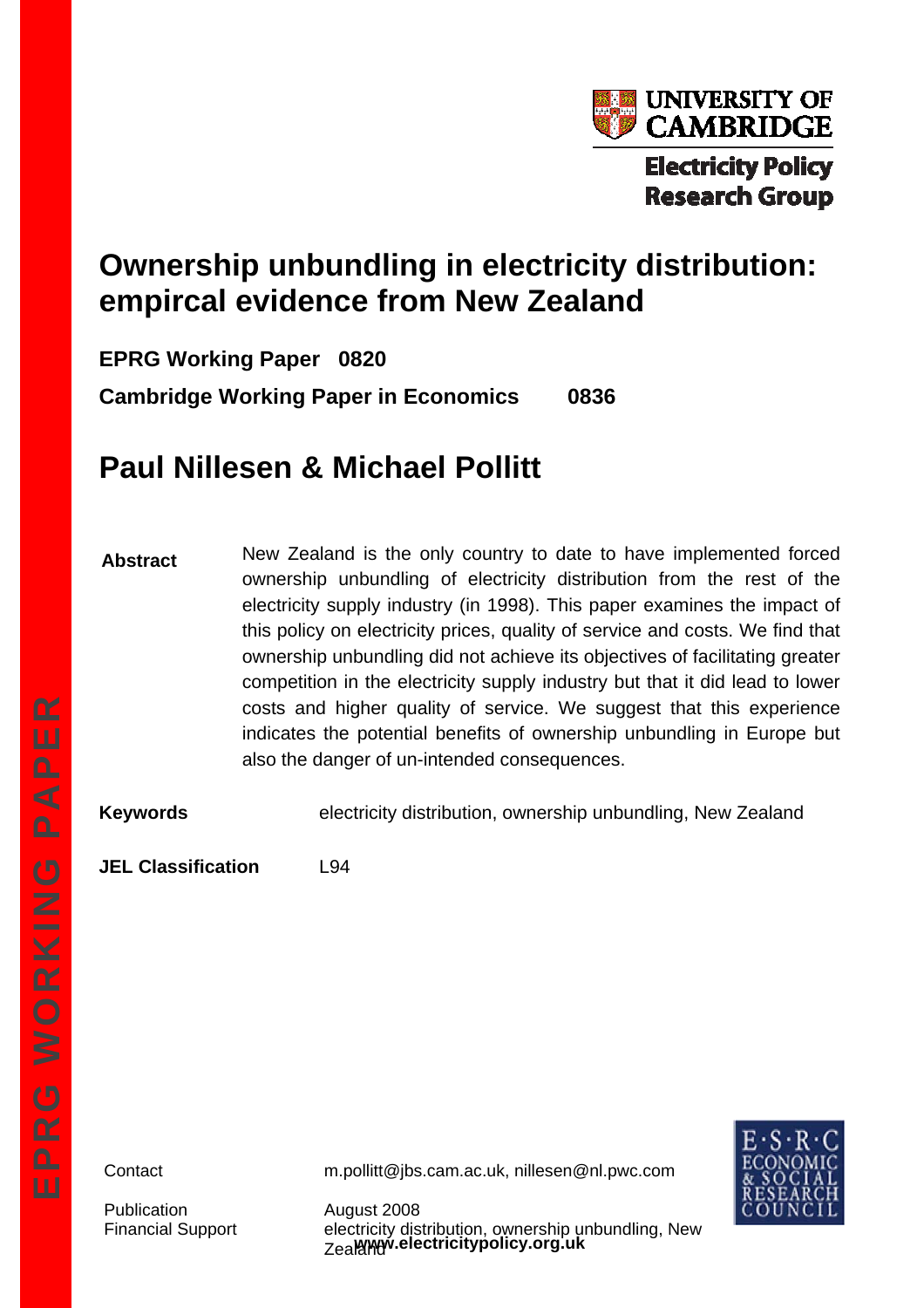UNIVERSITY OF CAMBRIDGE

Electricity Policy Research Group

# Ownership unbundling in electricity distribution: empircal evidence from New Zealand

**EPRG Working Paper 0820**

**Cambridge Working Paper in Economics 0836**

## Paul Nillesen & Michael Pollitt

**Abstract**

New Zealand is the only country to date to have implemented forced ownership unbundling of electricity distribution from the rest of the electricity supply industry (in 1998). This paper examines the impact of this policy on electricity prices, quality of service and costs. We find that ownership unbundling did not achieve its objectives of facilitating greater competition in the electricity supply industry but that it did lead to lower costs and higher quality of service. We suggest that this experience indicates the potential benefits of ownership unbundling in Europe but also the danger of un-intended consequences.

**Keywords** electricity distribution, ownership unbundling, New Zealand

**JEL Classification** L94

EPRG WORKING PAPER

Contact m.pollitt@jbs.cam.ac.uk, nillesen@nl.pwc.com

Publication August 2008

Financial Support electricity distribution, ownership unbundling, New Zealand

**www.electricitypolicy.org.uk**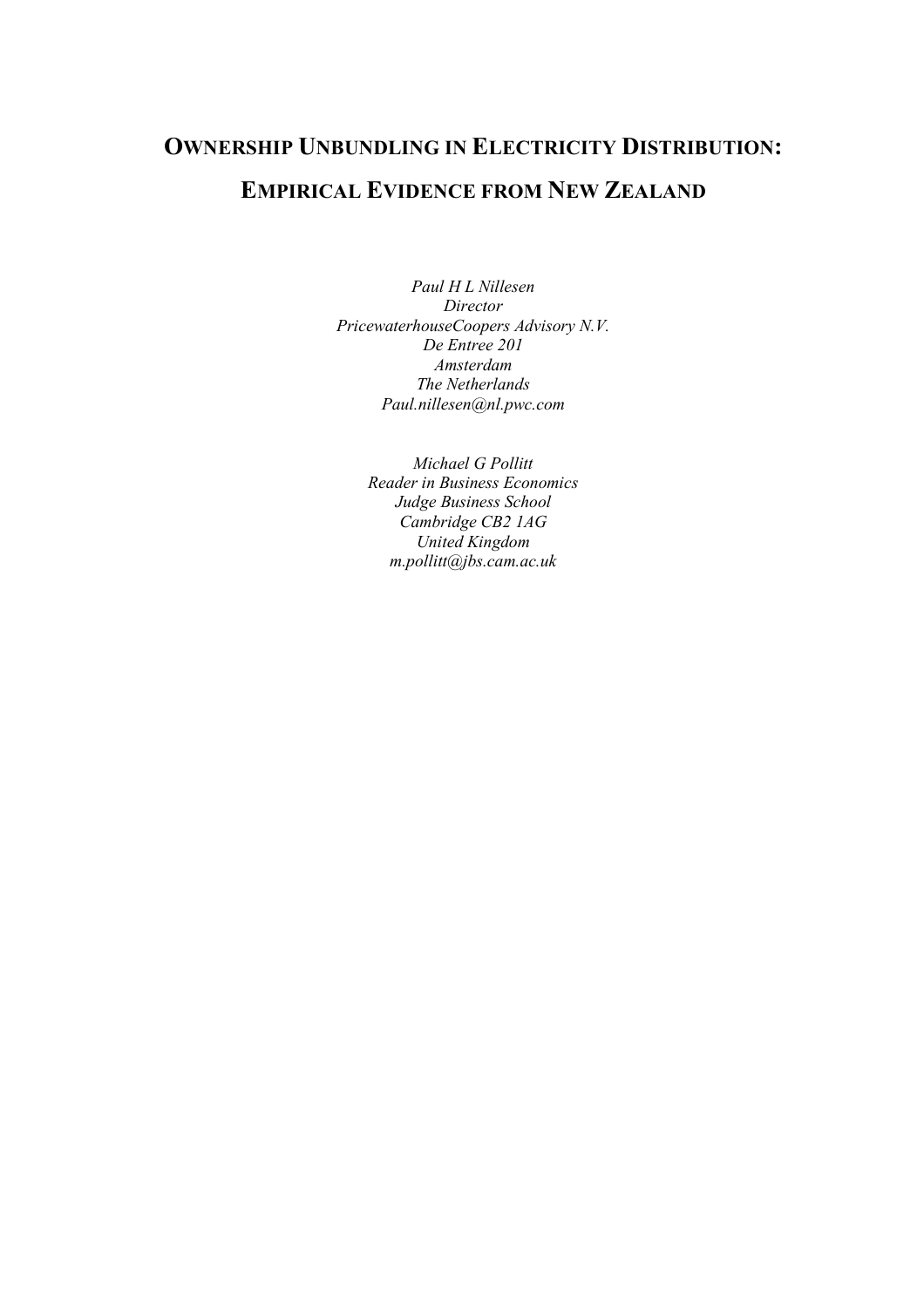# OWNERSHIP UNBUNDLING IN ELECTRICITY DISTRIBUTION: EMPIRICAL EVIDENCE FROM NEW ZEALAND

*Paul H L Nillesen*
*Director*
*PricewaterhouseCoopers Advisory N.V.*
*De Entree 201*
*Amsterdam*
*The Netherlands*
*Paul.nillesen@nl.pwc.com*

*Michael G Pollitt*
*Reader in Business Economics*
*Judge Business School*
*Cambridge CB2 1AG*
*United Kingdom*
*m.pollitt@jbs.cam.ac.uk*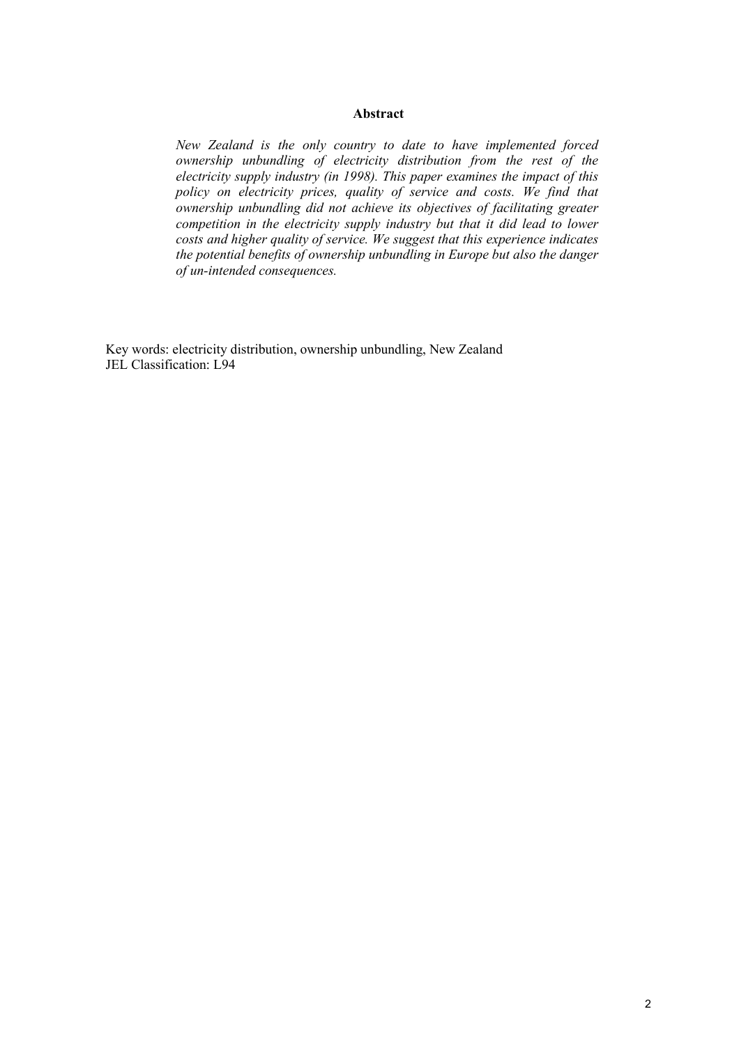**Abstract**

*New Zealand is the only country to date to have implemented forced ownership unbundling of electricity distribution from the rest of the electricity supply industry (in 1998). This paper examines the impact of this policy on electricity prices, quality of service and costs. We find that ownership unbundling did not achieve its objectives of facilitating greater competition in the electricity supply industry but that it did lead to lower costs and higher quality of service. We suggest that this experience indicates the potential benefits of ownership unbundling in Europe but also the danger of un-intended consequences.*

Key words: electricity distribution, ownership unbundling, New Zealand
JEL Classification: L94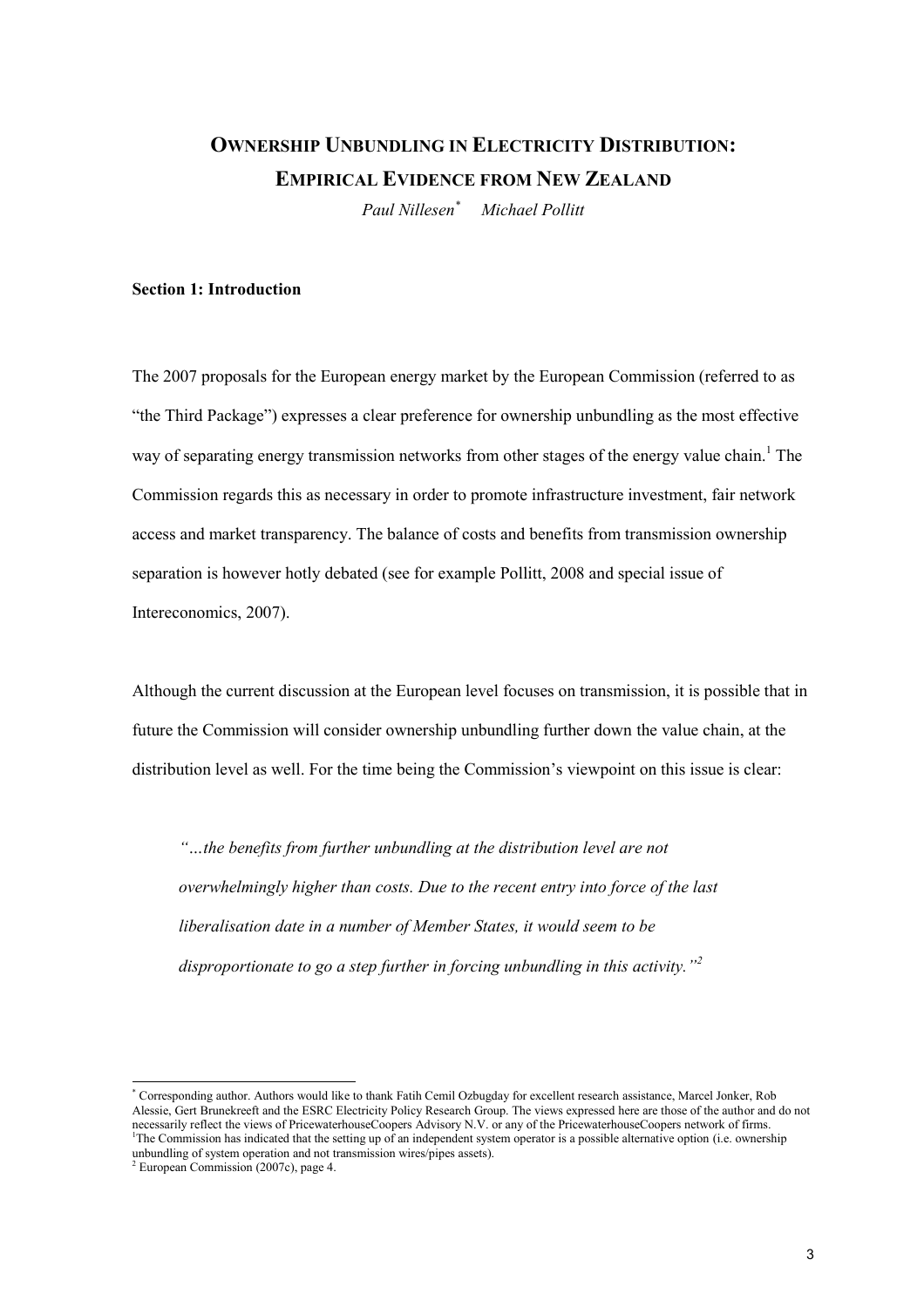# OWNERSHIP UNBUNDLING IN ELECTRICITY DISTRIBUTION: EMPIRICAL EVIDENCE FROM NEW ZEALAND

*Paul Nillesen*[*] *Michael Pollitt*

**Section 1: Introduction**

The 2007 proposals for the European energy market by the European Commission (referred to as "the Third Package") expresses a clear preference for ownership unbundling as the most effective way of separating energy transmission networks from other stages of the energy value chain.[1] The Commission regards this as necessary in order to promote infrastructure investment, fair network access and market transparency. The balance of costs and benefits from transmission ownership separation is however hotly debated (see for example Pollitt, 2008 and special issue of Intereconomics, 2007).

Although the current discussion at the European level focuses on transmission, it is possible that in future the Commission will consider ownership unbundling further down the value chain, at the distribution level as well. For the time being the Commission's viewpoint on this issue is clear:

> *"…the benefits from further unbundling at the distribution level are not overwhelmingly higher than costs. Due to the recent entry into force of the last liberalisation date in a number of Member States, it would seem to be disproportionate to go a step further in forcing unbundling in this activity."*[2]

---

[*] Corresponding author. Authors would like to thank Fatih Cemil Ozbugday for excellent research assistance, Marcel Jonker, Rob Alessie, Gert Brunekreeft and the ESRC Electricity Policy Research Group. The views expressed here are those of the author and do not necessarily reflect the views of PricewaterhouseCoopers Advisory N.V. or any of the PricewaterhouseCoopers network of firms.

[1] The Commission has indicated that the setting up of an independent system operator is a possible alternative option (i.e. ownership unbundling of system operation and not transmission wires/pipes assets).

[2] European Commission (2007c), page 4.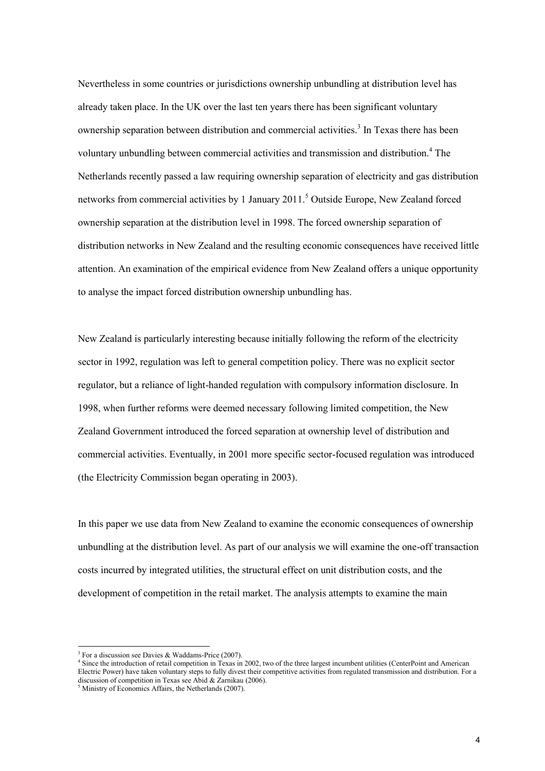Nevertheless in some countries or jurisdictions ownership unbundling at distribution level has already taken place. In the UK over the last ten years there has been significant voluntary ownership separation between distribution and commercial activities.[3] In Texas there has been voluntary unbundling between commercial activities and transmission and distribution.[4] The Netherlands recently passed a law requiring ownership separation of electricity and gas distribution networks from commercial activities by 1 January 2011.[5] Outside Europe, New Zealand forced ownership separation at the distribution level in 1998. The forced ownership separation of distribution networks in New Zealand and the resulting economic consequences have received little attention. An examination of the empirical evidence from New Zealand offers a unique opportunity to analyse the impact forced distribution ownership unbundling has.

New Zealand is particularly interesting because initially following the reform of the electricity sector in 1992, regulation was left to general competition policy. There was no explicit sector regulator, but a reliance of light-handed regulation with compulsory information disclosure. In 1998, when further reforms were deemed necessary following limited competition, the New Zealand Government introduced the forced separation at ownership level of distribution and commercial activities. Eventually, in 2001 more specific sector-focused regulation was introduced (the Electricity Commission began operating in 2003).

In this paper we use data from New Zealand to examine the economic consequences of ownership unbundling at the distribution level. As part of our analysis we will examine the one-off transaction costs incurred by integrated utilities, the structural effect on unit distribution costs, and the development of competition in the retail market. The analysis attempts to examine the main

---

[3] For a discussion see Davies & Waddams-Price (2007).

[4] Since the introduction of retail competition in Texas in 2002, two of the three largest incumbent utilities (CenterPoint and American Electric Power) have taken voluntary steps to fully divest their competitive activities from regulated transmission and distribution. For a discussion of competition in Texas see Abid & Zarnikau (2006).

[5] Ministry of Economics Affairs, the Netherlands (2007).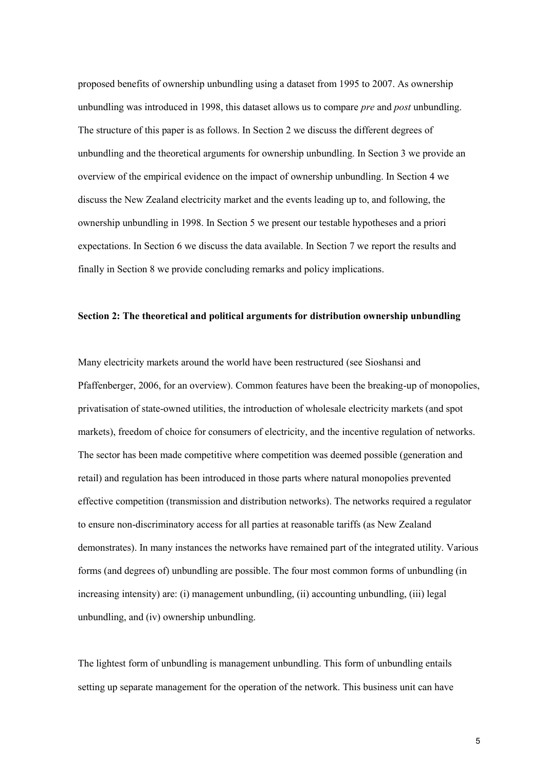proposed benefits of ownership unbundling using a dataset from 1995 to 2007. As ownership unbundling was introduced in 1998, this dataset allows us to compare *pre* and *post* unbundling. The structure of this paper is as follows. In Section 2 we discuss the different degrees of unbundling and the theoretical arguments for ownership unbundling. In Section 3 we provide an overview of the empirical evidence on the impact of ownership unbundling. In Section 4 we discuss the New Zealand electricity market and the events leading up to, and following, the ownership unbundling in 1998. In Section 5 we present our testable hypotheses and a priori expectations. In Section 6 we discuss the data available. In Section 7 we report the results and finally in Section 8 we provide concluding remarks and policy implications.

## Section 2: The theoretical and political arguments for distribution ownership unbundling

Many electricity markets around the world have been restructured (see Sioshansi and Pfaffenberger, 2006, for an overview). Common features have been the breaking-up of monopolies, privatisation of state-owned utilities, the introduction of wholesale electricity markets (and spot markets), freedom of choice for consumers of electricity, and the incentive regulation of networks. The sector has been made competitive where competition was deemed possible (generation and retail) and regulation has been introduced in those parts where natural monopolies prevented effective competition (transmission and distribution networks). The networks required a regulator to ensure non-discriminatory access for all parties at reasonable tariffs (as New Zealand demonstrates). In many instances the networks have remained part of the integrated utility. Various forms (and degrees of) unbundling are possible. The four most common forms of unbundling (in increasing intensity) are: (i) management unbundling, (ii) accounting unbundling, (iii) legal unbundling, and (iv) ownership unbundling.

The lightest form of unbundling is management unbundling. This form of unbundling entails setting up separate management for the operation of the network. This business unit can have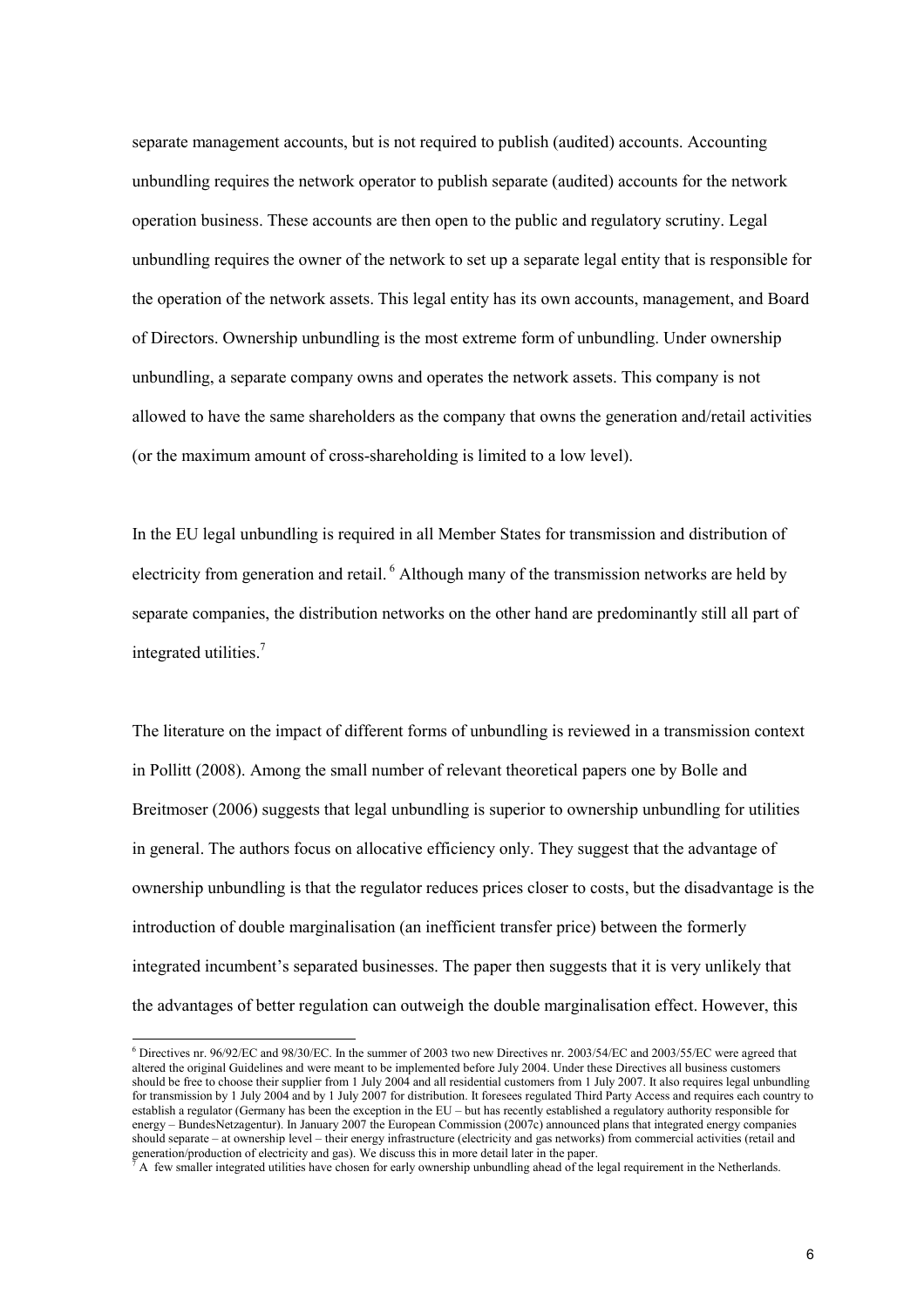separate management accounts, but is not required to publish (audited) accounts. Accounting unbundling requires the network operator to publish separate (audited) accounts for the network operation business. These accounts are then open to the public and regulatory scrutiny. Legal unbundling requires the owner of the network to set up a separate legal entity that is responsible for the operation of the network assets. This legal entity has its own accounts, management, and Board of Directors. Ownership unbundling is the most extreme form of unbundling. Under ownership unbundling, a separate company owns and operates the network assets. This company is not allowed to have the same shareholders as the company that owns the generation and/retail activities (or the maximum amount of cross-shareholding is limited to a low level).

In the EU legal unbundling is required in all Member States for transmission and distribution of electricity from generation and retail.[6] Although many of the transmission networks are held by separate companies, the distribution networks on the other hand are predominantly still all part of integrated utilities.[7]

The literature on the impact of different forms of unbundling is reviewed in a transmission context in Pollitt (2008). Among the small number of relevant theoretical papers one by Bolle and Breitmoser (2006) suggests that legal unbundling is superior to ownership unbundling for utilities in general. The authors focus on allocative efficiency only. They suggest that the advantage of ownership unbundling is that the regulator reduces prices closer to costs, but the disadvantage is the introduction of double marginalisation (an inefficient transfer price) between the formerly integrated incumbent's separated businesses. The paper then suggests that it is very unlikely that the advantages of better regulation can outweigh the double marginalisation effect. However, this

[6] Directives nr. 96/92/EC and 98/30/EC. In the summer of 2003 two new Directives nr. 2003/54/EC and 2003/55/EC were agreed that altered the original Guidelines and were meant to be implemented before July 2004. Under these Directives all business customers should be free to choose their supplier from 1 July 2004 and all residential customers from 1 July 2007. It also requires legal unbundling for transmission by 1 July 2004 and by 1 July 2007 for distribution. It foresees regulated Third Party Access and requires each country to establish a regulator (Germany has been the exception in the EU – but has recently established a regulatory authority responsible for energy – BundesNetzagentur). In January 2007 the European Commission (2007c) announced plans that integrated energy companies should separate – at ownership level – their energy infrastructure (electricity and gas networks) from commercial activities (retail and generation/production of electricity and gas). We discuss this in more detail later in the paper.

[7] A few smaller integrated utilities have chosen for early ownership unbundling ahead of the legal requirement in the Netherlands.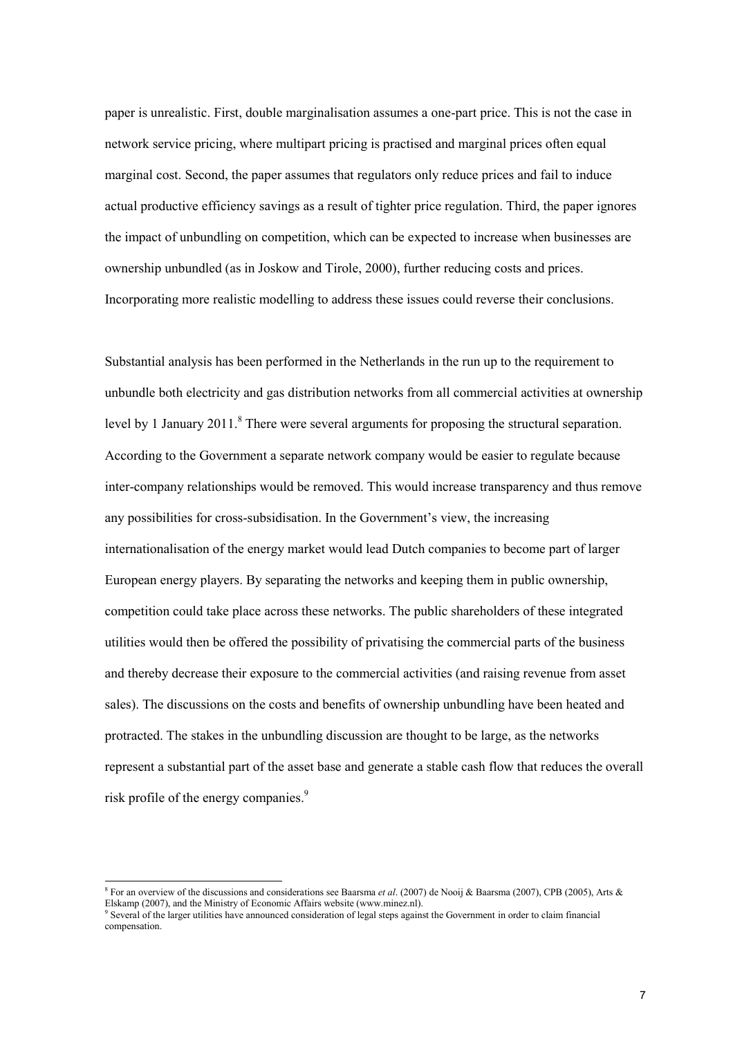paper is unrealistic. First, double marginalisation assumes a one-part price. This is not the case in network service pricing, where multipart pricing is practised and marginal prices often equal marginal cost. Second, the paper assumes that regulators only reduce prices and fail to induce actual productive efficiency savings as a result of tighter price regulation. Third, the paper ignores the impact of unbundling on competition, which can be expected to increase when businesses are ownership unbundled (as in Joskow and Tirole, 2000), further reducing costs and prices. Incorporating more realistic modelling to address these issues could reverse their conclusions.

Substantial analysis has been performed in the Netherlands in the run up to the requirement to unbundle both electricity and gas distribution networks from all commercial activities at ownership level by 1 January 2011.[8] There were several arguments for proposing the structural separation. According to the Government a separate network company would be easier to regulate because inter-company relationships would be removed. This would increase transparency and thus remove any possibilities for cross-subsidisation. In the Government's view, the increasing internationalisation of the energy market would lead Dutch companies to become part of larger European energy players. By separating the networks and keeping them in public ownership, competition could take place across these networks. The public shareholders of these integrated utilities would then be offered the possibility of privatising the commercial parts of the business and thereby decrease their exposure to the commercial activities (and raising revenue from asset sales). The discussions on the costs and benefits of ownership unbundling have been heated and protracted. The stakes in the unbundling discussion are thought to be large, as the networks represent a substantial part of the asset base and generate a stable cash flow that reduces the overall risk profile of the energy companies.[9]

[8] For an overview of the discussions and considerations see Baarsma *et al*. (2007) de Nooij & Baarsma (2007), CPB (2005), Arts & Elskamp (2007), and the Ministry of Economic Affairs website (www.minez.nl).

[9] Several of the larger utilities have announced consideration of legal steps against the Government in order to claim financial compensation.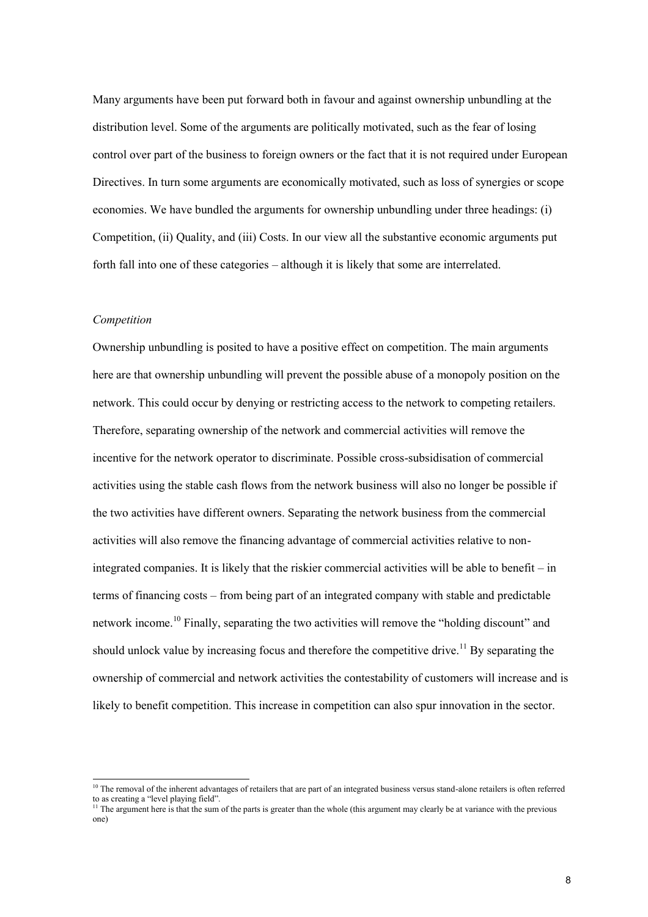Many arguments have been put forward both in favour and against ownership unbundling at the distribution level. Some of the arguments are politically motivated, such as the fear of losing control over part of the business to foreign owners or the fact that it is not required under European Directives. In turn some arguments are economically motivated, such as loss of synergies or scope economies. We have bundled the arguments for ownership unbundling under three headings: (i) Competition, (ii) Quality, and (iii) Costs. In our view all the substantive economic arguments put forth fall into one of these categories – although it is likely that some are interrelated.

*Competition*

Ownership unbundling is posited to have a positive effect on competition. The main arguments here are that ownership unbundling will prevent the possible abuse of a monopoly position on the network. This could occur by denying or restricting access to the network to competing retailers. Therefore, separating ownership of the network and commercial activities will remove the incentive for the network operator to discriminate. Possible cross-subsidisation of commercial activities using the stable cash flows from the network business will also no longer be possible if the two activities have different owners. Separating the network business from the commercial activities will also remove the financing advantage of commercial activities relative to non-integrated companies. It is likely that the riskier commercial activities will be able to benefit – in terms of financing costs – from being part of an integrated company with stable and predictable network income.[10] Finally, separating the two activities will remove the "holding discount" and should unlock value by increasing focus and therefore the competitive drive.[11] By separating the ownership of commercial and network activities the contestability of customers will increase and is likely to benefit competition. This increase in competition can also spur innovation in the sector.

[10] The removal of the inherent advantages of retailers that are part of an integrated business versus stand-alone retailers is often referred to as creating a "level playing field".

[11] The argument here is that the sum of the parts is greater than the whole (this argument may clearly be at variance with the previous one)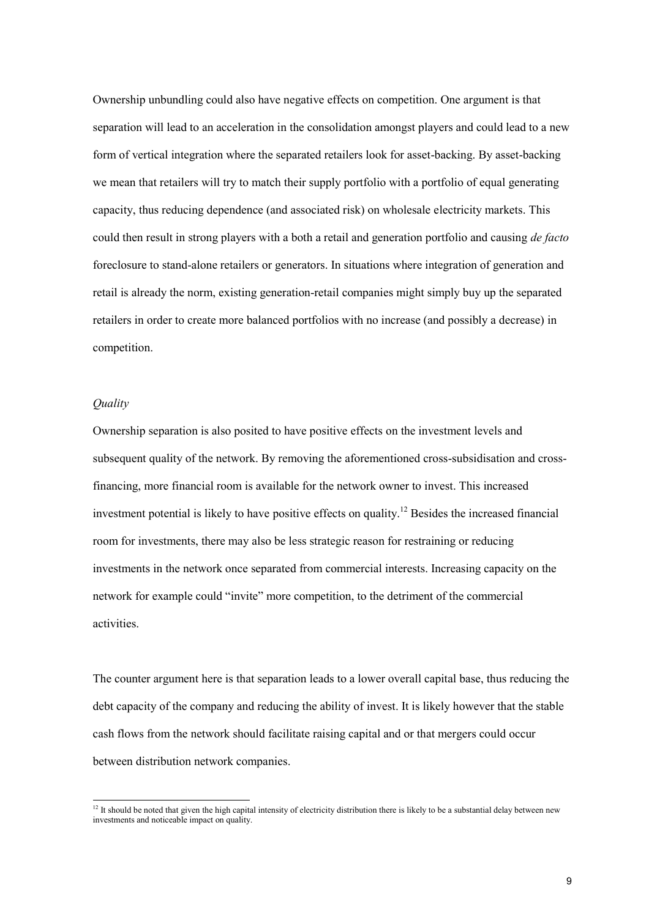Ownership unbundling could also have negative effects on competition. One argument is that separation will lead to an acceleration in the consolidation amongst players and could lead to a new form of vertical integration where the separated retailers look for asset-backing. By asset-backing we mean that retailers will try to match their supply portfolio with a portfolio of equal generating capacity, thus reducing dependence (and associated risk) on wholesale electricity markets. This could then result in strong players with a both a retail and generation portfolio and causing *de facto* foreclosure to stand-alone retailers or generators. In situations where integration of generation and retail is already the norm, existing generation-retail companies might simply buy up the separated retailers in order to create more balanced portfolios with no increase (and possibly a decrease) in competition.

*Quality*

Ownership separation is also posited to have positive effects on the investment levels and subsequent quality of the network. By removing the aforementioned cross-subsidisation and cross-financing, more financial room is available for the network owner to invest. This increased investment potential is likely to have positive effects on quality.[12] Besides the increased financial room for investments, there may also be less strategic reason for restraining or reducing investments in the network once separated from commercial interests. Increasing capacity on the network for example could "invite" more competition, to the detriment of the commercial activities.

The counter argument here is that separation leads to a lower overall capital base, thus reducing the debt capacity of the company and reducing the ability of invest. It is likely however that the stable cash flows from the network should facilitate raising capital and or that mergers could occur between distribution network companies.

[12] It should be noted that given the high capital intensity of electricity distribution there is likely to be a substantial delay between new investments and noticeable impact on quality.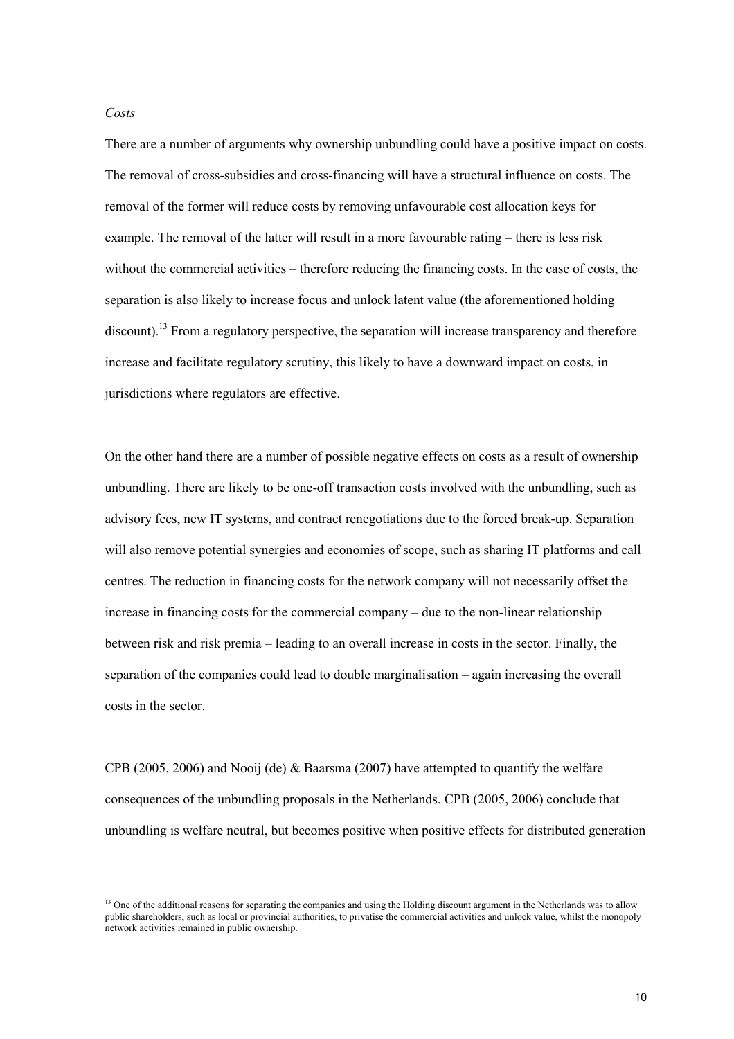*Costs*

There are a number of arguments why ownership unbundling could have a positive impact on costs. The removal of cross-subsidies and cross-financing will have a structural influence on costs. The removal of the former will reduce costs by removing unfavourable cost allocation keys for example. The removal of the latter will result in a more favourable rating – there is less risk without the commercial activities – therefore reducing the financing costs. In the case of costs, the separation is also likely to increase focus and unlock latent value (the aforementioned holding discount).[13] From a regulatory perspective, the separation will increase transparency and therefore increase and facilitate regulatory scrutiny, this likely to have a downward impact on costs, in jurisdictions where regulators are effective.

On the other hand there are a number of possible negative effects on costs as a result of ownership unbundling. There are likely to be one-off transaction costs involved with the unbundling, such as advisory fees, new IT systems, and contract renegotiations due to the forced break-up. Separation will also remove potential synergies and economies of scope, such as sharing IT platforms and call centres. The reduction in financing costs for the network company will not necessarily offset the increase in financing costs for the commercial company – due to the non-linear relationship between risk and risk premia – leading to an overall increase in costs in the sector. Finally, the separation of the companies could lead to double marginalisation – again increasing the overall costs in the sector.

CPB (2005, 2006) and Nooij (de) & Baarsma (2007) have attempted to quantify the welfare consequences of the unbundling proposals in the Netherlands. CPB (2005, 2006) conclude that unbundling is welfare neutral, but becomes positive when positive effects for distributed generation

---

[13] One of the additional reasons for separating the companies and using the Holding discount argument in the Netherlands was to allow public shareholders, such as local or provincial authorities, to privatise the commercial activities and unlock value, whilst the monopoly network activities remained in public ownership.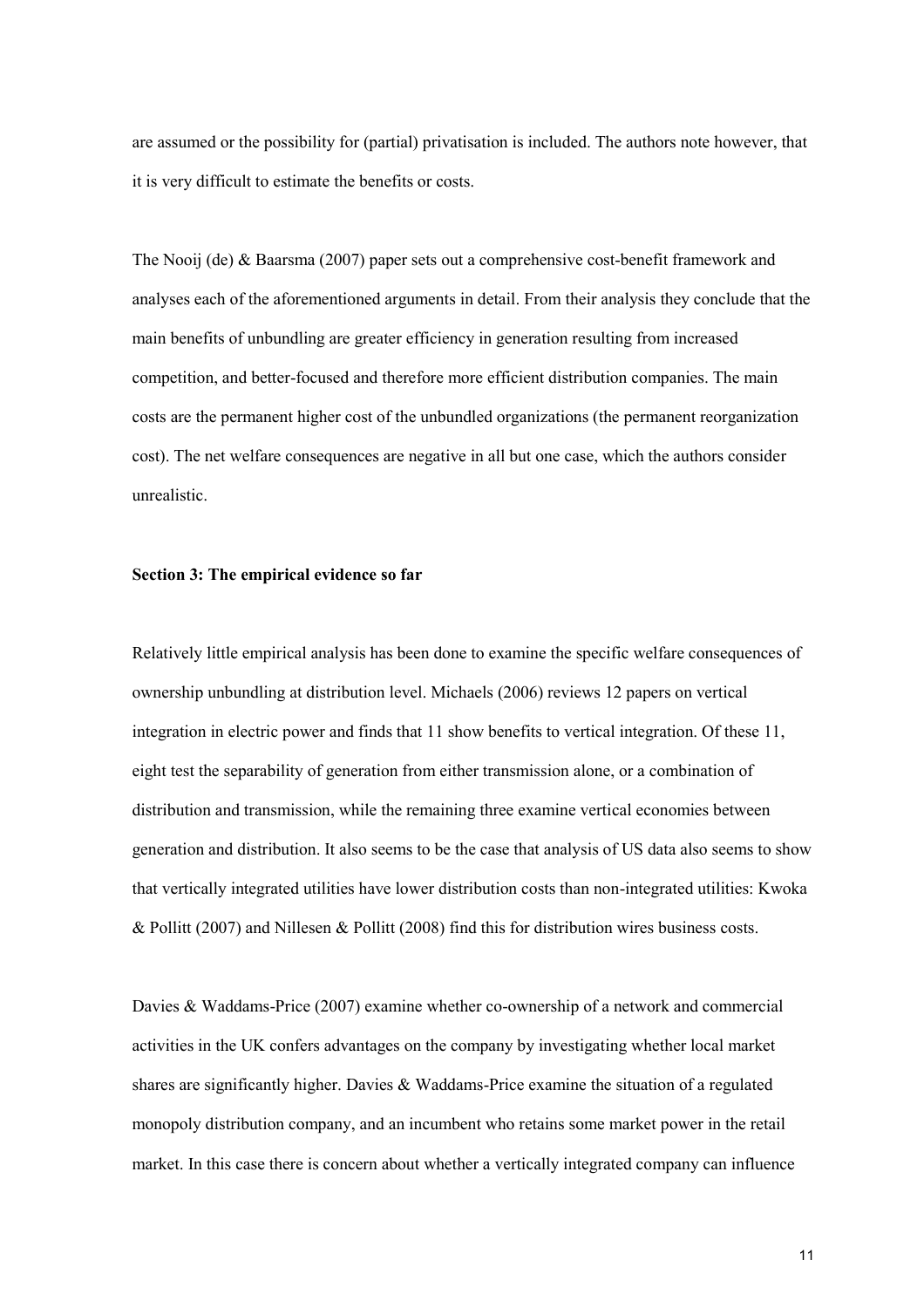are assumed or the possibility for (partial) privatisation is included. The authors note however, that it is very difficult to estimate the benefits or costs.

The Nooij (de) & Baarsma (2007) paper sets out a comprehensive cost-benefit framework and analyses each of the aforementioned arguments in detail. From their analysis they conclude that the main benefits of unbundling are greater efficiency in generation resulting from increased competition, and better-focused and therefore more efficient distribution companies. The main costs are the permanent higher cost of the unbundled organizations (the permanent reorganization cost). The net welfare consequences are negative in all but one case, which the authors consider unrealistic.

**Section 3: The empirical evidence so far**

Relatively little empirical analysis has been done to examine the specific welfare consequences of ownership unbundling at distribution level. Michaels (2006) reviews 12 papers on vertical integration in electric power and finds that 11 show benefits to vertical integration. Of these 11, eight test the separability of generation from either transmission alone, or a combination of distribution and transmission, while the remaining three examine vertical economies between generation and distribution. It also seems to be the case that analysis of US data also seems to show that vertically integrated utilities have lower distribution costs than non-integrated utilities: Kwoka & Pollitt (2007) and Nillesen & Pollitt (2008) find this for distribution wires business costs.

Davies & Waddams-Price (2007) examine whether co-ownership of a network and commercial activities in the UK confers advantages on the company by investigating whether local market shares are significantly higher. Davies & Waddams-Price examine the situation of a regulated monopoly distribution company, and an incumbent who retains some market power in the retail market. In this case there is concern about whether a vertically integrated company can influence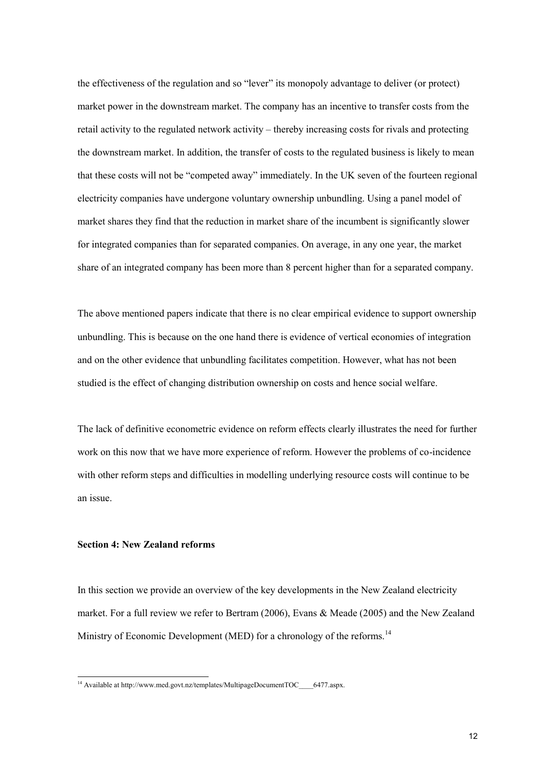the effectiveness of the regulation and so "lever" its monopoly advantage to deliver (or protect) market power in the downstream market. The company has an incentive to transfer costs from the retail activity to the regulated network activity – thereby increasing costs for rivals and protecting the downstream market. In addition, the transfer of costs to the regulated business is likely to mean that these costs will not be "competed away" immediately. In the UK seven of the fourteen regional electricity companies have undergone voluntary ownership unbundling. Using a panel model of market shares they find that the reduction in market share of the incumbent is significantly slower for integrated companies than for separated companies. On average, in any one year, the market share of an integrated company has been more than 8 percent higher than for a separated company.

The above mentioned papers indicate that there is no clear empirical evidence to support ownership unbundling. This is because on the one hand there is evidence of vertical economies of integration and on the other evidence that unbundling facilitates competition. However, what has not been studied is the effect of changing distribution ownership on costs and hence social welfare.

The lack of definitive econometric evidence on reform effects clearly illustrates the need for further work on this now that we have more experience of reform. However the problems of co-incidence with other reform steps and difficulties in modelling underlying resource costs will continue to be an issue.

## Section 4: New Zealand reforms

In this section we provide an overview of the key developments in the New Zealand electricity market. For a full review we refer to Bertram (2006), Evans & Meade (2005) and the New Zealand Ministry of Economic Development (MED) for a chronology of the reforms.[14]

[14] Available at http://www.med.govt.nz/templates/MultipageDocumentTOC____6477.aspx.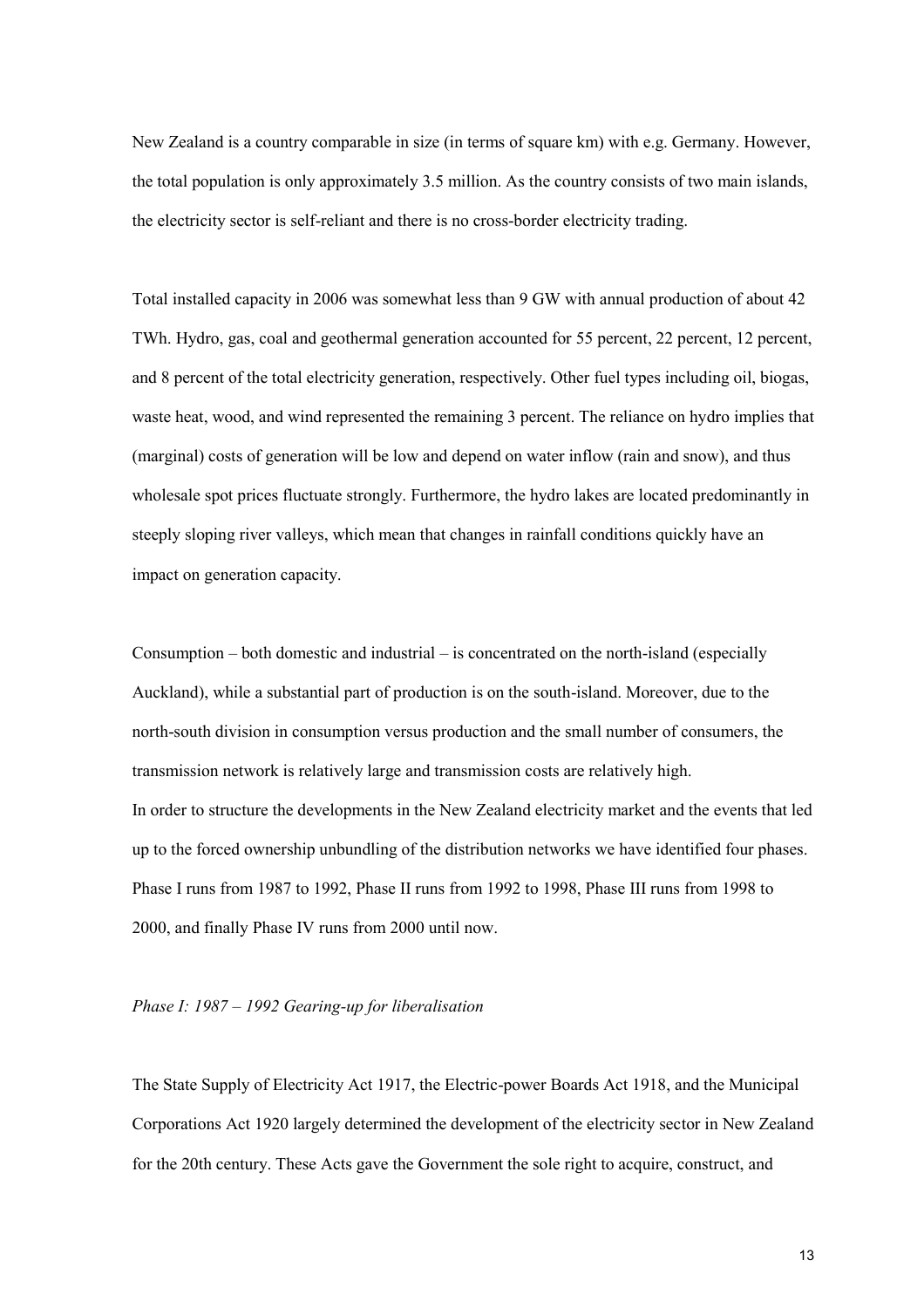New Zealand is a country comparable in size (in terms of square km) with e.g. Germany. However, the total population is only approximately 3.5 million. As the country consists of two main islands, the electricity sector is self-reliant and there is no cross-border electricity trading.

Total installed capacity in 2006 was somewhat less than 9 GW with annual production of about 42 TWh. Hydro, gas, coal and geothermal generation accounted for 55 percent, 22 percent, 12 percent, and 8 percent of the total electricity generation, respectively. Other fuel types including oil, biogas, waste heat, wood, and wind represented the remaining 3 percent. The reliance on hydro implies that (marginal) costs of generation will be low and depend on water inflow (rain and snow), and thus wholesale spot prices fluctuate strongly. Furthermore, the hydro lakes are located predominantly in steeply sloping river valleys, which mean that changes in rainfall conditions quickly have an impact on generation capacity.

Consumption – both domestic and industrial – is concentrated on the north-island (especially Auckland), while a substantial part of production is on the south-island. Moreover, due to the north-south division in consumption versus production and the small number of consumers, the transmission network is relatively large and transmission costs are relatively high.
In order to structure the developments in the New Zealand electricity market and the events that led up to the forced ownership unbundling of the distribution networks we have identified four phases. Phase I runs from 1987 to 1992, Phase II runs from 1992 to 1998, Phase III runs from 1998 to 2000, and finally Phase IV runs from 2000 until now.

*Phase I: 1987 – 1992 Gearing-up for liberalisation*

The State Supply of Electricity Act 1917, the Electric-power Boards Act 1918, and the Municipal Corporations Act 1920 largely determined the development of the electricity sector in New Zealand for the 20th century. These Acts gave the Government the sole right to acquire, construct, and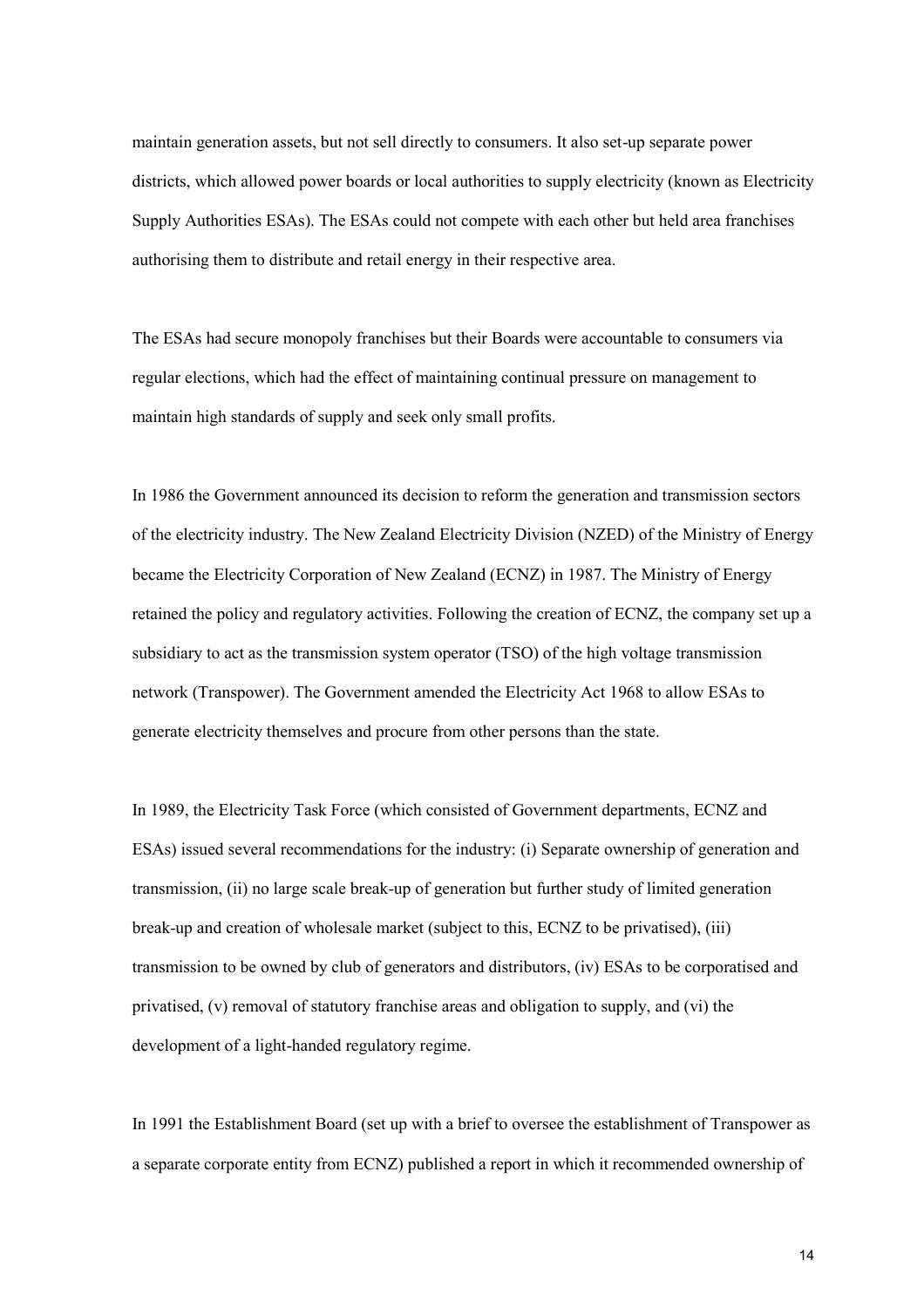maintain generation assets, but not sell directly to consumers. It also set-up separate power districts, which allowed power boards or local authorities to supply electricity (known as Electricity Supply Authorities ESAs). The ESAs could not compete with each other but held area franchises authorising them to distribute and retail energy in their respective area.

The ESAs had secure monopoly franchises but their Boards were accountable to consumers via regular elections, which had the effect of maintaining continual pressure on management to maintain high standards of supply and seek only small profits.

In 1986 the Government announced its decision to reform the generation and transmission sectors of the electricity industry. The New Zealand Electricity Division (NZED) of the Ministry of Energy became the Electricity Corporation of New Zealand (ECNZ) in 1987. The Ministry of Energy retained the policy and regulatory activities. Following the creation of ECNZ, the company set up a subsidiary to act as the transmission system operator (TSO) of the high voltage transmission network (Transpower). The Government amended the Electricity Act 1968 to allow ESAs to generate electricity themselves and procure from other persons than the state.

In 1989, the Electricity Task Force (which consisted of Government departments, ECNZ and ESAs) issued several recommendations for the industry: (i) Separate ownership of generation and transmission, (ii) no large scale break-up of generation but further study of limited generation break-up and creation of wholesale market (subject to this, ECNZ to be privatised), (iii) transmission to be owned by club of generators and distributors, (iv) ESAs to be corporatised and privatised, (v) removal of statutory franchise areas and obligation to supply, and (vi) the development of a light-handed regulatory regime.

In 1991 the Establishment Board (set up with a brief to oversee the establishment of Transpower as a separate corporate entity from ECNZ) published a report in which it recommended ownership of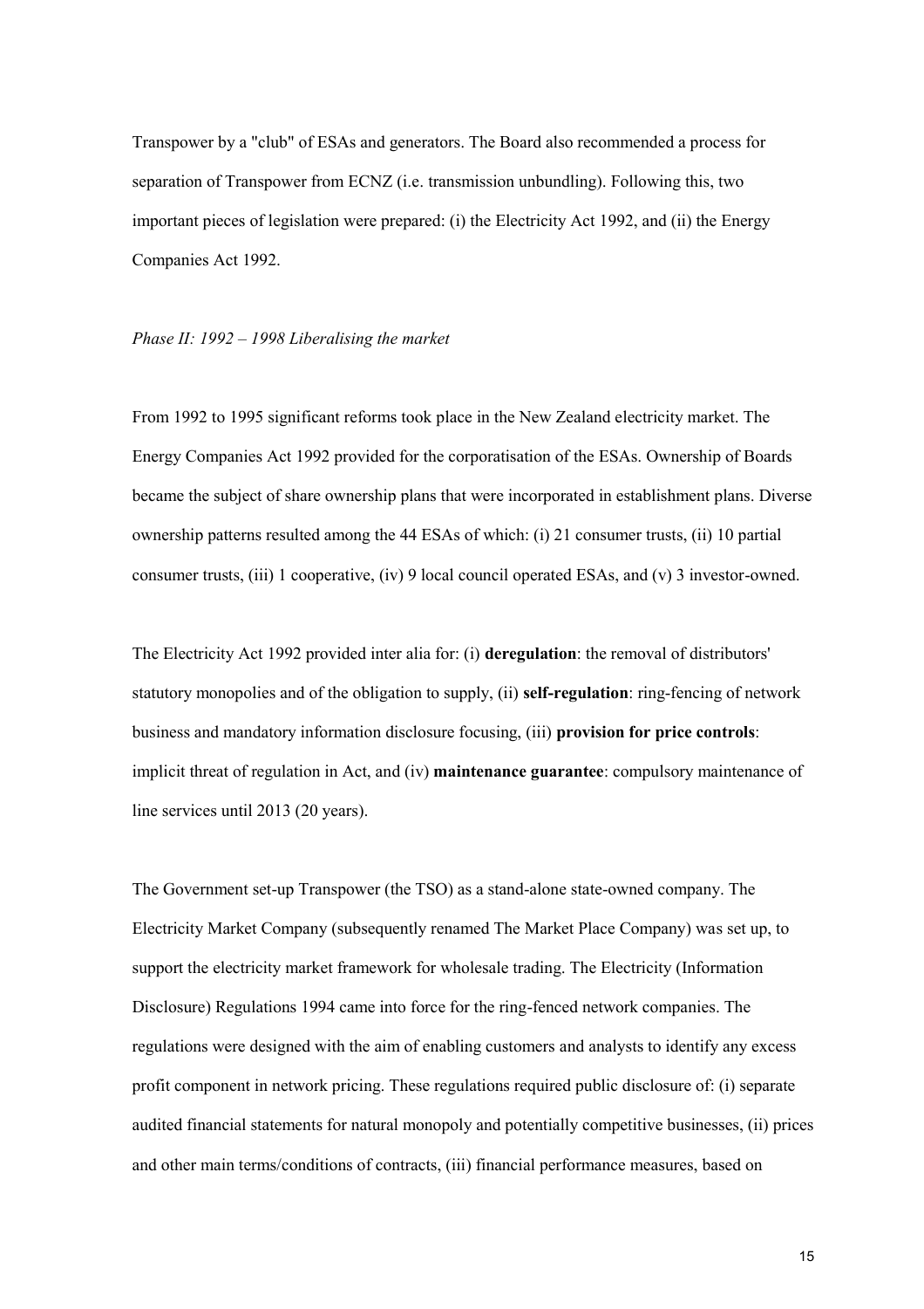Transpower by a "club" of ESAs and generators. The Board also recommended a process for separation of Transpower from ECNZ (i.e. transmission unbundling). Following this, two important pieces of legislation were prepared: (i) the Electricity Act 1992, and (ii) the Energy Companies Act 1992.

*Phase II: 1992 – 1998 Liberalising the market*

From 1992 to 1995 significant reforms took place in the New Zealand electricity market. The Energy Companies Act 1992 provided for the corporatisation of the ESAs. Ownership of Boards became the subject of share ownership plans that were incorporated in establishment plans. Diverse ownership patterns resulted among the 44 ESAs of which: (i) 21 consumer trusts, (ii) 10 partial consumer trusts, (iii) 1 cooperative, (iv) 9 local council operated ESAs, and (v) 3 investor-owned.

The Electricity Act 1992 provided inter alia for: (i) **deregulation**: the removal of distributors' statutory monopolies and of the obligation to supply, (ii) **self-regulation**: ring-fencing of network business and mandatory information disclosure focusing, (iii) **provision for price controls**: implicit threat of regulation in Act, and (iv) **maintenance guarantee**: compulsory maintenance of line services until 2013 (20 years).

The Government set-up Transpower (the TSO) as a stand-alone state-owned company. The Electricity Market Company (subsequently renamed The Market Place Company) was set up, to support the electricity market framework for wholesale trading. The Electricity (Information Disclosure) Regulations 1994 came into force for the ring-fenced network companies. The regulations were designed with the aim of enabling customers and analysts to identify any excess profit component in network pricing. These regulations required public disclosure of: (i) separate audited financial statements for natural monopoly and potentially competitive businesses, (ii) prices and other main terms/conditions of contracts, (iii) financial performance measures, based on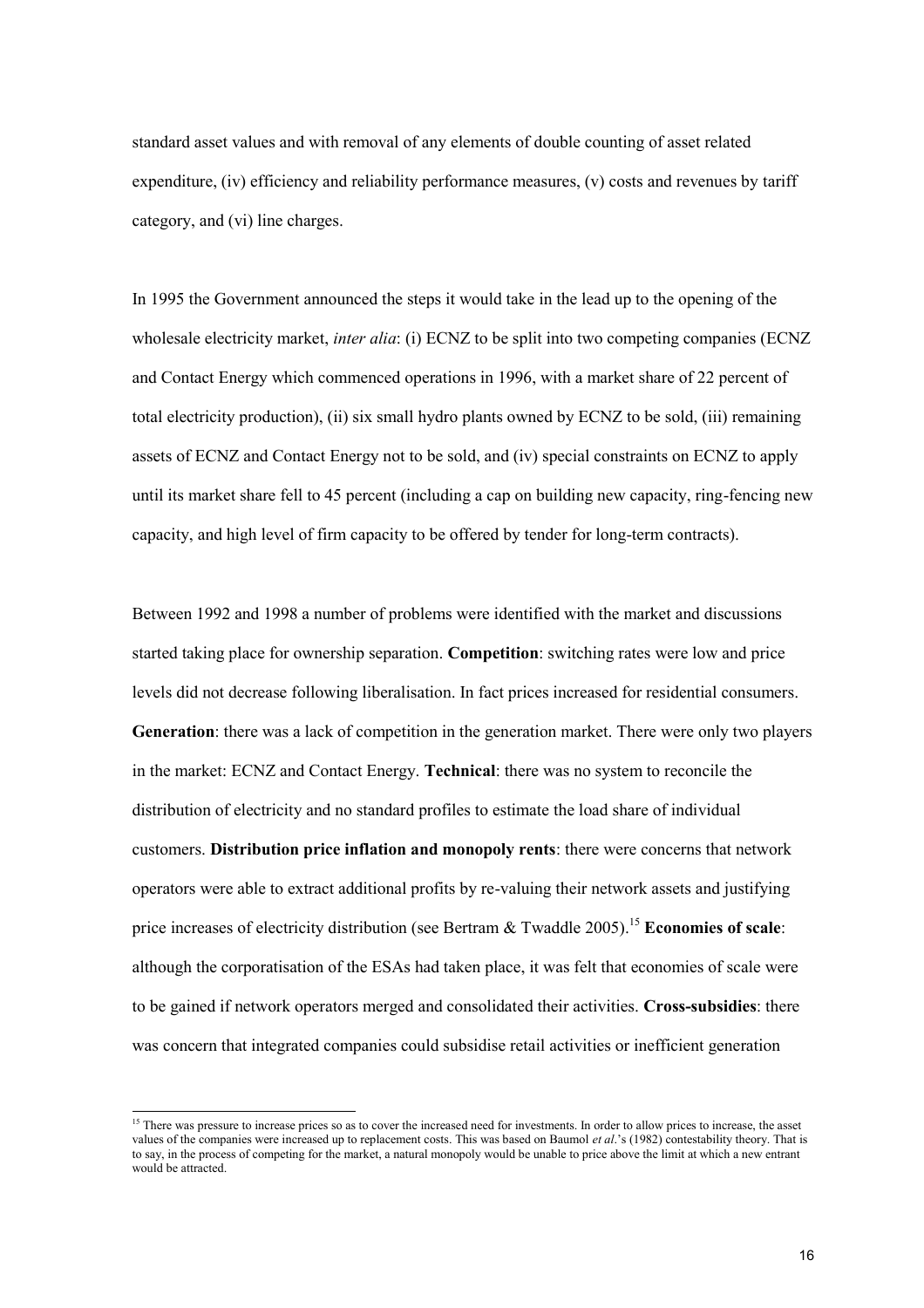standard asset values and with removal of any elements of double counting of asset related expenditure, (iv) efficiency and reliability performance measures, (v) costs and revenues by tariff category, and (vi) line charges.

In 1995 the Government announced the steps it would take in the lead up to the opening of the wholesale electricity market, *inter alia*: (i) ECNZ to be split into two competing companies (ECNZ and Contact Energy which commenced operations in 1996, with a market share of 22 percent of total electricity production), (ii) six small hydro plants owned by ECNZ to be sold, (iii) remaining assets of ECNZ and Contact Energy not to be sold, and (iv) special constraints on ECNZ to apply until its market share fell to 45 percent (including a cap on building new capacity, ring-fencing new capacity, and high level of firm capacity to be offered by tender for long-term contracts).

Between 1992 and 1998 a number of problems were identified with the market and discussions started taking place for ownership separation. **Competition**: switching rates were low and price levels did not decrease following liberalisation. In fact prices increased for residential consumers. **Generation**: there was a lack of competition in the generation market. There were only two players in the market: ECNZ and Contact Energy. **Technical**: there was no system to reconcile the distribution of electricity and no standard profiles to estimate the load share of individual customers. **Distribution price inflation and monopoly rents**: there were concerns that network operators were able to extract additional profits by re-valuing their network assets and justifying price increases of electricity distribution (see Bertram & Twaddle 2005).[15] **Economies of scale**: although the corporatisation of the ESAs had taken place, it was felt that economies of scale were to be gained if network operators merged and consolidated their activities. **Cross-subsidies**: there was concern that integrated companies could subsidise retail activities or inefficient generation

[15] There was pressure to increase prices so as to cover the increased need for investments. In order to allow prices to increase, the asset values of the companies were increased up to replacement costs. This was based on Baumol *et al*.'s (1982) contestability theory. That is to say, in the process of competing for the market, a natural monopoly would be unable to price above the limit at which a new entrant would be attracted.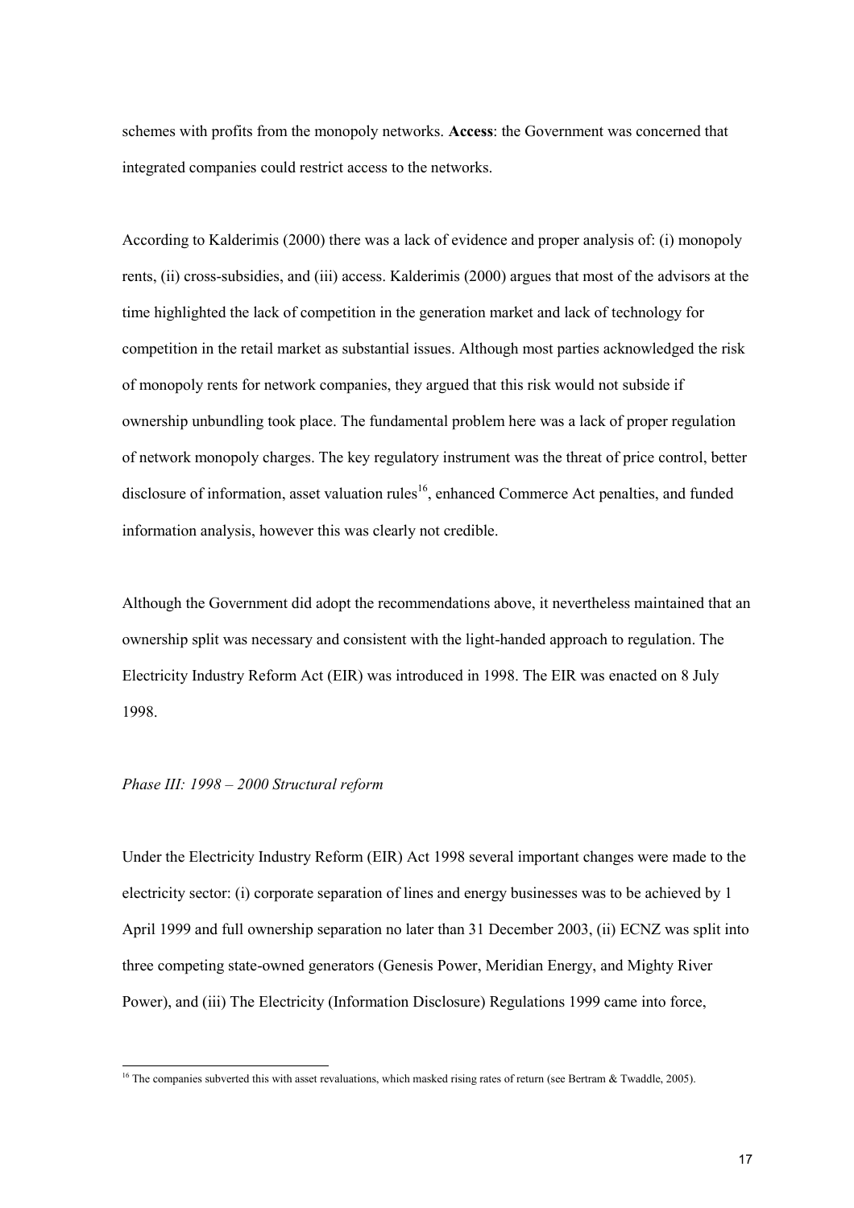schemes with profits from the monopoly networks. **Access**: the Government was concerned that integrated companies could restrict access to the networks.

According to Kalderimis (2000) there was a lack of evidence and proper analysis of: (i) monopoly rents, (ii) cross-subsidies, and (iii) access. Kalderimis (2000) argues that most of the advisors at the time highlighted the lack of competition in the generation market and lack of technology for competition in the retail market as substantial issues. Although most parties acknowledged the risk of monopoly rents for network companies, they argued that this risk would not subside if ownership unbundling took place. The fundamental problem here was a lack of proper regulation of network monopoly charges. The key regulatory instrument was the threat of price control, better disclosure of information, asset valuation rules[16], enhanced Commerce Act penalties, and funded information analysis, however this was clearly not credible.

Although the Government did adopt the recommendations above, it nevertheless maintained that an ownership split was necessary and consistent with the light-handed approach to regulation. The Electricity Industry Reform Act (EIR) was introduced in 1998. The EIR was enacted on 8 July 1998.

*Phase III: 1998 – 2000 Structural reform*

Under the Electricity Industry Reform (EIR) Act 1998 several important changes were made to the electricity sector: (i) corporate separation of lines and energy businesses was to be achieved by 1 April 1999 and full ownership separation no later than 31 December 2003, (ii) ECNZ was split into three competing state-owned generators (Genesis Power, Meridian Energy, and Mighty River Power), and (iii) The Electricity (Information Disclosure) Regulations 1999 came into force,

[16] The companies subverted this with asset revaluations, which masked rising rates of return (see Bertram & Twaddle, 2005).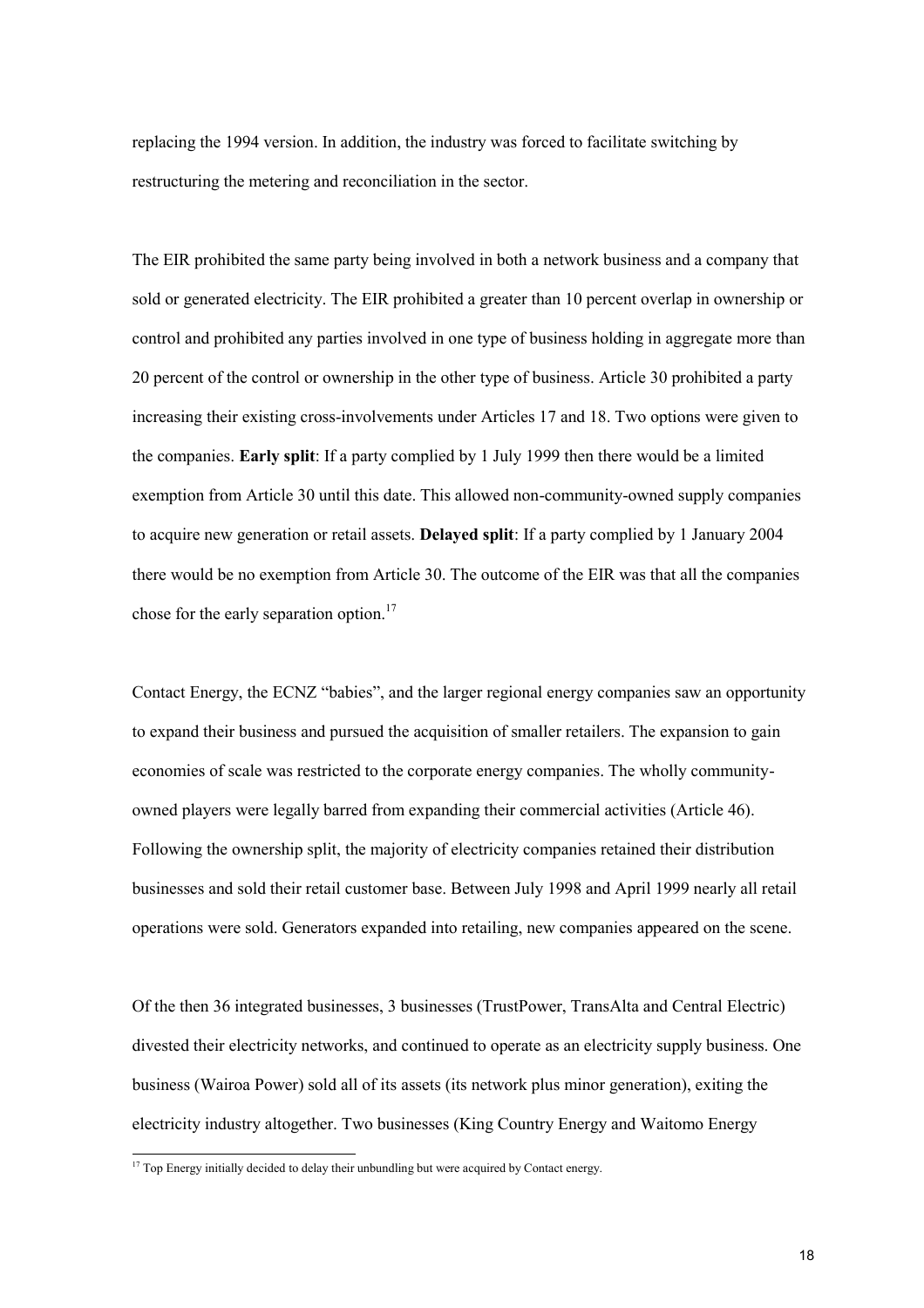replacing the 1994 version. In addition, the industry was forced to facilitate switching by restructuring the metering and reconciliation in the sector.

The EIR prohibited the same party being involved in both a network business and a company that sold or generated electricity. The EIR prohibited a greater than 10 percent overlap in ownership or control and prohibited any parties involved in one type of business holding in aggregate more than 20 percent of the control or ownership in the other type of business. Article 30 prohibited a party increasing their existing cross-involvements under Articles 17 and 18. Two options were given to the companies. **Early split**: If a party complied by 1 July 1999 then there would be a limited exemption from Article 30 until this date. This allowed non-community-owned supply companies to acquire new generation or retail assets. **Delayed split**: If a party complied by 1 January 2004 there would be no exemption from Article 30. The outcome of the EIR was that all the companies chose for the early separation option.[17]

Contact Energy, the ECNZ "babies", and the larger regional energy companies saw an opportunity to expand their business and pursued the acquisition of smaller retailers. The expansion to gain economies of scale was restricted to the corporate energy companies. The wholly community-owned players were legally barred from expanding their commercial activities (Article 46). Following the ownership split, the majority of electricity companies retained their distribution businesses and sold their retail customer base. Between July 1998 and April 1999 nearly all retail operations were sold. Generators expanded into retailing, new companies appeared on the scene.

Of the then 36 integrated businesses, 3 businesses (TrustPower, TransAlta and Central Electric) divested their electricity networks, and continued to operate as an electricity supply business. One business (Wairoa Power) sold all of its assets (its network plus minor generation), exiting the electricity industry altogether. Two businesses (King Country Energy and Waitomo Energy

[17] Top Energy initially decided to delay their unbundling but were acquired by Contact energy.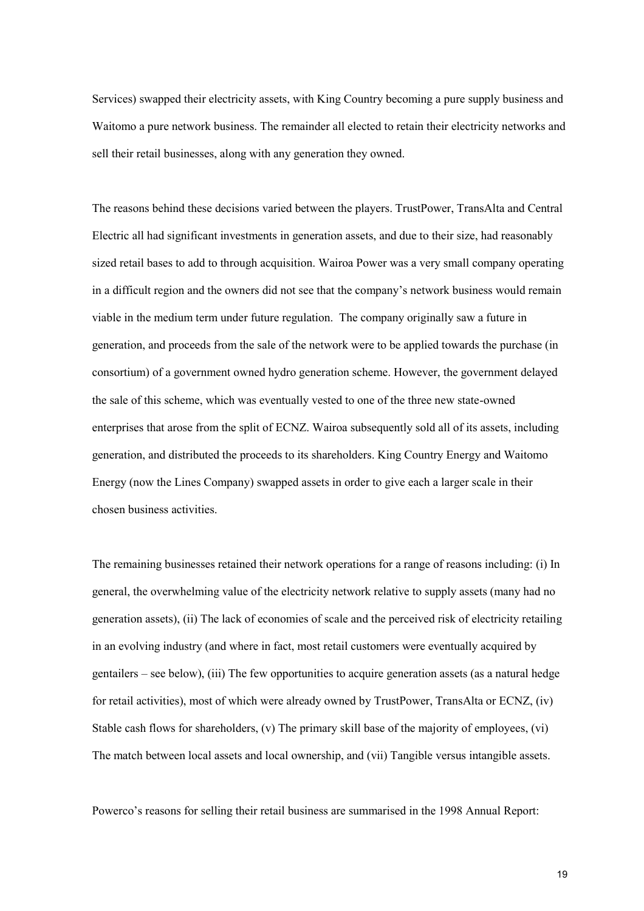Services) swapped their electricity assets, with King Country becoming a pure supply business and Waitomo a pure network business. The remainder all elected to retain their electricity networks and sell their retail businesses, along with any generation they owned.

The reasons behind these decisions varied between the players. TrustPower, TransAlta and Central Electric all had significant investments in generation assets, and due to their size, had reasonably sized retail bases to add to through acquisition. Wairoa Power was a very small company operating in a difficult region and the owners did not see that the company's network business would remain viable in the medium term under future regulation. The company originally saw a future in generation, and proceeds from the sale of the network were to be applied towards the purchase (in consortium) of a government owned hydro generation scheme. However, the government delayed the sale of this scheme, which was eventually vested to one of the three new state-owned enterprises that arose from the split of ECNZ. Wairoa subsequently sold all of its assets, including generation, and distributed the proceeds to its shareholders. King Country Energy and Waitomo Energy (now the Lines Company) swapped assets in order to give each a larger scale in their chosen business activities.

The remaining businesses retained their network operations for a range of reasons including: (i) In general, the overwhelming value of the electricity network relative to supply assets (many had no generation assets), (ii) The lack of economies of scale and the perceived risk of electricity retailing in an evolving industry (and where in fact, most retail customers were eventually acquired by gentailers – see below), (iii) The few opportunities to acquire generation assets (as a natural hedge for retail activities), most of which were already owned by TrustPower, TransAlta or ECNZ, (iv) Stable cash flows for shareholders, (v) The primary skill base of the majority of employees, (vi) The match between local assets and local ownership, and (vii) Tangible versus intangible assets.

Powerco's reasons for selling their retail business are summarised in the 1998 Annual Report: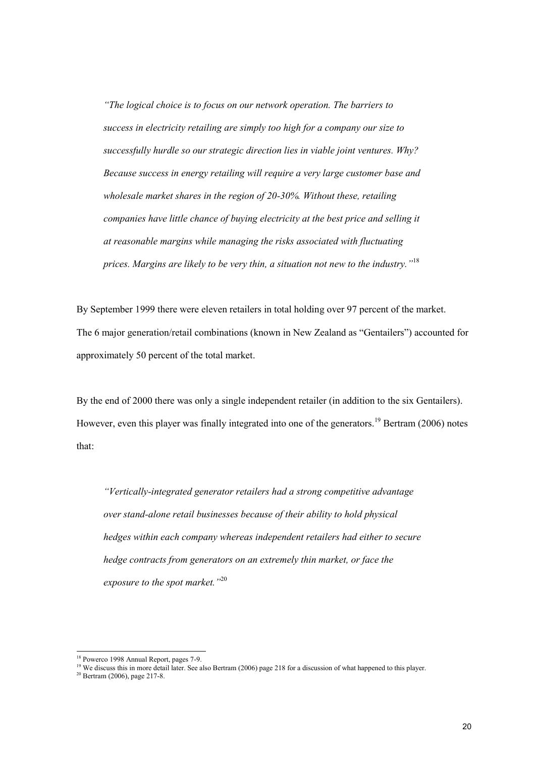> *"The logical choice is to focus on our network operation. The barriers to success in electricity retailing are simply too high for a company our size to successfully hurdle so our strategic direction lies in viable joint ventures. Why? Because success in energy retailing will require a very large customer base and wholesale market shares in the region of 20-30%. Without these, retailing companies have little chance of buying electricity at the best price and selling it at reasonable margins while managing the risks associated with fluctuating prices. Margins are likely to be very thin, a situation not new to the industry."*[18]

By September 1999 there were eleven retailers in total holding over 97 percent of the market. The 6 major generation/retail combinations (known in New Zealand as "Gentailers") accounted for approximately 50 percent of the total market.

By the end of 2000 there was only a single independent retailer (in addition to the six Gentailers). However, even this player was finally integrated into one of the generators.[19] Bertram (2006) notes that:

> *"Vertically-integrated generator retailers had a strong competitive advantage over stand-alone retail businesses because of their ability to hold physical hedges within each company whereas independent retailers had either to secure hedge contracts from generators on an extremely thin market, or face the exposure to the spot market."*[20]

---

[18] Powerco 1998 Annual Report, pages 7-9.

[19] We discuss this in more detail later. See also Bertram (2006) page 218 for a discussion of what happened to this player.

[20] Bertram (2006), page 217-8.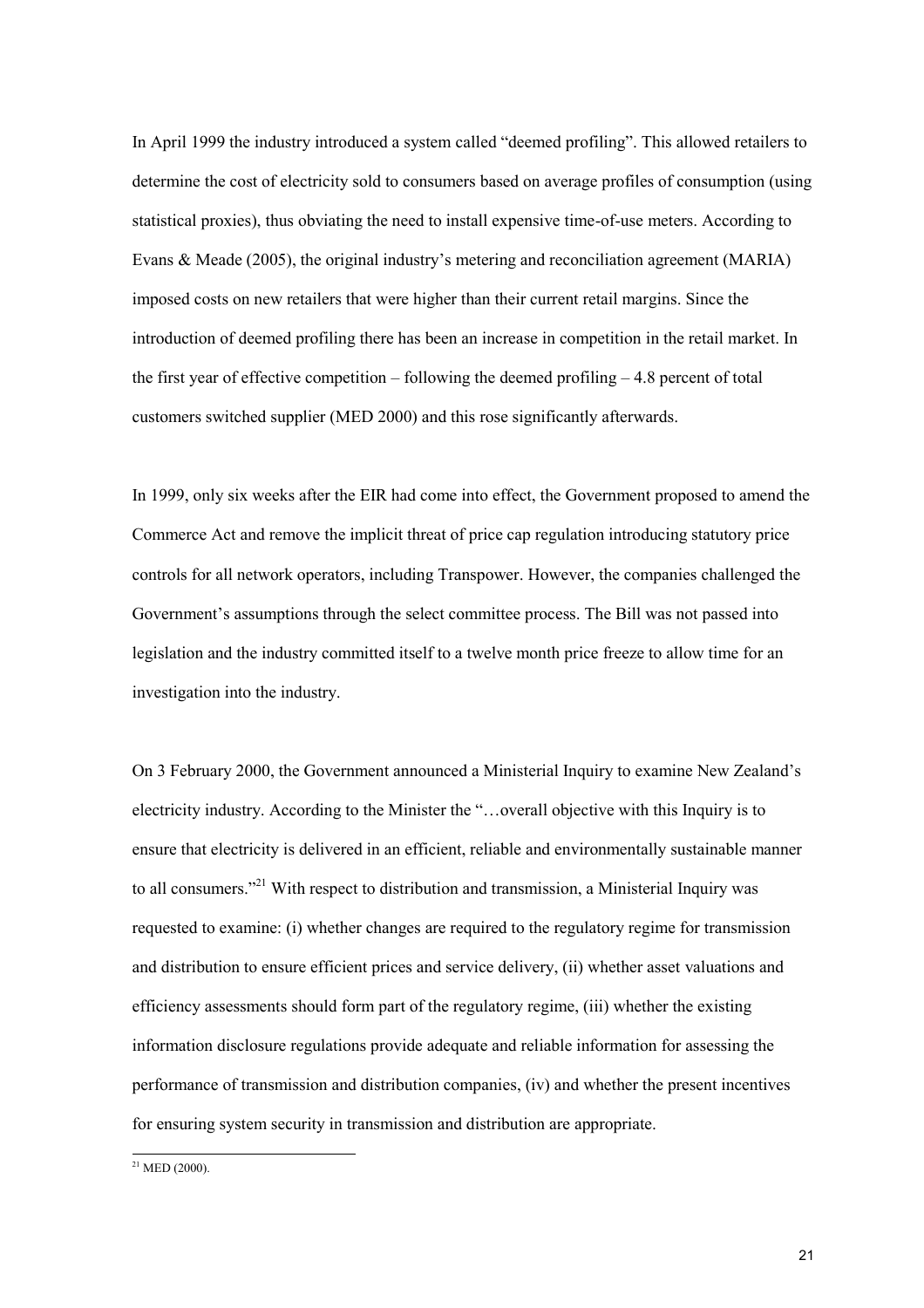In April 1999 the industry introduced a system called "deemed profiling". This allowed retailers to determine the cost of electricity sold to consumers based on average profiles of consumption (using statistical proxies), thus obviating the need to install expensive time-of-use meters. According to Evans & Meade (2005), the original industry's metering and reconciliation agreement (MARIA) imposed costs on new retailers that were higher than their current retail margins. Since the introduction of deemed profiling there has been an increase in competition in the retail market. In the first year of effective competition – following the deemed profiling – 4.8 percent of total customers switched supplier (MED 2000) and this rose significantly afterwards.

In 1999, only six weeks after the EIR had come into effect, the Government proposed to amend the Commerce Act and remove the implicit threat of price cap regulation introducing statutory price controls for all network operators, including Transpower. However, the companies challenged the Government's assumptions through the select committee process. The Bill was not passed into legislation and the industry committed itself to a twelve month price freeze to allow time for an investigation into the industry.

On 3 February 2000, the Government announced a Ministerial Inquiry to examine New Zealand's electricity industry. According to the Minister the "…overall objective with this Inquiry is to ensure that electricity is delivered in an efficient, reliable and environmentally sustainable manner to all consumers."[21] With respect to distribution and transmission, a Ministerial Inquiry was requested to examine: (i) whether changes are required to the regulatory regime for transmission and distribution to ensure efficient prices and service delivery, (ii) whether asset valuations and efficiency assessments should form part of the regulatory regime, (iii) whether the existing information disclosure regulations provide adequate and reliable information for assessing the performance of transmission and distribution companies, (iv) and whether the present incentives for ensuring system security in transmission and distribution are appropriate.

[21] MED (2000).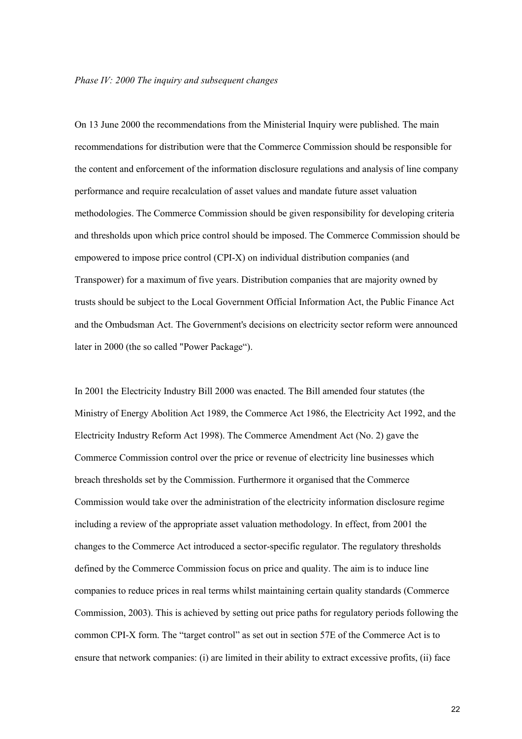*Phase IV: 2000 The inquiry and subsequent changes*

On 13 June 2000 the recommendations from the Ministerial Inquiry were published. The main recommendations for distribution were that the Commerce Commission should be responsible for the content and enforcement of the information disclosure regulations and analysis of line company performance and require recalculation of asset values and mandate future asset valuation methodologies. The Commerce Commission should be given responsibility for developing criteria and thresholds upon which price control should be imposed. The Commerce Commission should be empowered to impose price control (CPI-X) on individual distribution companies (and Transpower) for a maximum of five years. Distribution companies that are majority owned by trusts should be subject to the Local Government Official Information Act, the Public Finance Act and the Ombudsman Act. The Government's decisions on electricity sector reform were announced later in 2000 (the so called "Power Package").

In 2001 the Electricity Industry Bill 2000 was enacted. The Bill amended four statutes (the Ministry of Energy Abolition Act 1989, the Commerce Act 1986, the Electricity Act 1992, and the Electricity Industry Reform Act 1998). The Commerce Amendment Act (No. 2) gave the Commerce Commission control over the price or revenue of electricity line businesses which breach thresholds set by the Commission. Furthermore it organised that the Commerce Commission would take over the administration of the electricity information disclosure regime including a review of the appropriate asset valuation methodology. In effect, from 2001 the changes to the Commerce Act introduced a sector-specific regulator. The regulatory thresholds defined by the Commerce Commission focus on price and quality. The aim is to induce line companies to reduce prices in real terms whilst maintaining certain quality standards (Commerce Commission, 2003). This is achieved by setting out price paths for regulatory periods following the common CPI-X form. The "target control" as set out in section 57E of the Commerce Act is to ensure that network companies: (i) are limited in their ability to extract excessive profits, (ii) face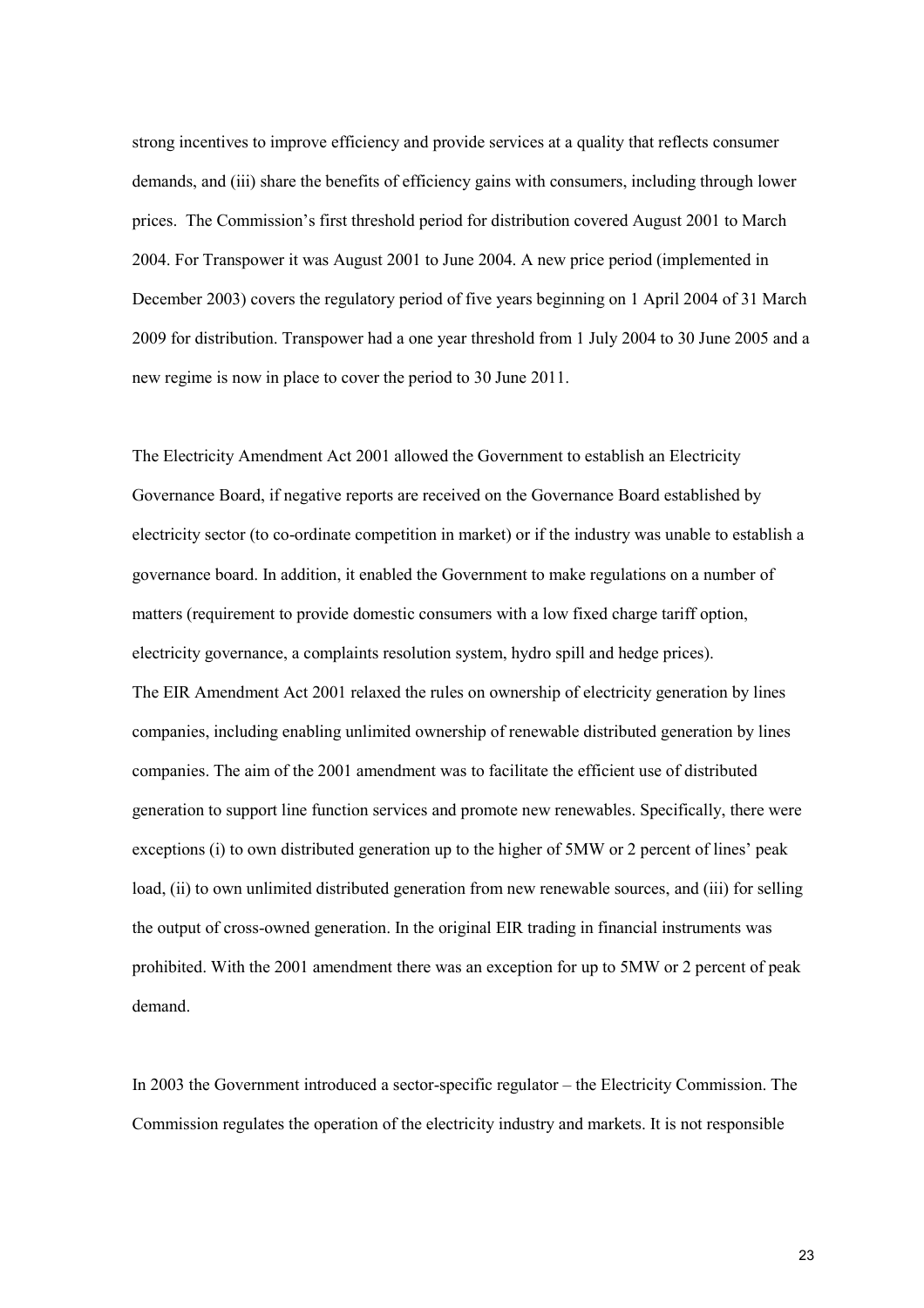strong incentives to improve efficiency and provide services at a quality that reflects consumer demands, and (iii) share the benefits of efficiency gains with consumers, including through lower prices. The Commission's first threshold period for distribution covered August 2001 to March 2004. For Transpower it was August 2001 to June 2004. A new price period (implemented in December 2003) covers the regulatory period of five years beginning on 1 April 2004 of 31 March 2009 for distribution. Transpower had a one year threshold from 1 July 2004 to 30 June 2005 and a new regime is now in place to cover the period to 30 June 2011.

The Electricity Amendment Act 2001 allowed the Government to establish an Electricity Governance Board, if negative reports are received on the Governance Board established by electricity sector (to co-ordinate competition in market) or if the industry was unable to establish a governance board. In addition, it enabled the Government to make regulations on a number of matters (requirement to provide domestic consumers with a low fixed charge tariff option, electricity governance, a complaints resolution system, hydro spill and hedge prices).
The EIR Amendment Act 2001 relaxed the rules on ownership of electricity generation by lines companies, including enabling unlimited ownership of renewable distributed generation by lines companies. The aim of the 2001 amendment was to facilitate the efficient use of distributed generation to support line function services and promote new renewables. Specifically, there were exceptions (i) to own distributed generation up to the higher of 5MW or 2 percent of lines' peak load, (ii) to own unlimited distributed generation from new renewable sources, and (iii) for selling the output of cross-owned generation. In the original EIR trading in financial instruments was prohibited. With the 2001 amendment there was an exception for up to 5MW or 2 percent of peak demand.

In 2003 the Government introduced a sector-specific regulator – the Electricity Commission. The Commission regulates the operation of the electricity industry and markets. It is not responsible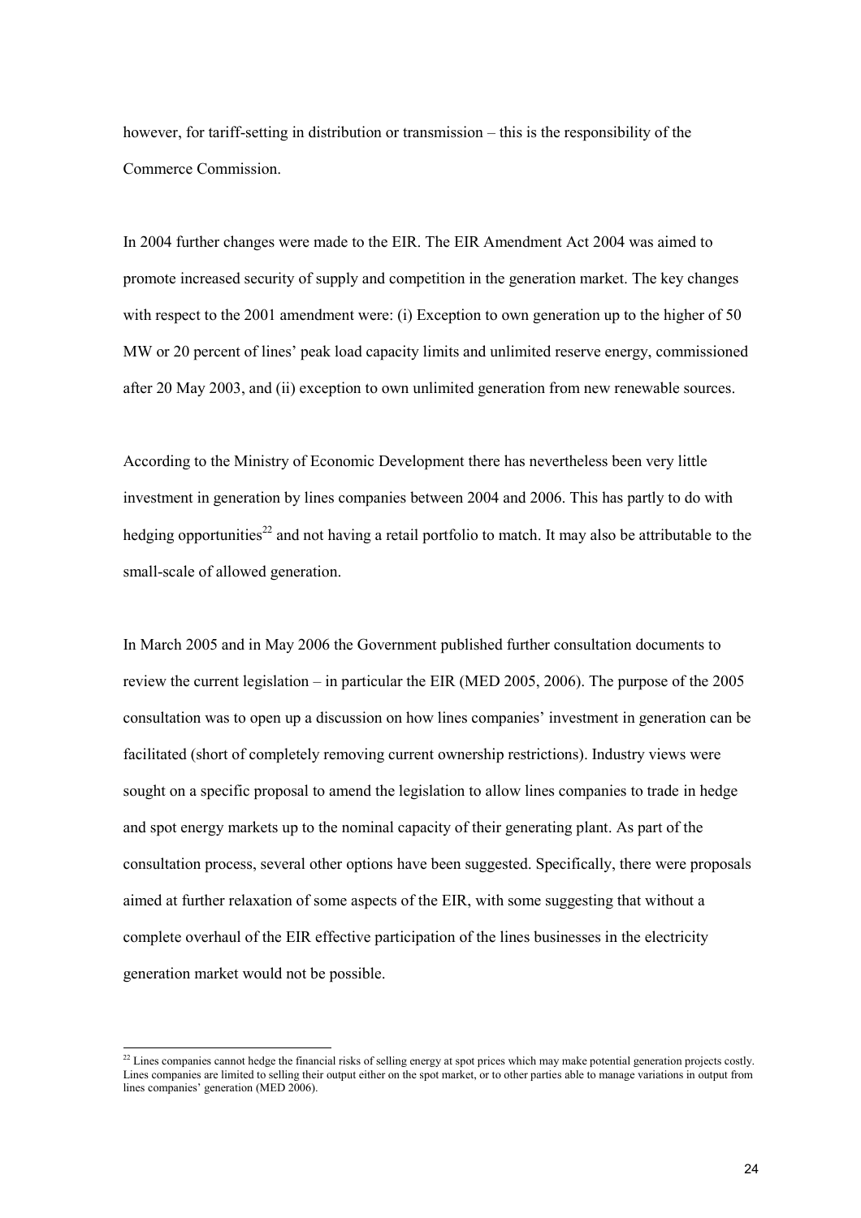however, for tariff-setting in distribution or transmission – this is the responsibility of the Commerce Commission.

In 2004 further changes were made to the EIR. The EIR Amendment Act 2004 was aimed to promote increased security of supply and competition in the generation market. The key changes with respect to the 2001 amendment were: (i) Exception to own generation up to the higher of 50 MW or 20 percent of lines' peak load capacity limits and unlimited reserve energy, commissioned after 20 May 2003, and (ii) exception to own unlimited generation from new renewable sources.

According to the Ministry of Economic Development there has nevertheless been very little investment in generation by lines companies between 2004 and 2006. This has partly to do with hedging opportunities[22] and not having a retail portfolio to match. It may also be attributable to the small-scale of allowed generation.

In March 2005 and in May 2006 the Government published further consultation documents to review the current legislation – in particular the EIR (MED 2005, 2006). The purpose of the 2005 consultation was to open up a discussion on how lines companies' investment in generation can be facilitated (short of completely removing current ownership restrictions). Industry views were sought on a specific proposal to amend the legislation to allow lines companies to trade in hedge and spot energy markets up to the nominal capacity of their generating plant. As part of the consultation process, several other options have been suggested. Specifically, there were proposals aimed at further relaxation of some aspects of the EIR, with some suggesting that without a complete overhaul of the EIR effective participation of the lines businesses in the electricity generation market would not be possible.

[22] Lines companies cannot hedge the financial risks of selling energy at spot prices which may make potential generation projects costly. Lines companies are limited to selling their output either on the spot market, or to other parties able to manage variations in output from lines companies' generation (MED 2006).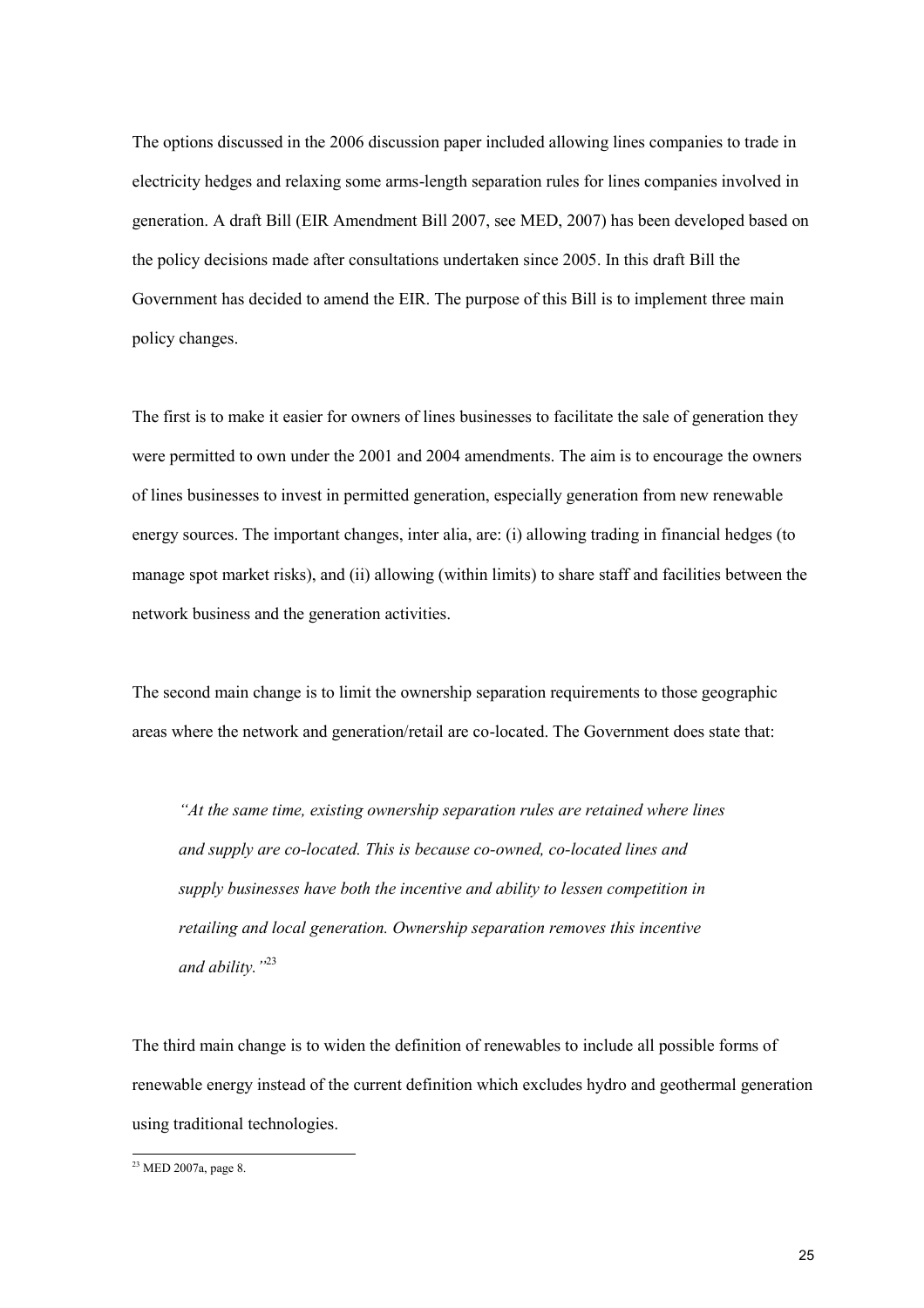The options discussed in the 2006 discussion paper included allowing lines companies to trade in electricity hedges and relaxing some arms-length separation rules for lines companies involved in generation. A draft Bill (EIR Amendment Bill 2007, see MED, 2007) has been developed based on the policy decisions made after consultations undertaken since 2005. In this draft Bill the Government has decided to amend the EIR. The purpose of this Bill is to implement three main policy changes.

The first is to make it easier for owners of lines businesses to facilitate the sale of generation they were permitted to own under the 2001 and 2004 amendments. The aim is to encourage the owners of lines businesses to invest in permitted generation, especially generation from new renewable energy sources. The important changes, inter alia, are: (i) allowing trading in financial hedges (to manage spot market risks), and (ii) allowing (within limits) to share staff and facilities between the network business and the generation activities.

The second main change is to limit the ownership separation requirements to those geographic areas where the network and generation/retail are co-located. The Government does state that:

> *"At the same time, existing ownership separation rules are retained where lines and supply are co-located. This is because co-owned, co-located lines and supply businesses have both the incentive and ability to lessen competition in retailing and local generation. Ownership separation removes this incentive and ability."*[23]

The third main change is to widen the definition of renewables to include all possible forms of renewable energy instead of the current definition which excludes hydro and geothermal generation using traditional technologies.

[23] MED 2007a, page 8.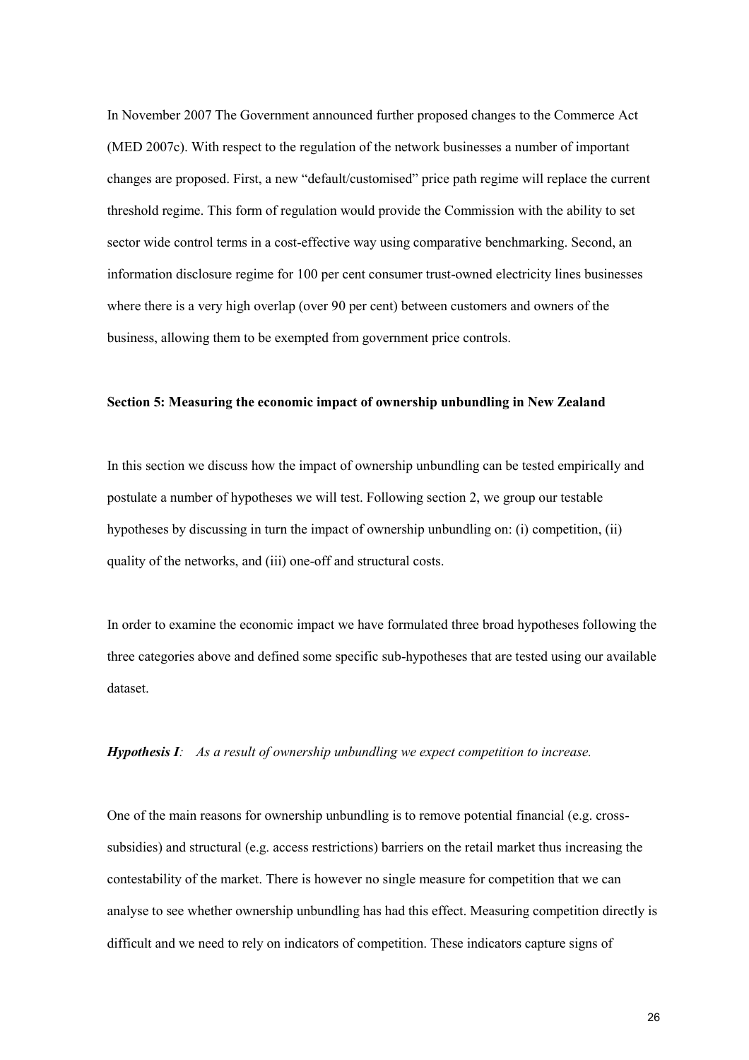In November 2007 The Government announced further proposed changes to the Commerce Act (MED 2007c). With respect to the regulation of the network businesses a number of important changes are proposed. First, a new "default/customised" price path regime will replace the current threshold regime. This form of regulation would provide the Commission with the ability to set sector wide control terms in a cost-effective way using comparative benchmarking. Second, an information disclosure regime for 100 per cent consumer trust-owned electricity lines businesses where there is a very high overlap (over 90 per cent) between customers and owners of the business, allowing them to be exempted from government price controls.

**Section 5: Measuring the economic impact of ownership unbundling in New Zealand**

In this section we discuss how the impact of ownership unbundling can be tested empirically and postulate a number of hypotheses we will test. Following section 2, we group our testable hypotheses by discussing in turn the impact of ownership unbundling on: (i) competition, (ii) quality of the networks, and (iii) one-off and structural costs.

In order to examine the economic impact we have formulated three broad hypotheses following the three categories above and defined some specific sub-hypotheses that are tested using our available dataset.

***Hypothesis I**: As a result of ownership unbundling we expect competition to increase.*

One of the main reasons for ownership unbundling is to remove potential financial (e.g. cross-subsidies) and structural (e.g. access restrictions) barriers on the retail market thus increasing the contestability of the market. There is however no single measure for competition that we can analyse to see whether ownership unbundling has had this effect. Measuring competition directly is difficult and we need to rely on indicators of competition. These indicators capture signs of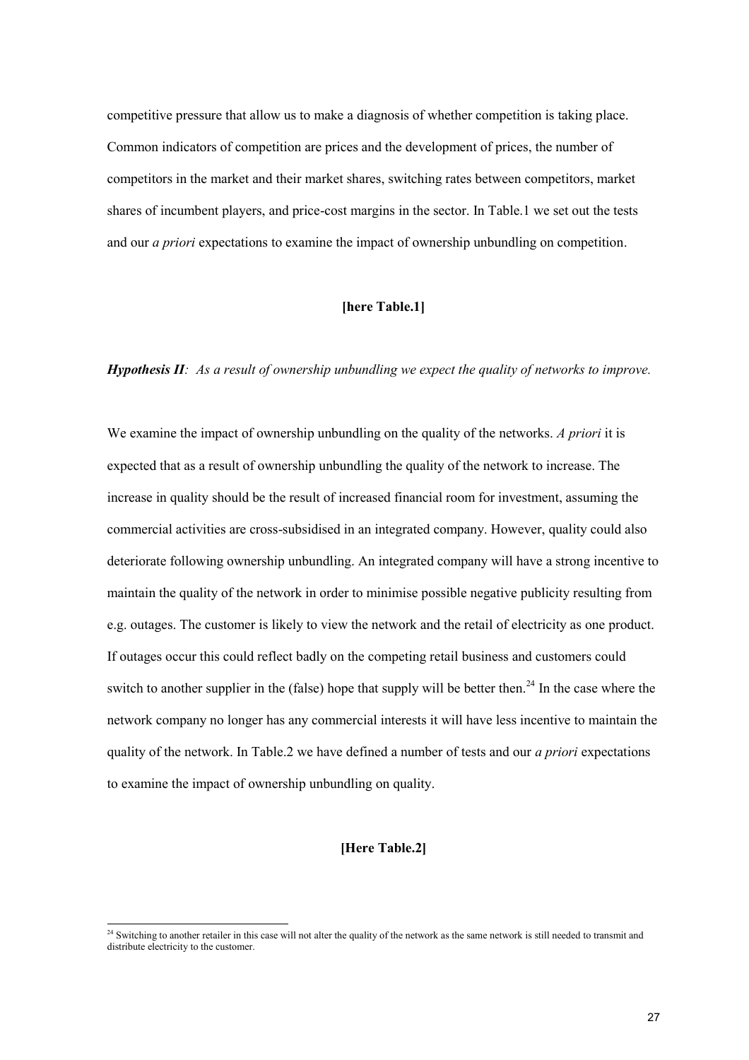competitive pressure that allow us to make a diagnosis of whether competition is taking place. Common indicators of competition are prices and the development of prices, the number of competitors in the market and their market shares, switching rates between competitors, market shares of incumbent players, and price-cost margins in the sector. In Table.1 we set out the tests and our *a priori* expectations to examine the impact of ownership unbundling on competition.

**[here Table.1]**

***Hypothesis II****: As a result of ownership unbundling we expect the quality of networks to improve.*

We examine the impact of ownership unbundling on the quality of the networks. *A priori* it is expected that as a result of ownership unbundling the quality of the network to increase. The increase in quality should be the result of increased financial room for investment, assuming the commercial activities are cross-subsidised in an integrated company. However, quality could also deteriorate following ownership unbundling. An integrated company will have a strong incentive to maintain the quality of the network in order to minimise possible negative publicity resulting from e.g. outages. The customer is likely to view the network and the retail of electricity as one product. If outages occur this could reflect badly on the competing retail business and customers could switch to another supplier in the (false) hope that supply will be better then.[24] In the case where the network company no longer has any commercial interests it will have less incentive to maintain the quality of the network. In Table.2 we have defined a number of tests and our *a priori* expectations to examine the impact of ownership unbundling on quality.

**[Here Table.2]**

[24] Switching to another retailer in this case will not alter the quality of the network as the same network is still needed to transmit and distribute electricity to the customer.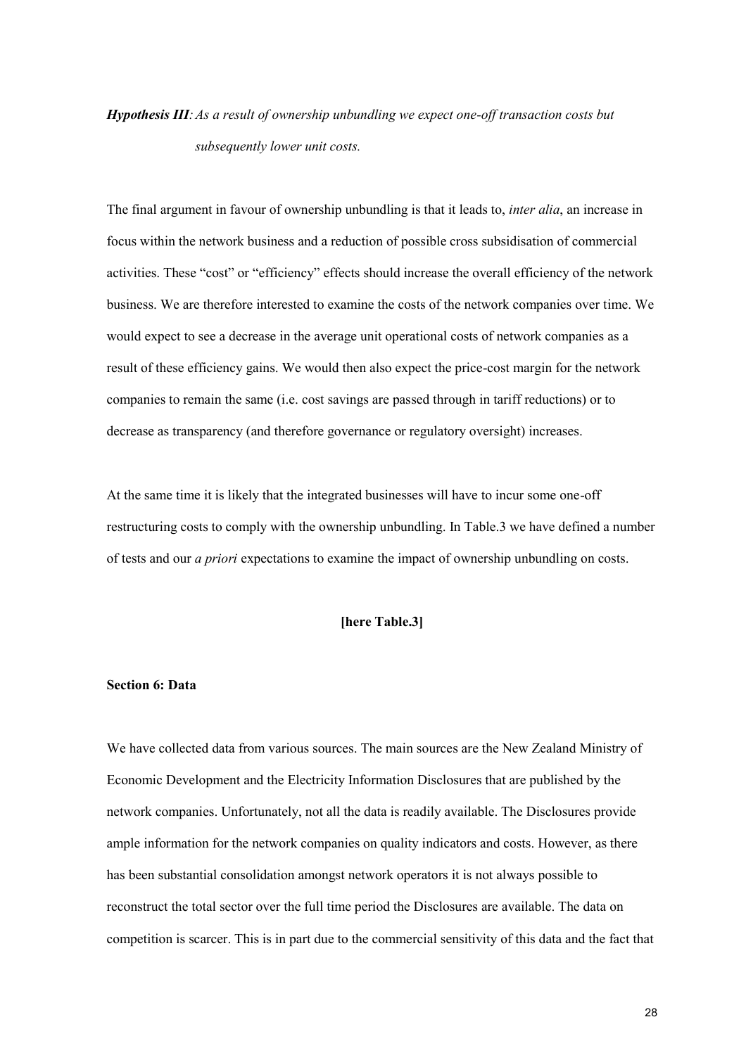***Hypothesis III****: As a result of ownership unbundling we expect one-off transaction costs but subsequently lower unit costs.*

The final argument in favour of ownership unbundling is that it leads to, *inter alia*, an increase in focus within the network business and a reduction of possible cross subsidisation of commercial activities. These "cost" or "efficiency" effects should increase the overall efficiency of the network business. We are therefore interested to examine the costs of the network companies over time. We would expect to see a decrease in the average unit operational costs of network companies as a result of these efficiency gains. We would then also expect the price-cost margin for the network companies to remain the same (i.e. cost savings are passed through in tariff reductions) or to decrease as transparency (and therefore governance or regulatory oversight) increases.

At the same time it is likely that the integrated businesses will have to incur some one-off restructuring costs to comply with the ownership unbundling. In Table.3 we have defined a number of tests and our *a priori* expectations to examine the impact of ownership unbundling on costs.

**[here Table.3]**

**Section 6: Data**

We have collected data from various sources. The main sources are the New Zealand Ministry of Economic Development and the Electricity Information Disclosures that are published by the network companies. Unfortunately, not all the data is readily available. The Disclosures provide ample information for the network companies on quality indicators and costs. However, as there has been substantial consolidation amongst network operators it is not always possible to reconstruct the total sector over the full time period the Disclosures are available. The data on competition is scarcer. This is in part due to the commercial sensitivity of this data and the fact that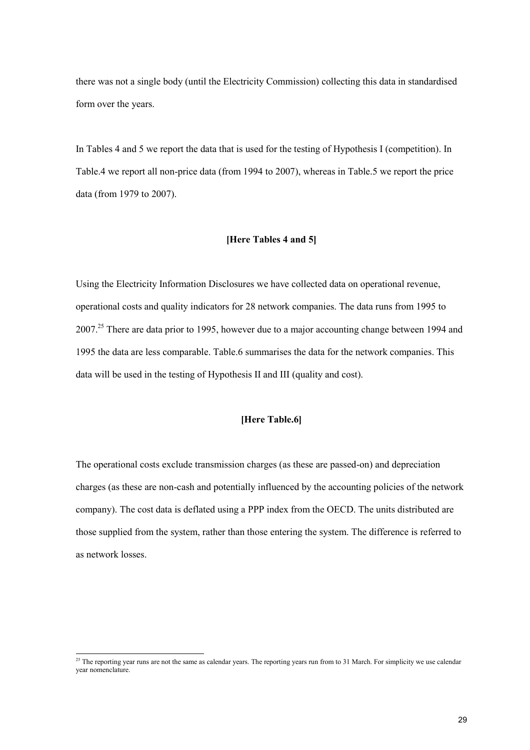there was not a single body (until the Electricity Commission) collecting this data in standardised form over the years.

In Tables 4 and 5 we report the data that is used for the testing of Hypothesis I (competition). In Table.4 we report all non-price data (from 1994 to 2007), whereas in Table.5 we report the price data (from 1979 to 2007).

**[Here Tables 4 and 5]**

Using the Electricity Information Disclosures we have collected data on operational revenue, operational costs and quality indicators for 28 network companies. The data runs from 1995 to 2007.[25] There are data prior to 1995, however due to a major accounting change between 1994 and 1995 the data are less comparable. Table.6 summarises the data for the network companies. This data will be used in the testing of Hypothesis II and III (quality and cost).

**[Here Table.6]**

The operational costs exclude transmission charges (as these are passed-on) and depreciation charges (as these are non-cash and potentially influenced by the accounting policies of the network company). The cost data is deflated using a PPP index from the OECD. The units distributed are those supplied from the system, rather than those entering the system. The difference is referred to as network losses.

---

[25] The reporting year runs are not the same as calendar years. The reporting years run from to 31 March. For simplicity we use calendar year nomenclature.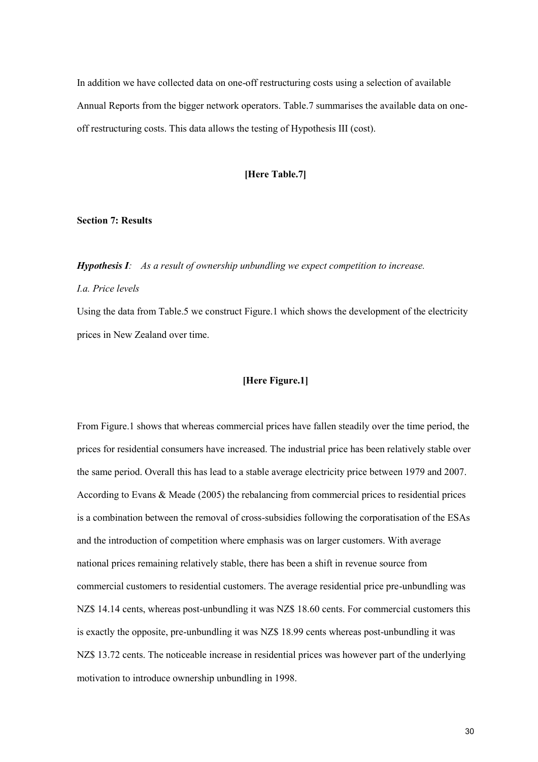In addition we have collected data on one-off restructuring costs using a selection of available Annual Reports from the bigger network operators. Table.7 summarises the available data on one-off restructuring costs. This data allows the testing of Hypothesis III (cost).

**[Here Table.7]**

**Section 7: Results**

***Hypothesis I****:   As a result of ownership unbundling we expect competition to increase.*

*I.a. Price levels*

Using the data from Table.5 we construct Figure.1 which shows the development of the electricity prices in New Zealand over time.

**[Here Figure.1]**

From Figure.1 shows that whereas commercial prices have fallen steadily over the time period, the prices for residential consumers have increased. The industrial price has been relatively stable over the same period. Overall this has lead to a stable average electricity price between 1979 and 2007. According to Evans & Meade (2005) the rebalancing from commercial prices to residential prices is a combination between the removal of cross-subsidies following the corporatisation of the ESAs and the introduction of competition where emphasis was on larger customers. With average national prices remaining relatively stable, there has been a shift in revenue source from commercial customers to residential customers. The average residential price pre-unbundling was NZ$ 14.14 cents, whereas post-unbundling it was NZ$ 18.60 cents. For commercial customers this is exactly the opposite, pre-unbundling it was NZ$ 18.99 cents whereas post-unbundling it was NZ$ 13.72 cents. The noticeable increase in residential prices was however part of the underlying motivation to introduce ownership unbundling in 1998.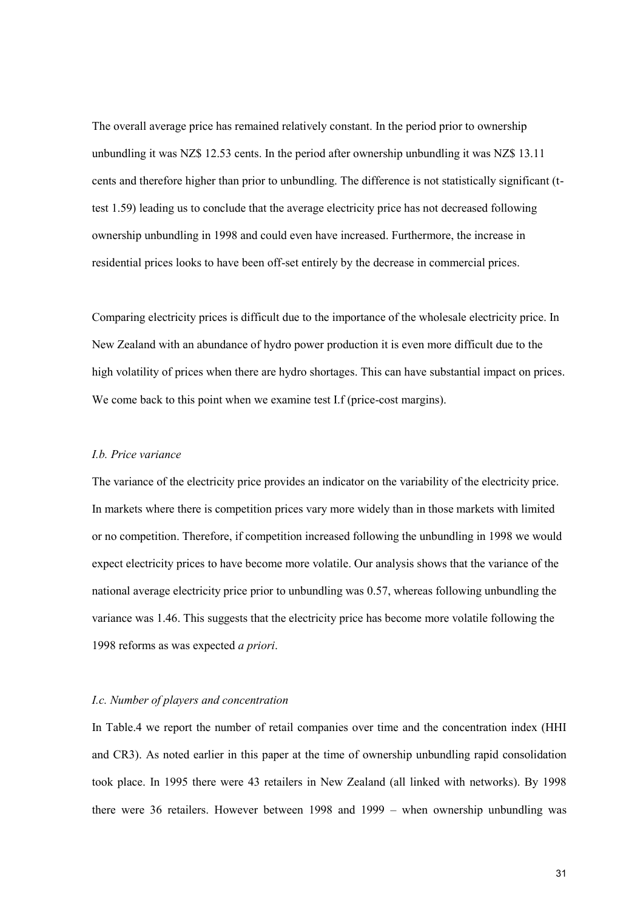The overall average price has remained relatively constant. In the period prior to ownership unbundling it was NZ$ 12.53 cents. In the period after ownership unbundling it was NZ$ 13.11 cents and therefore higher than prior to unbundling. The difference is not statistically significant (t-test 1.59) leading us to conclude that the average electricity price has not decreased following ownership unbundling in 1998 and could even have increased. Furthermore, the increase in residential prices looks to have been off-set entirely by the decrease in commercial prices.

Comparing electricity prices is difficult due to the importance of the wholesale electricity price. In New Zealand with an abundance of hydro power production it is even more difficult due to the high volatility of prices when there are hydro shortages. This can have substantial impact on prices. We come back to this point when we examine test I.f (price-cost margins).

*I.b. Price variance*

The variance of the electricity price provides an indicator on the variability of the electricity price. In markets where there is competition prices vary more widely than in those markets with limited or no competition. Therefore, if competition increased following the unbundling in 1998 we would expect electricity prices to have become more volatile. Our analysis shows that the variance of the national average electricity price prior to unbundling was 0.57, whereas following unbundling the variance was 1.46. This suggests that the electricity price has become more volatile following the 1998 reforms as was expected *a priori*.

*I.c. Number of players and concentration*

In Table.4 we report the number of retail companies over time and the concentration index (HHI and CR3). As noted earlier in this paper at the time of ownership unbundling rapid consolidation took place. In 1995 there were 43 retailers in New Zealand (all linked with networks). By 1998 there were 36 retailers. However between 1998 and 1999 – when ownership unbundling was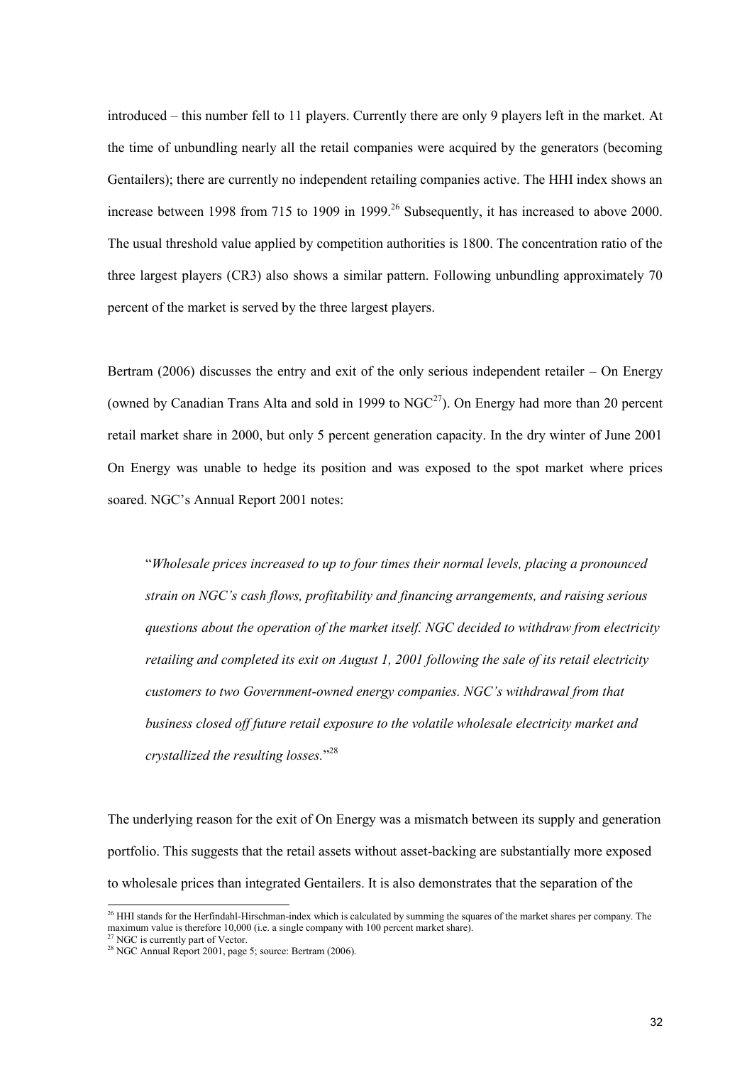introduced – this number fell to 11 players. Currently there are only 9 players left in the market. At the time of unbundling nearly all the retail companies were acquired by the generators (becoming Gentailers); there are currently no independent retailing companies active. The HHI index shows an increase between 1998 from 715 to 1909 in 1999.[26] Subsequently, it has increased to above 2000. The usual threshold value applied by competition authorities is 1800. The concentration ratio of the three largest players (CR3) also shows a similar pattern. Following unbundling approximately 70 percent of the market is served by the three largest players.

Bertram (2006) discusses the entry and exit of the only serious independent retailer – On Energy (owned by Canadian Trans Alta and sold in 1999 to NGC[27]). On Energy had more than 20 percent retail market share in 2000, but only 5 percent generation capacity. In the dry winter of June 2001 On Energy was unable to hedge its position and was exposed to the spot market where prices soared. NGC's Annual Report 2001 notes:

> "*Wholesale prices increased to up to four times their normal levels, placing a pronounced strain on NGC's cash flows, profitability and financing arrangements, and raising serious questions about the operation of the market itself. NGC decided to withdraw from electricity retailing and completed its exit on August 1, 2001 following the sale of its retail electricity customers to two Government-owned energy companies. NGC's withdrawal from that business closed off future retail exposure to the volatile wholesale electricity market and crystallized the resulting losses.*"[28]

The underlying reason for the exit of On Energy was a mismatch between its supply and generation portfolio. This suggests that the retail assets without asset-backing are substantially more exposed to wholesale prices than integrated Gentailers. It is also demonstrates that the separation of the

[26] HHI stands for the Herfindahl-Hirschman-index which is calculated by summing the squares of the market shares per company. The maximum value is therefore 10,000 (i.e. a single company with 100 percent market share).

[27] NGC is currently part of Vector.

[28] NGC Annual Report 2001, page 5; source: Bertram (2006).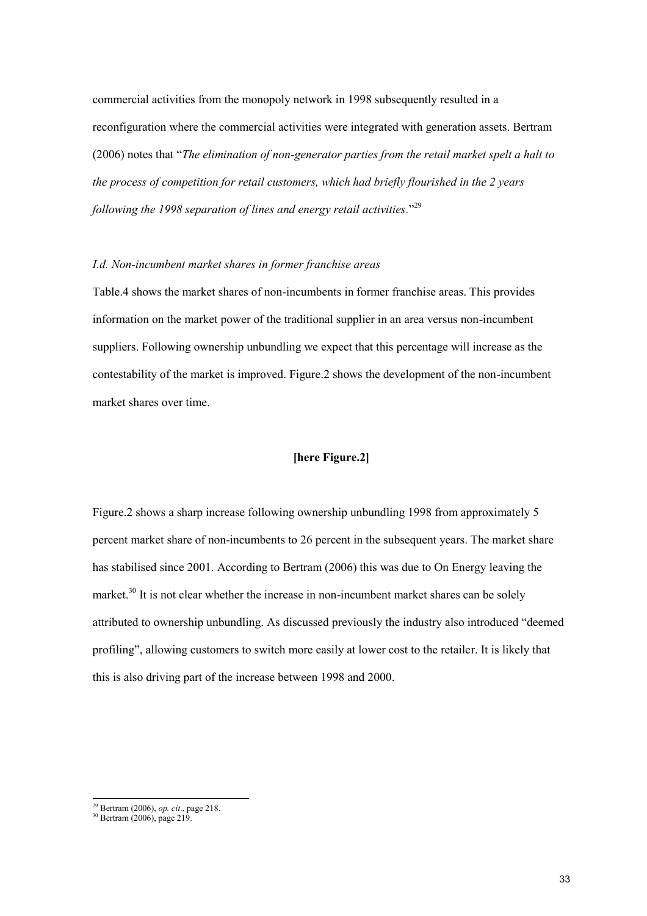commercial activities from the monopoly network in 1998 subsequently resulted in a reconfiguration where the commercial activities were integrated with generation assets. Bertram (2006) notes that "*The elimination of non-generator parties from the retail market spelt a halt to the process of competition for retail customers, which had briefly flourished in the 2 years following the 1998 separation of lines and energy retail activities*."[29]

*I.d. Non-incumbent market shares in former franchise areas*

Table.4 shows the market shares of non-incumbents in former franchise areas. This provides information on the market power of the traditional supplier in an area versus non-incumbent suppliers. Following ownership unbundling we expect that this percentage will increase as the contestability of the market is improved. Figure.2 shows the development of the non-incumbent market shares over time.

**[here Figure.2]**

Figure.2 shows a sharp increase following ownership unbundling 1998 from approximately 5 percent market share of non-incumbents to 26 percent in the subsequent years. The market share has stabilised since 2001. According to Bertram (2006) this was due to On Energy leaving the market.[30] It is not clear whether the increase in non-incumbent market shares can be solely attributed to ownership unbundling. As discussed previously the industry also introduced "deemed profiling", allowing customers to switch more easily at lower cost to the retailer. It is likely that this is also driving part of the increase between 1998 and 2000.

---

[29] Bertram (2006), *op. cit*., page 218.

[30] Bertram (2006), page 219.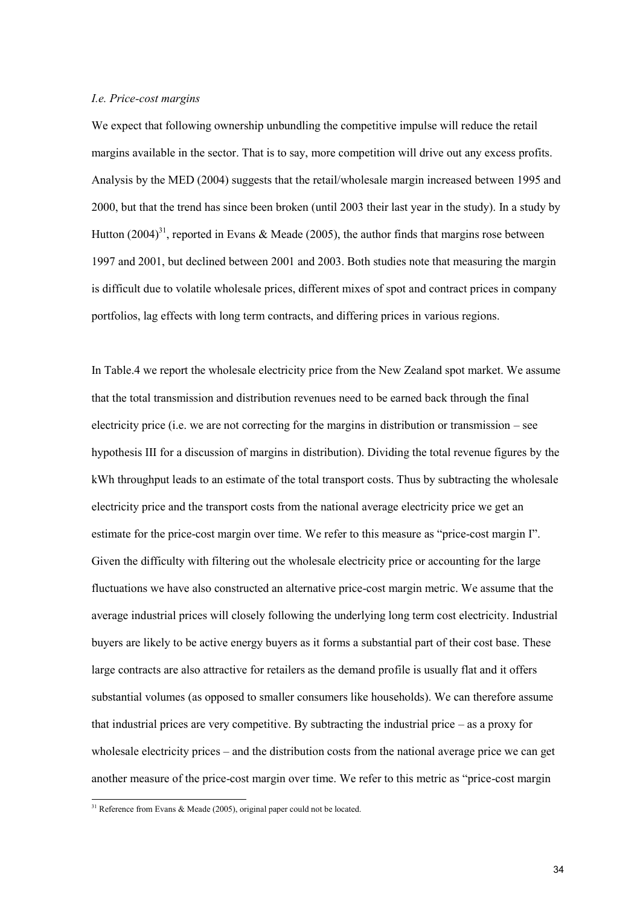*I.e. Price-cost margins*

We expect that following ownership unbundling the competitive impulse will reduce the retail margins available in the sector. That is to say, more competition will drive out any excess profits. Analysis by the MED (2004) suggests that the retail/wholesale margin increased between 1995 and 2000, but that the trend has since been broken (until 2003 their last year in the study). In a study by Hutton (2004)[31], reported in Evans & Meade (2005), the author finds that margins rose between 1997 and 2001, but declined between 2001 and 2003. Both studies note that measuring the margin is difficult due to volatile wholesale prices, different mixes of spot and contract prices in company portfolios, lag effects with long term contracts, and differing prices in various regions.

In Table.4 we report the wholesale electricity price from the New Zealand spot market. We assume that the total transmission and distribution revenues need to be earned back through the final electricity price (i.e. we are not correcting for the margins in distribution or transmission – see hypothesis III for a discussion of margins in distribution). Dividing the total revenue figures by the kWh throughput leads to an estimate of the total transport costs. Thus by subtracting the wholesale electricity price and the transport costs from the national average electricity price we get an estimate for the price-cost margin over time. We refer to this measure as "price-cost margin I". Given the difficulty with filtering out the wholesale electricity price or accounting for the large fluctuations we have also constructed an alternative price-cost margin metric. We assume that the average industrial prices will closely following the underlying long term cost electricity. Industrial buyers are likely to be active energy buyers as it forms a substantial part of their cost base. These large contracts are also attractive for retailers as the demand profile is usually flat and it offers substantial volumes (as opposed to smaller consumers like households). We can therefore assume that industrial prices are very competitive. By subtracting the industrial price – as a proxy for wholesale electricity prices – and the distribution costs from the national average price we can get another measure of the price-cost margin over time. We refer to this metric as "price-cost margin

[31] Reference from Evans & Meade (2005), original paper could not be located.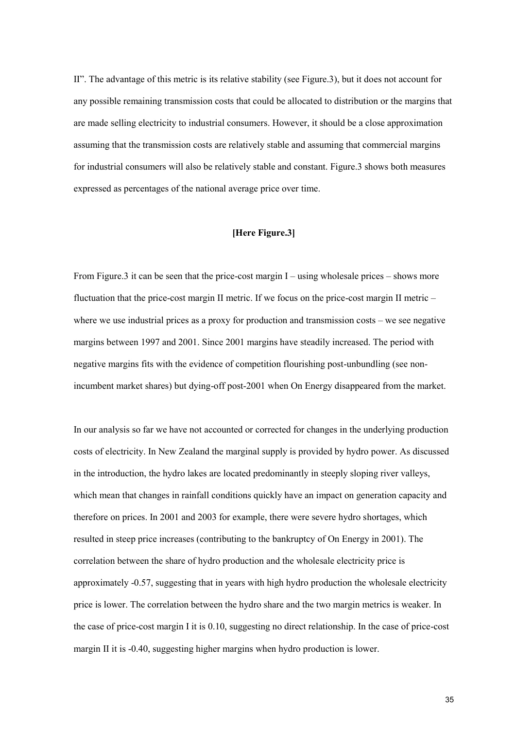II". The advantage of this metric is its relative stability (see Figure.3), but it does not account for any possible remaining transmission costs that could be allocated to distribution or the margins that are made selling electricity to industrial consumers. However, it should be a close approximation assuming that the transmission costs are relatively stable and assuming that commercial margins for industrial consumers will also be relatively stable and constant. Figure.3 shows both measures expressed as percentages of the national average price over time.

**[Here Figure.3]**

From Figure.3 it can be seen that the price-cost margin I – using wholesale prices – shows more fluctuation that the price-cost margin II metric. If we focus on the price-cost margin II metric – where we use industrial prices as a proxy for production and transmission costs – we see negative margins between 1997 and 2001. Since 2001 margins have steadily increased. The period with negative margins fits with the evidence of competition flourishing post-unbundling (see non-incumbent market shares) but dying-off post-2001 when On Energy disappeared from the market.

In our analysis so far we have not accounted or corrected for changes in the underlying production costs of electricity. In New Zealand the marginal supply is provided by hydro power. As discussed in the introduction, the hydro lakes are located predominantly in steeply sloping river valleys, which mean that changes in rainfall conditions quickly have an impact on generation capacity and therefore on prices. In 2001 and 2003 for example, there were severe hydro shortages, which resulted in steep price increases (contributing to the bankruptcy of On Energy in 2001). The correlation between the share of hydro production and the wholesale electricity price is approximately -0.57, suggesting that in years with high hydro production the wholesale electricity price is lower. The correlation between the hydro share and the two margin metrics is weaker. In the case of price-cost margin I it is 0.10, suggesting no direct relationship. In the case of price-cost margin II it is -0.40, suggesting higher margins when hydro production is lower.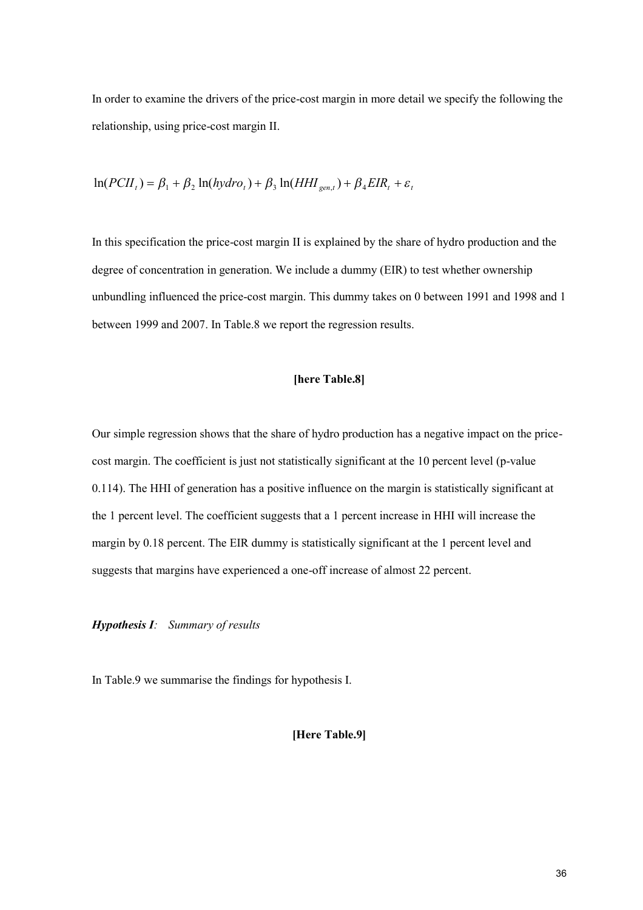In order to examine the drivers of the price-cost margin in more detail we specify the following the relationship, using price-cost margin II.

$$\ln(PCII_t) = \beta_1 + \beta_2 \ln(hydro_t) + \beta_3 \ln(HHI_{gen,t}) + \beta_4 EIR_t + \varepsilon_t$$

In this specification the price-cost margin II is explained by the share of hydro production and the degree of concentration in generation. We include a dummy (EIR) to test whether ownership unbundling influenced the price-cost margin. This dummy takes on 0 between 1991 and 1998 and 1 between 1999 and 2007. In Table.8 we report the regression results.

**[here Table.8]**

Our simple regression shows that the share of hydro production has a negative impact on the price-cost margin. The coefficient is just not statistically significant at the 10 percent level (p-value 0.114). The HHI of generation has a positive influence on the margin is statistically significant at the 1 percent level. The coefficient suggests that a 1 percent increase in HHI will increase the margin by 0.18 percent. The EIR dummy is statistically significant at the 1 percent level and suggests that margins have experienced a one-off increase of almost 22 percent.

***Hypothesis I**:   Summary of results*

In Table.9 we summarise the findings for hypothesis I.

**[Here Table.9]**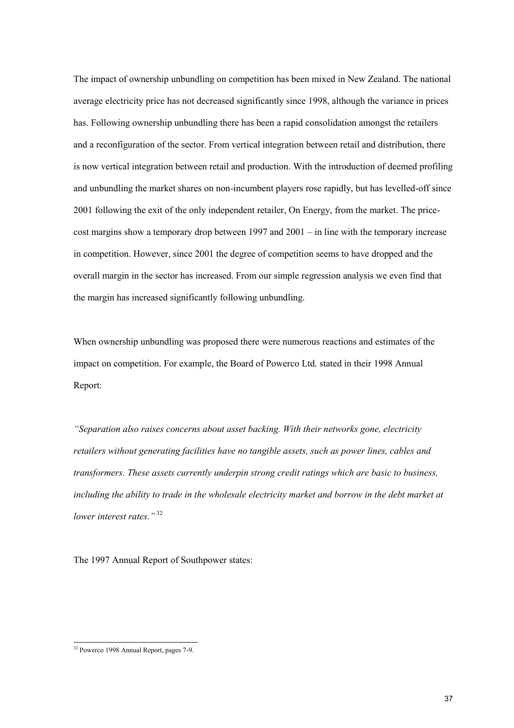The impact of ownership unbundling on competition has been mixed in New Zealand. The national average electricity price has not decreased significantly since 1998, although the variance in prices has. Following ownership unbundling there has been a rapid consolidation amongst the retailers and a reconfiguration of the sector. From vertical integration between retail and distribution, there is now vertical integration between retail and production. With the introduction of deemed profiling and unbundling the market shares on non-incumbent players rose rapidly, but has levelled-off since 2001 following the exit of the only independent retailer, On Energy, from the market. The price-cost margins show a temporary drop between 1997 and 2001 – in line with the temporary increase in competition. However, since 2001 the degree of competition seems to have dropped and the overall margin in the sector has increased. From our simple regression analysis we even find that the margin has increased significantly following unbundling.

When ownership unbundling was proposed there were numerous reactions and estimates of the impact on competition. For example, the Board of Powerco Ltd. stated in their 1998 Annual Report:

*"Separation also raises concerns about asset backing. With their networks gone, electricity retailers without generating facilities have no tangible assets, such as power lines, cables and transformers. These assets currently underpin strong credit ratings which are basic to business, including the ability to trade in the wholesale electricity market and borrow in the debt market at lower interest rates."* [32]

The 1997 Annual Report of Southpower states:

---

[32] Powerco 1998 Annual Report, pages 7-9.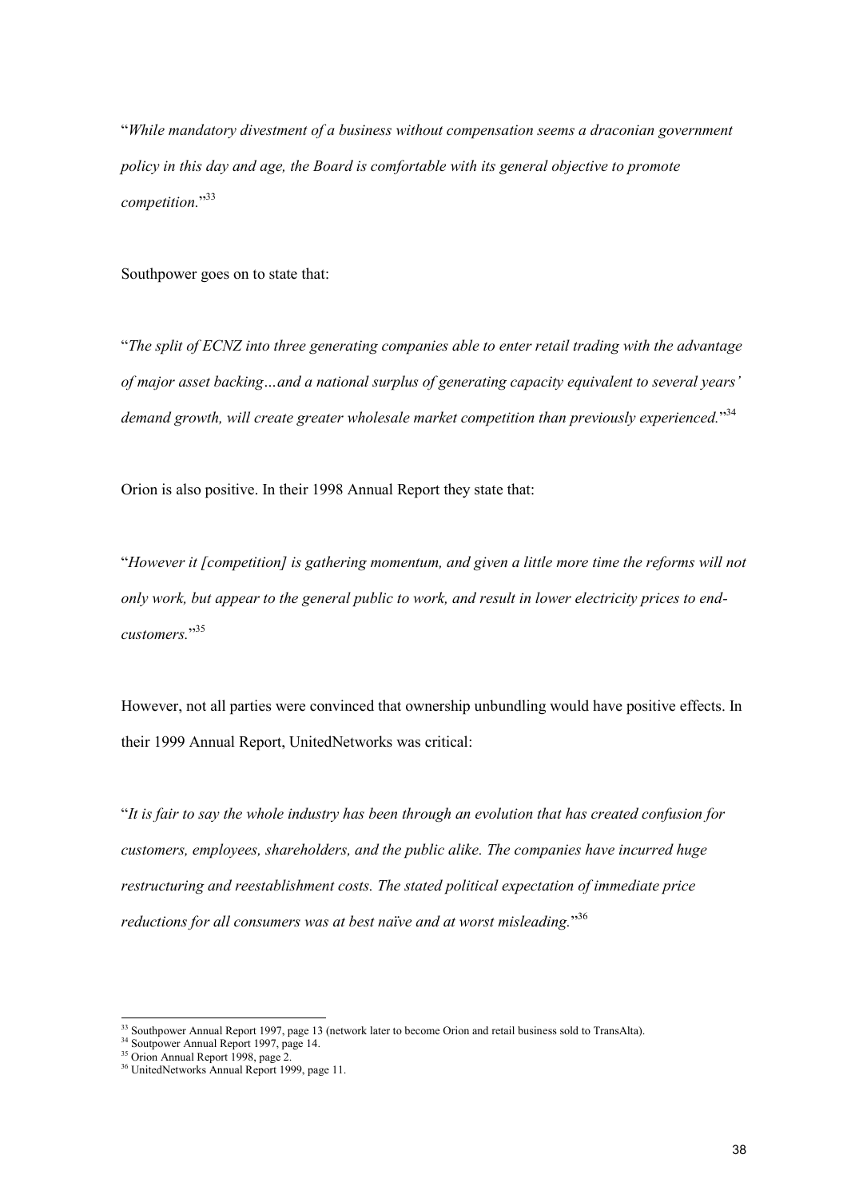"*While mandatory divestment of a business without compensation seems a draconian government policy in this day and age, the Board is comfortable with its general objective to promote competition.*"[33]

Southpower goes on to state that:

"*The split of ECNZ into three generating companies able to enter retail trading with the advantage of major asset backing…and a national surplus of generating capacity equivalent to several years' demand growth, will create greater wholesale market competition than previously experienced.*"[34]

Orion is also positive. In their 1998 Annual Report they state that:

"*However it [competition] is gathering momentum, and given a little more time the reforms will not only work, but appear to the general public to work, and result in lower electricity prices to end-customers.*"[35]

However, not all parties were convinced that ownership unbundling would have positive effects. In their 1999 Annual Report, UnitedNetworks was critical:

"*It is fair to say the whole industry has been through an evolution that has created confusion for customers, employees, shareholders, and the public alike. The companies have incurred huge restructuring and reestablishment costs. The stated political expectation of immediate price reductions for all consumers was at best naïve and at worst misleading.*"[36]

---

[33] Southpower Annual Report 1997, page 13 (network later to become Orion and retail business sold to TransAlta).

[34] Soutpower Annual Report 1997, page 14.

[35] Orion Annual Report 1998, page 2.

[36] UnitedNetworks Annual Report 1999, page 11.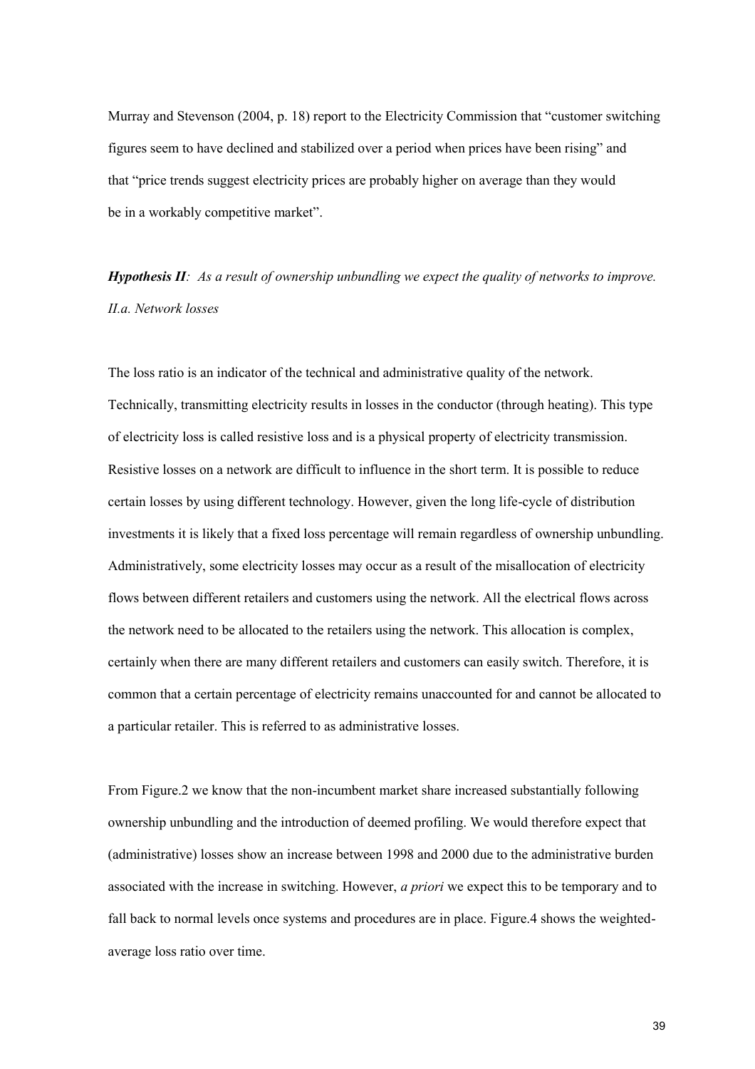Murray and Stevenson (2004, p. 18) report to the Electricity Commission that "customer switching figures seem to have declined and stabilized over a period when prices have been rising" and that "price trends suggest electricity prices are probably higher on average than they would be in a workably competitive market".

***Hypothesis II****: As a result of ownership unbundling we expect the quality of networks to improve.*

*II.a. Network losses*

The loss ratio is an indicator of the technical and administrative quality of the network. Technically, transmitting electricity results in losses in the conductor (through heating). This type of electricity loss is called resistive loss and is a physical property of electricity transmission. Resistive losses on a network are difficult to influence in the short term. It is possible to reduce certain losses by using different technology. However, given the long life-cycle of distribution investments it is likely that a fixed loss percentage will remain regardless of ownership unbundling. Administratively, some electricity losses may occur as a result of the misallocation of electricity flows between different retailers and customers using the network. All the electrical flows across the network need to be allocated to the retailers using the network. This allocation is complex, certainly when there are many different retailers and customers can easily switch. Therefore, it is common that a certain percentage of electricity remains unaccounted for and cannot be allocated to a particular retailer. This is referred to as administrative losses.

From Figure.2 we know that the non-incumbent market share increased substantially following ownership unbundling and the introduction of deemed profiling. We would therefore expect that (administrative) losses show an increase between 1998 and 2000 due to the administrative burden associated with the increase in switching. However, *a priori* we expect this to be temporary and to fall back to normal levels once systems and procedures are in place. Figure.4 shows the weighted-average loss ratio over time.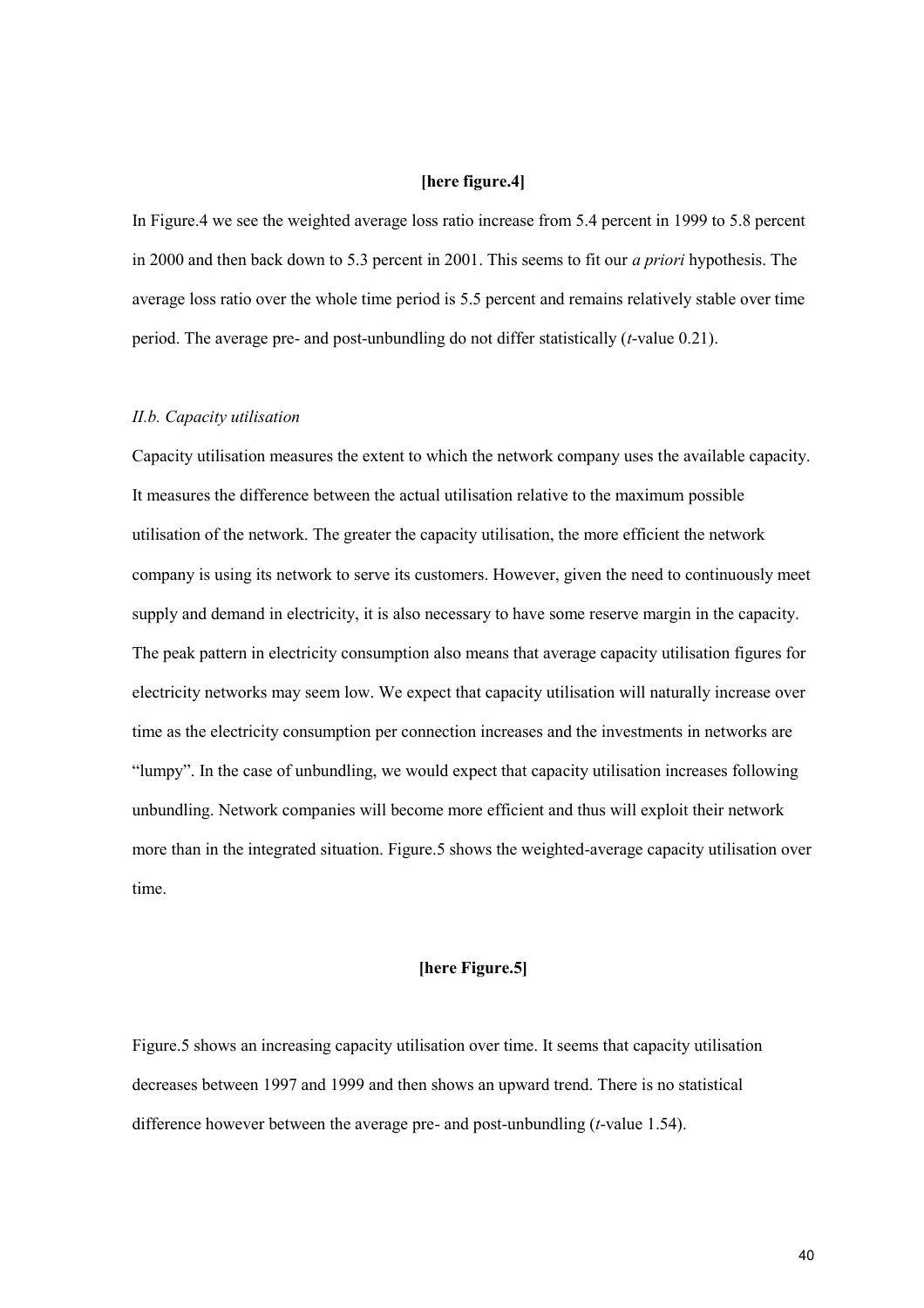**[here figure.4]**

In Figure.4 we see the weighted average loss ratio increase from 5.4 percent in 1999 to 5.8 percent in 2000 and then back down to 5.3 percent in 2001. This seems to fit our *a priori* hypothesis. The average loss ratio over the whole time period is 5.5 percent and remains relatively stable over time period. The average pre- and post-unbundling do not differ statistically (*t*-value 0.21).

*II.b. Capacity utilisation*

Capacity utilisation measures the extent to which the network company uses the available capacity. It measures the difference between the actual utilisation relative to the maximum possible utilisation of the network. The greater the capacity utilisation, the more efficient the network company is using its network to serve its customers. However, given the need to continuously meet supply and demand in electricity, it is also necessary to have some reserve margin in the capacity. The peak pattern in electricity consumption also means that average capacity utilisation figures for electricity networks may seem low. We expect that capacity utilisation will naturally increase over time as the electricity consumption per connection increases and the investments in networks are "lumpy". In the case of unbundling, we would expect that capacity utilisation increases following unbundling. Network companies will become more efficient and thus will exploit their network more than in the integrated situation. Figure.5 shows the weighted-average capacity utilisation over time.

**[here Figure.5]**

Figure.5 shows an increasing capacity utilisation over time. It seems that capacity utilisation decreases between 1997 and 1999 and then shows an upward trend. There is no statistical difference however between the average pre- and post-unbundling (*t*-value 1.54).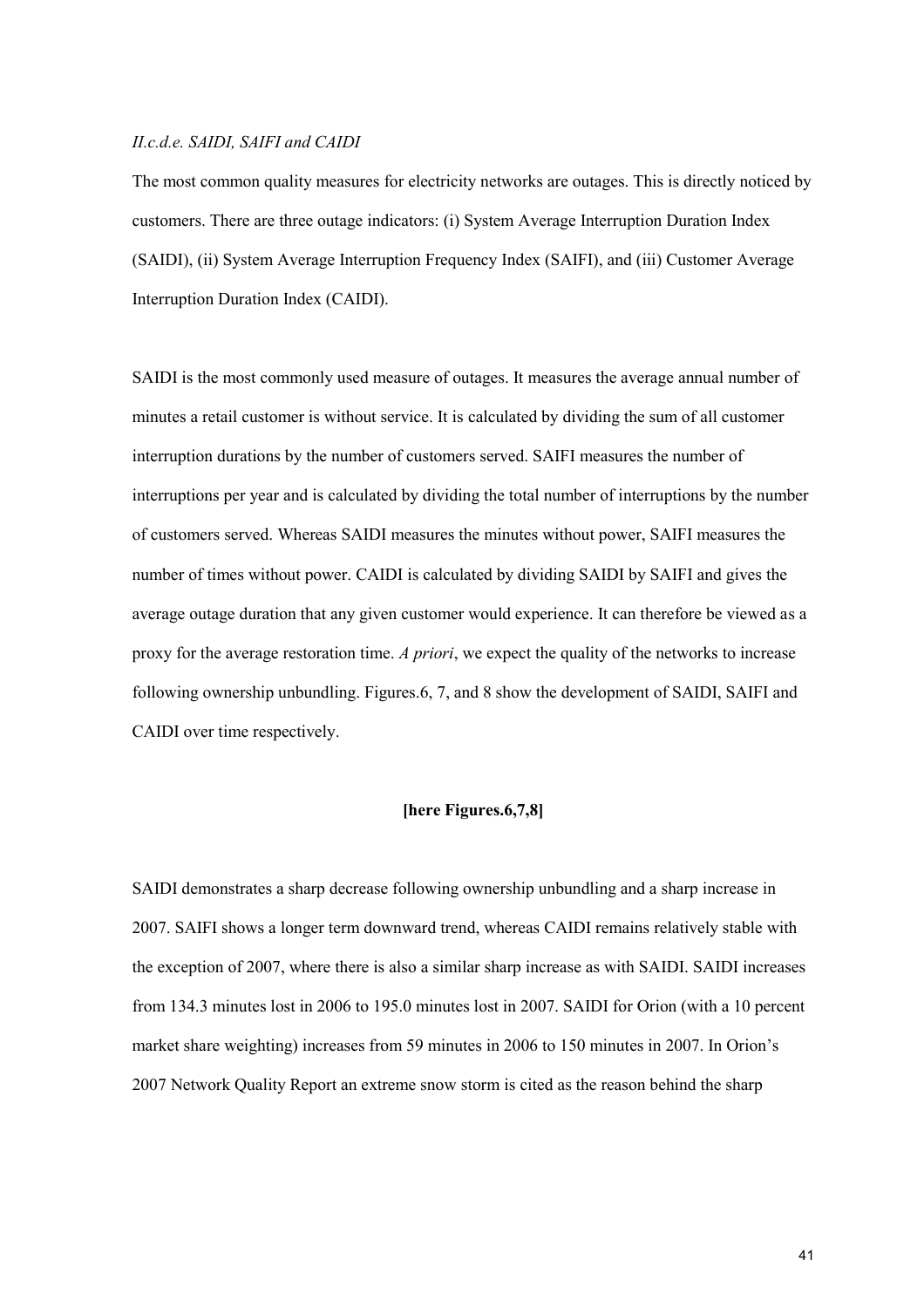*II.c.d.e. SAIDI, SAIFI and CAIDI*

The most common quality measures for electricity networks are outages. This is directly noticed by customers. There are three outage indicators: (i) System Average Interruption Duration Index (SAIDI), (ii) System Average Interruption Frequency Index (SAIFI), and (iii) Customer Average Interruption Duration Index (CAIDI).

SAIDI is the most commonly used measure of outages. It measures the average annual number of minutes a retail customer is without service. It is calculated by dividing the sum of all customer interruption durations by the number of customers served. SAIFI measures the number of interruptions per year and is calculated by dividing the total number of interruptions by the number of customers served. Whereas SAIDI measures the minutes without power, SAIFI measures the number of times without power. CAIDI is calculated by dividing SAIDI by SAIFI and gives the average outage duration that any given customer would experience. It can therefore be viewed as a proxy for the average restoration time. *A priori*, we expect the quality of the networks to increase following ownership unbundling. Figures.6, 7, and 8 show the development of SAIDI, SAIFI and CAIDI over time respectively.

**[here Figures.6,7,8]**

SAIDI demonstrates a sharp decrease following ownership unbundling and a sharp increase in 2007. SAIFI shows a longer term downward trend, whereas CAIDI remains relatively stable with the exception of 2007, where there is also a similar sharp increase as with SAIDI. SAIDI increases from 134.3 minutes lost in 2006 to 195.0 minutes lost in 2007. SAIDI for Orion (with a 10 percent market share weighting) increases from 59 minutes in 2006 to 150 minutes in 2007. In Orion's 2007 Network Quality Report an extreme snow storm is cited as the reason behind the sharp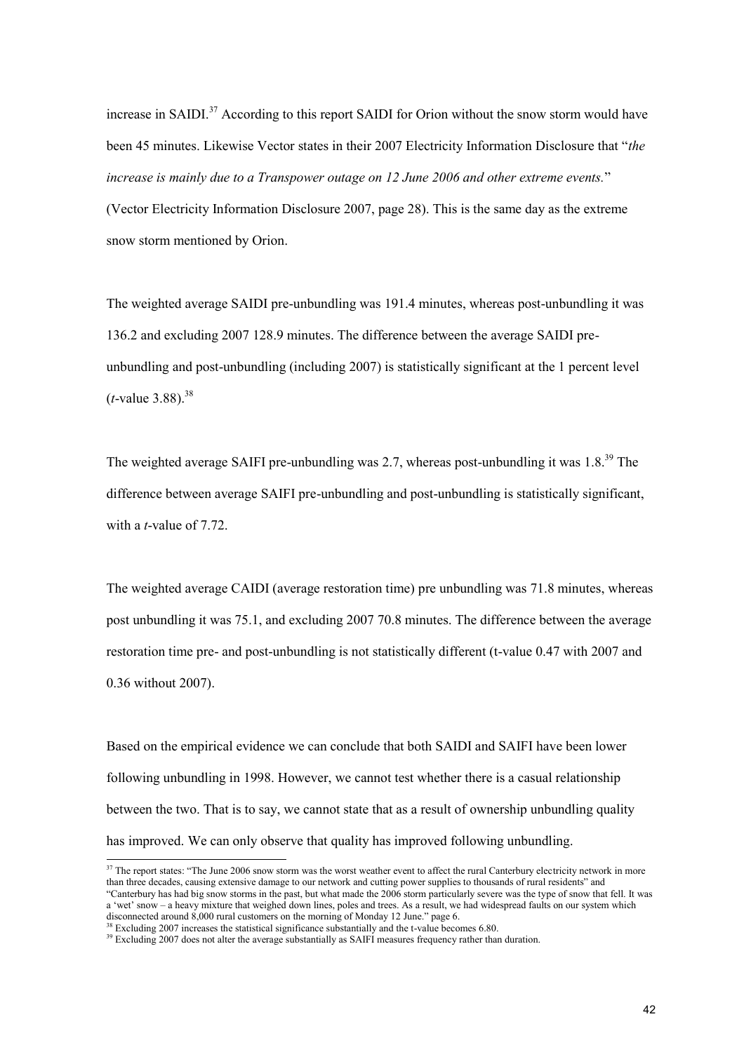increase in SAIDI.[37] According to this report SAIDI for Orion without the snow storm would have been 45 minutes. Likewise Vector states in their 2007 Electricity Information Disclosure that "*the increase is mainly due to a Transpower outage on 12 June 2006 and other extreme events.*" (Vector Electricity Information Disclosure 2007, page 28). This is the same day as the extreme snow storm mentioned by Orion.

The weighted average SAIDI pre-unbundling was 191.4 minutes, whereas post-unbundling it was 136.2 and excluding 2007 128.9 minutes. The difference between the average SAIDI pre-unbundling and post-unbundling (including 2007) is statistically significant at the 1 percent level (*t*-value 3.88).[38]

The weighted average SAIFI pre-unbundling was 2.7, whereas post-unbundling it was 1.8.[39] The difference between average SAIFI pre-unbundling and post-unbundling is statistically significant, with a *t*-value of 7.72.

The weighted average CAIDI (average restoration time) pre unbundling was 71.8 minutes, whereas post unbundling it was 75.1, and excluding 2007 70.8 minutes. The difference between the average restoration time pre- and post-unbundling is not statistically different (t-value 0.47 with 2007 and 0.36 without 2007).

Based on the empirical evidence we can conclude that both SAIDI and SAIFI have been lower following unbundling in 1998. However, we cannot test whether there is a casual relationship between the two. That is to say, we cannot state that as a result of ownership unbundling quality has improved. We can only observe that quality has improved following unbundling.

---

[37] The report states: "The June 2006 snow storm was the worst weather event to affect the rural Canterbury electricity network in more than three decades, causing extensive damage to our network and cutting power supplies to thousands of rural residents" and "Canterbury has had big snow storms in the past, but what made the 2006 storm particularly severe was the type of snow that fell. It was a 'wet' snow – a heavy mixture that weighed down lines, poles and trees. As a result, we had widespread faults on our system which disconnected around 8,000 rural customers on the morning of Monday 12 June." page 6.

[38] Excluding 2007 increases the statistical significance substantially and the t-value becomes 6.80.

[39] Excluding 2007 does not alter the average substantially as SAIFI measures frequency rather than duration.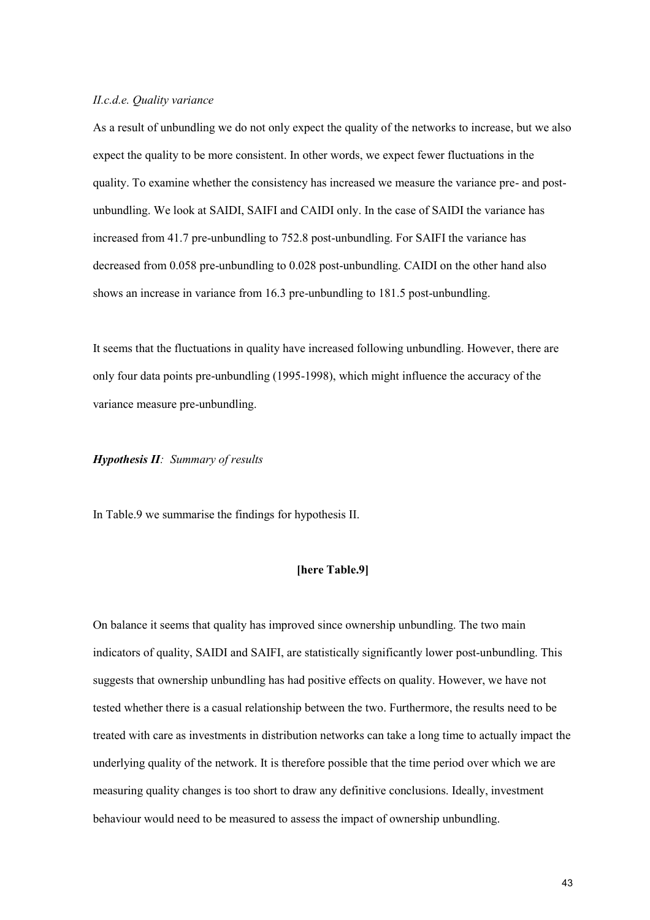*II.c.d.e. Quality variance*

As a result of unbundling we do not only expect the quality of the networks to increase, but we also expect the quality to be more consistent. In other words, we expect fewer fluctuations in the quality. To examine whether the consistency has increased we measure the variance pre- and post-unbundling. We look at SAIDI, SAIFI and CAIDI only. In the case of SAIDI the variance has increased from 41.7 pre-unbundling to 752.8 post-unbundling. For SAIFI the variance has decreased from 0.058 pre-unbundling to 0.028 post-unbundling. CAIDI on the other hand also shows an increase in variance from 16.3 pre-unbundling to 181.5 post-unbundling.

It seems that the fluctuations in quality have increased following unbundling. However, there are only four data points pre-unbundling (1995-1998), which might influence the accuracy of the variance measure pre-unbundling.

***Hypothesis II**: Summary of results*

In Table.9 we summarise the findings for hypothesis II.

**[here Table.9]**

On balance it seems that quality has improved since ownership unbundling. The two main indicators of quality, SAIDI and SAIFI, are statistically significantly lower post-unbundling. This suggests that ownership unbundling has had positive effects on quality. However, we have not tested whether there is a casual relationship between the two. Furthermore, the results need to be treated with care as investments in distribution networks can take a long time to actually impact the underlying quality of the network. It is therefore possible that the time period over which we are measuring quality changes is too short to draw any definitive conclusions. Ideally, investment behaviour would need to be measured to assess the impact of ownership unbundling.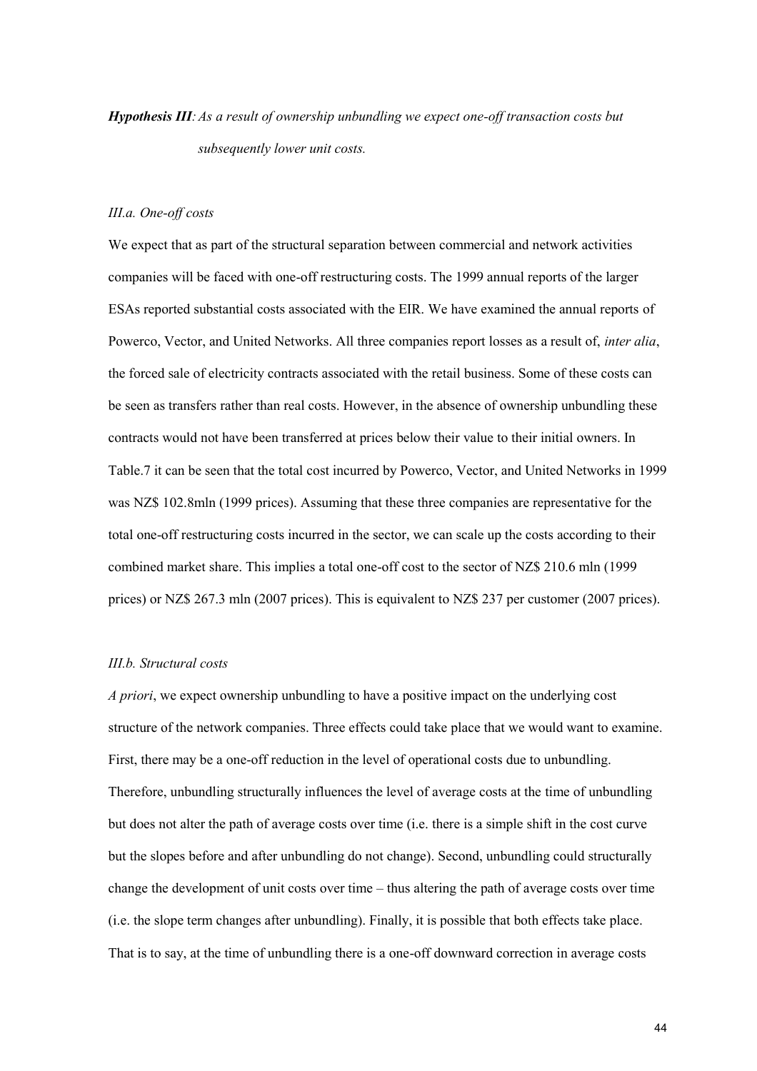***Hypothesis III****: As a result of ownership unbundling we expect one-off transaction costs but subsequently lower unit costs.*

*III.a. One-off costs*

We expect that as part of the structural separation between commercial and network activities companies will be faced with one-off restructuring costs. The 1999 annual reports of the larger ESAs reported substantial costs associated with the EIR. We have examined the annual reports of Powerco, Vector, and United Networks. All three companies report losses as a result of, *inter alia*, the forced sale of electricity contracts associated with the retail business. Some of these costs can be seen as transfers rather than real costs. However, in the absence of ownership unbundling these contracts would not have been transferred at prices below their value to their initial owners. In Table.7 it can be seen that the total cost incurred by Powerco, Vector, and United Networks in 1999 was NZ$ 102.8mln (1999 prices). Assuming that these three companies are representative for the total one-off restructuring costs incurred in the sector, we can scale up the costs according to their combined market share. This implies a total one-off cost to the sector of NZ$ 210.6 mln (1999 prices) or NZ$ 267.3 mln (2007 prices). This is equivalent to NZ$ 237 per customer (2007 prices).

*III.b. Structural costs*

*A priori*, we expect ownership unbundling to have a positive impact on the underlying cost structure of the network companies. Three effects could take place that we would want to examine. First, there may be a one-off reduction in the level of operational costs due to unbundling. Therefore, unbundling structurally influences the level of average costs at the time of unbundling but does not alter the path of average costs over time (i.e. there is a simple shift in the cost curve but the slopes before and after unbundling do not change). Second, unbundling could structurally change the development of unit costs over time – thus altering the path of average costs over time (i.e. the slope term changes after unbundling). Finally, it is possible that both effects take place. That is to say, at the time of unbundling there is a one-off downward correction in average costs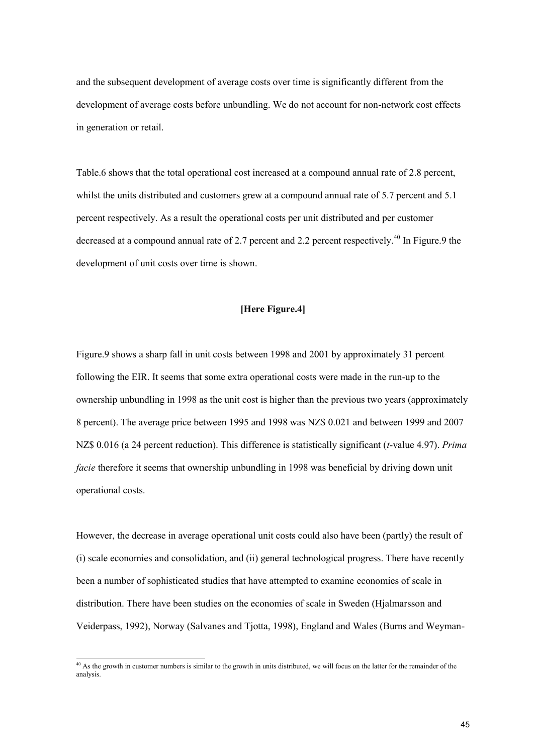and the subsequent development of average costs over time is significantly different from the development of average costs before unbundling. We do not account for non-network cost effects in generation or retail.

Table.6 shows that the total operational cost increased at a compound annual rate of 2.8 percent, whilst the units distributed and customers grew at a compound annual rate of 5.7 percent and 5.1 percent respectively. As a result the operational costs per unit distributed and per customer decreased at a compound annual rate of 2.7 percent and 2.2 percent respectively.[40] In Figure.9 the development of unit costs over time is shown.

**[Here Figure.4]**

Figure.9 shows a sharp fall in unit costs between 1998 and 2001 by approximately 31 percent following the EIR. It seems that some extra operational costs were made in the run-up to the ownership unbundling in 1998 as the unit cost is higher than the previous two years (approximately 8 percent). The average price between 1995 and 1998 was NZ$ 0.021 and between 1999 and 2007 NZ$ 0.016 (a 24 percent reduction). This difference is statistically significant ($t$-value 4.97). *Prima facie* therefore it seems that ownership unbundling in 1998 was beneficial by driving down unit operational costs.

However, the decrease in average operational unit costs could also have been (partly) the result of (i) scale economies and consolidation, and (ii) general technological progress. There have recently been a number of sophisticated studies that have attempted to examine economies of scale in distribution. There have been studies on the economies of scale in Sweden (Hjalmarsson and Veiderpass, 1992), Norway (Salvanes and Tjotta, 1998), England and Wales (Burns and Weyman-

[40] As the growth in customer numbers is similar to the growth in units distributed, we will focus on the latter for the remainder of the analysis.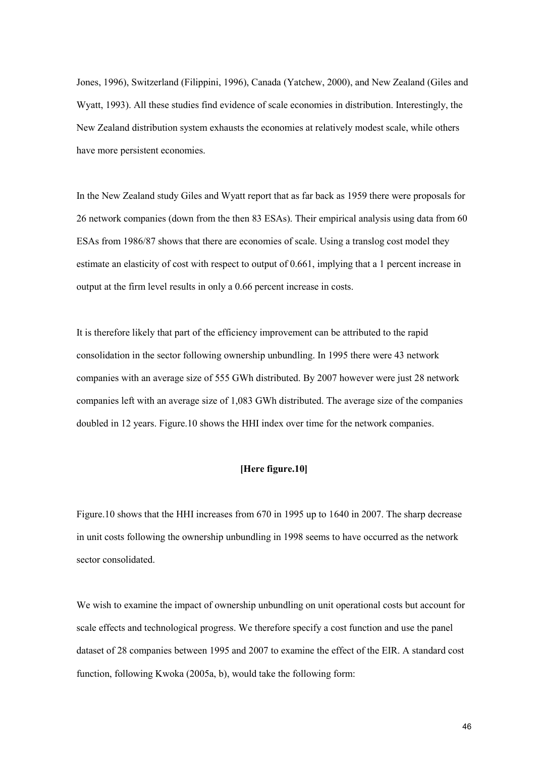Jones, 1996), Switzerland (Filippini, 1996), Canada (Yatchew, 2000), and New Zealand (Giles and Wyatt, 1993). All these studies find evidence of scale economies in distribution. Interestingly, the New Zealand distribution system exhausts the economies at relatively modest scale, while others have more persistent economies.

In the New Zealand study Giles and Wyatt report that as far back as 1959 there were proposals for 26 network companies (down from the then 83 ESAs). Their empirical analysis using data from 60 ESAs from 1986/87 shows that there are economies of scale. Using a translog cost model they estimate an elasticity of cost with respect to output of 0.661, implying that a 1 percent increase in output at the firm level results in only a 0.66 percent increase in costs.

It is therefore likely that part of the efficiency improvement can be attributed to the rapid consolidation in the sector following ownership unbundling. In 1995 there were 43 network companies with an average size of 555 GWh distributed. By 2007 however were just 28 network companies left with an average size of 1,083 GWh distributed. The average size of the companies doubled in 12 years. Figure.10 shows the HHI index over time for the network companies.

**[Here figure.10]**

Figure.10 shows that the HHI increases from 670 in 1995 up to 1640 in 2007. The sharp decrease in unit costs following the ownership unbundling in 1998 seems to have occurred as the network sector consolidated.

We wish to examine the impact of ownership unbundling on unit operational costs but account for scale effects and technological progress. We therefore specify a cost function and use the panel dataset of 28 companies between 1995 and 2007 to examine the effect of the EIR. A standard cost function, following Kwoka (2005a, b), would take the following form: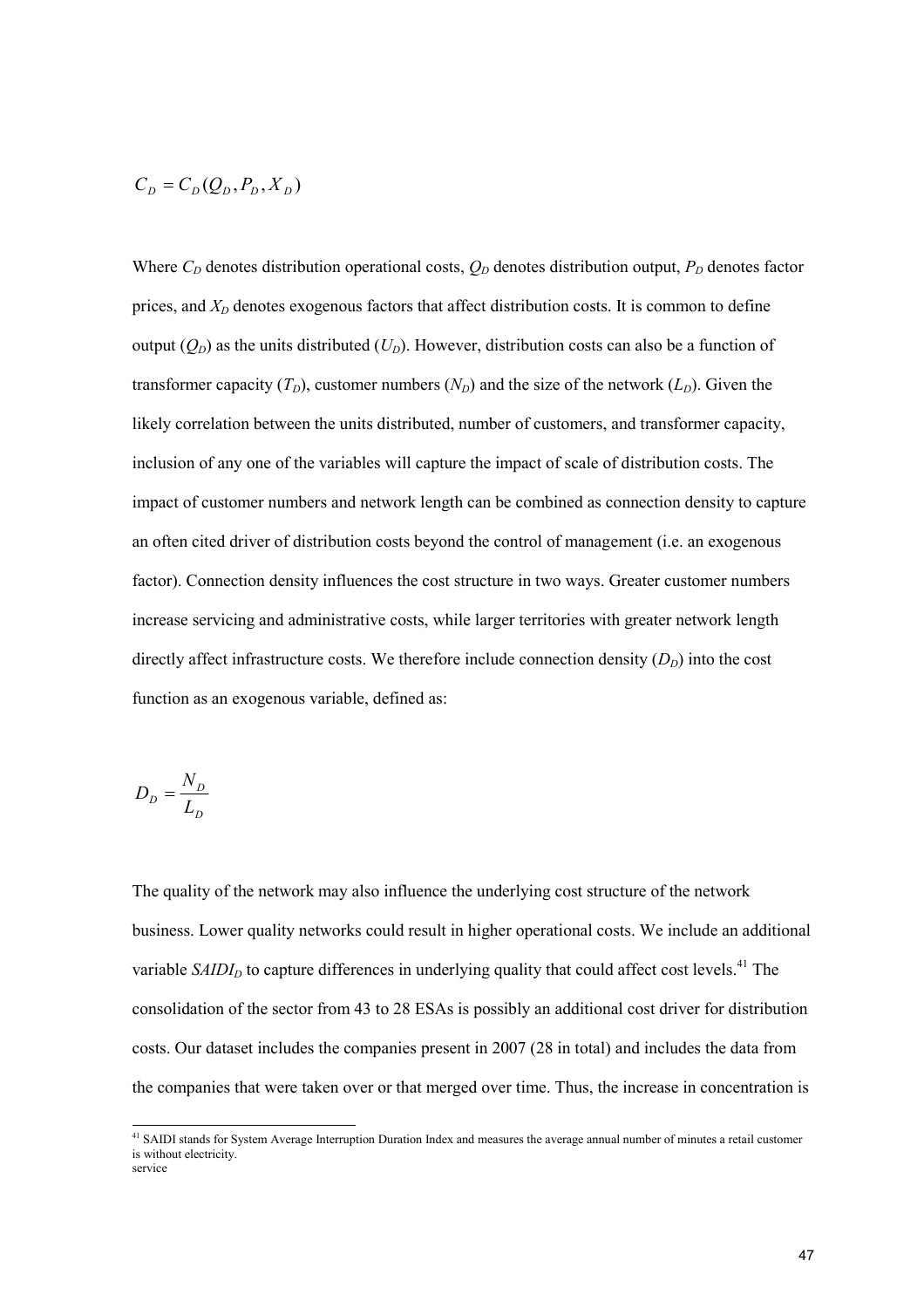$$C_D = C_D(Q_D, P_D, X_D)$$

Where $C_D$ denotes distribution operational costs, $Q_D$ denotes distribution output, $P_D$ denotes factor prices, and $X_D$ denotes exogenous factors that affect distribution costs. It is common to define output ($Q_D$) as the units distributed ($U_D$). However, distribution costs can also be a function of transformer capacity ($T_D$), customer numbers ($N_D$) and the size of the network ($L_D$). Given the likely correlation between the units distributed, number of customers, and transformer capacity, inclusion of any one of the variables will capture the impact of scale of distribution costs. The impact of customer numbers and network length can be combined as connection density to capture an often cited driver of distribution costs beyond the control of management (i.e. an exogenous factor). Connection density influences the cost structure in two ways. Greater customer numbers increase servicing and administrative costs, while larger territories with greater network length directly affect infrastructure costs. We therefore include connection density ($D_D$) into the cost function as an exogenous variable, defined as:

$$D_D = \frac{N_D}{L_D}$$

The quality of the network may also influence the underlying cost structure of the network business. Lower quality networks could result in higher operational costs. We include an additional variable $SAIDI_D$ to capture differences in underlying quality that could affect cost levels.[41] The consolidation of the sector from 43 to 28 ESAs is possibly an additional cost driver for distribution costs. Our dataset includes the companies present in 2007 (28 in total) and includes the data from the companies that were taken over or that merged over time. Thus, the increase in concentration is

[41] SAIDI stands for System Average Interruption Duration Index and measures the average annual number of minutes a retail customer is without electricity.
service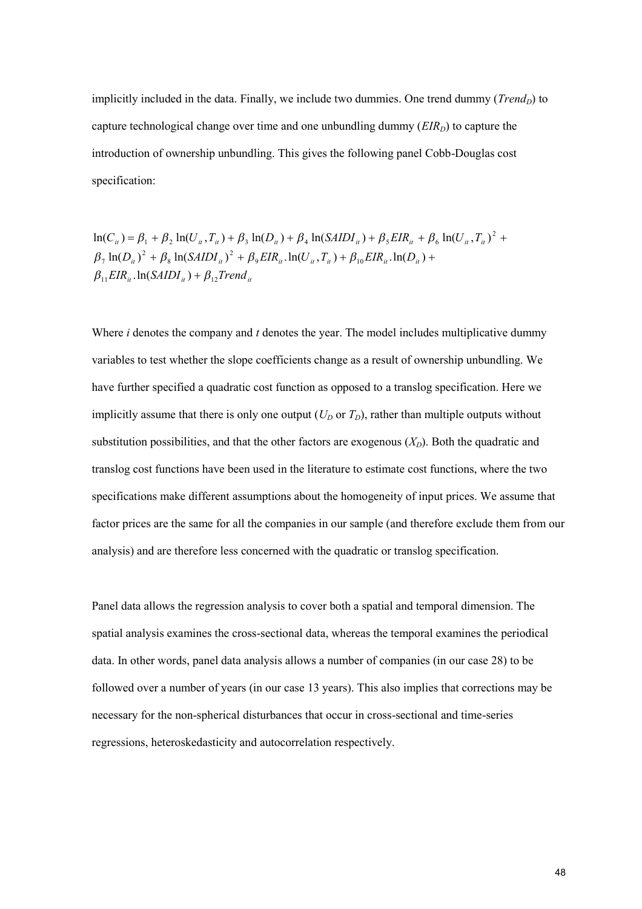implicitly included in the data. Finally, we include two dummies. One trend dummy ($Trend_D$) to capture technological change over time and one unbundling dummy ($EIR_D$) to capture the introduction of ownership unbundling. This gives the following panel Cobb-Douglas cost specification:

$$
\begin{aligned}
\ln(C_{it}) = {} & \beta_1 + \beta_2 \ln(U_{it}, T_{it}) + \beta_3 \ln(D_{it}) + \beta_4 \ln(SAIDI_{it}) + \beta_5 EIR_{it} + \beta_6 \ln(U_{it}, T_{it})^2 + \\
& \beta_7 \ln(D_{it})^2 + \beta_8 \ln(SAIDI_{it})^2 + \beta_9 EIR_{it} . \ln(U_{it}, T_{it}) + \beta_{10} EIR_{it} . \ln(D_{it}) + \\
& \beta_{11} EIR_{it} . \ln(SAIDI_{it}) + \beta_{12} Trend_{it}
\end{aligned}
$$

Where *i* denotes the company and *t* denotes the year. The model includes multiplicative dummy variables to test whether the slope coefficients change as a result of ownership unbundling. We have further specified a quadratic cost function as opposed to a translog specification. Here we implicitly assume that there is only one output ($U_D$ or $T_D$), rather than multiple outputs without substitution possibilities, and that the other factors are exogenous ($X_D$). Both the quadratic and translog cost functions have been used in the literature to estimate cost functions, where the two specifications make different assumptions about the homogeneity of input prices. We assume that factor prices are the same for all the companies in our sample (and therefore exclude them from our analysis) and are therefore less concerned with the quadratic or translog specification.

Panel data allows the regression analysis to cover both a spatial and temporal dimension. The spatial analysis examines the cross-sectional data, whereas the temporal examines the periodical data. In other words, panel data analysis allows a number of companies (in our case 28) to be followed over a number of years (in our case 13 years). This also implies that corrections may be necessary for the non-spherical disturbances that occur in cross-sectional and time-series regressions, heteroskedasticity and autocorrelation respectively.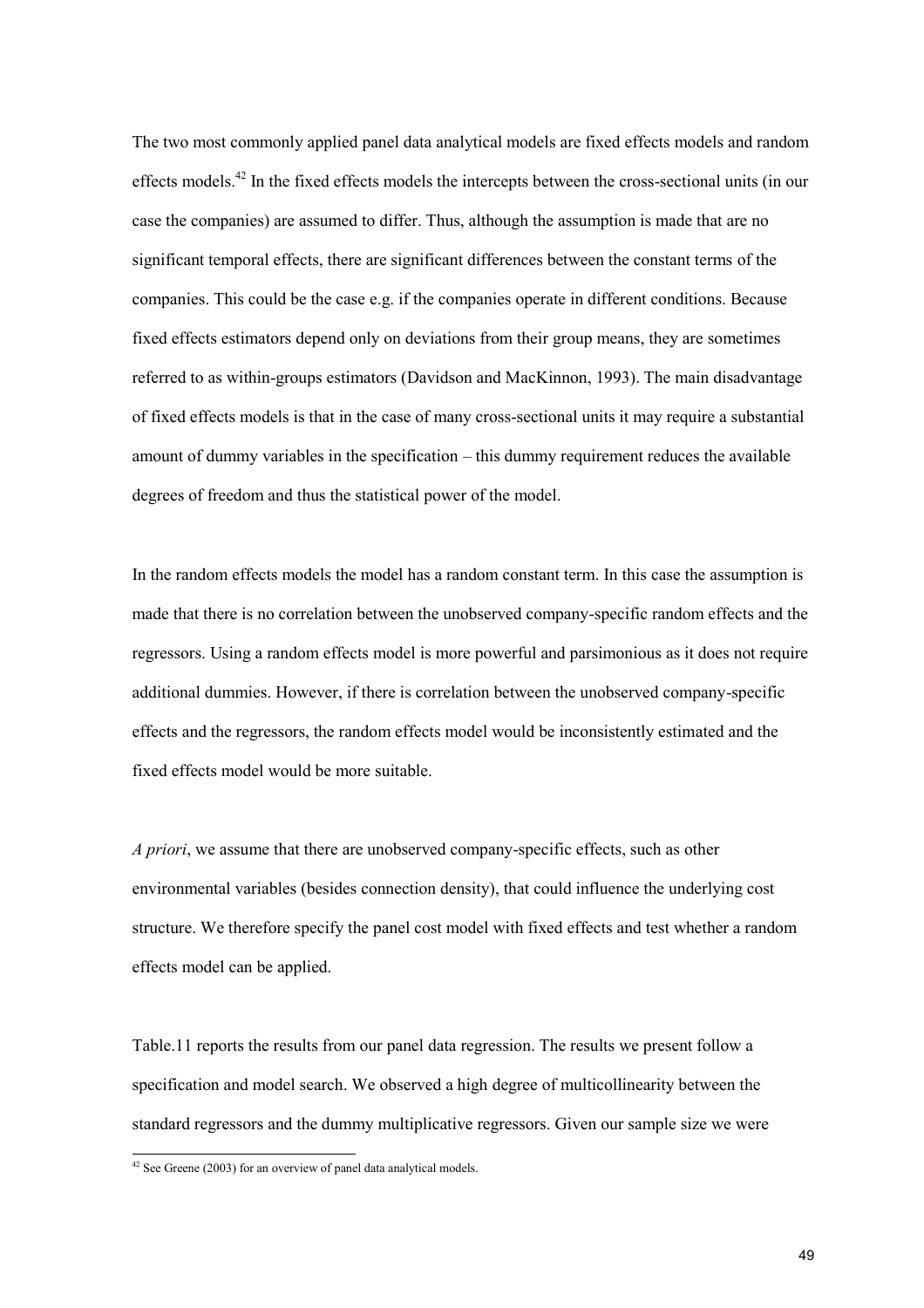The two most commonly applied panel data analytical models are fixed effects models and random effects models.[42] In the fixed effects models the intercepts between the cross-sectional units (in our case the companies) are assumed to differ. Thus, although the assumption is made that are no significant temporal effects, there are significant differences between the constant terms of the companies. This could be the case e.g. if the companies operate in different conditions. Because fixed effects estimators depend only on deviations from their group means, they are sometimes referred to as within-groups estimators (Davidson and MacKinnon, 1993). The main disadvantage of fixed effects models is that in the case of many cross-sectional units it may require a substantial amount of dummy variables in the specification – this dummy requirement reduces the available degrees of freedom and thus the statistical power of the model.

In the random effects models the model has a random constant term. In this case the assumption is made that there is no correlation between the unobserved company-specific random effects and the regressors. Using a random effects model is more powerful and parsimonious as it does not require additional dummies. However, if there is correlation between the unobserved company-specific effects and the regressors, the random effects model would be inconsistently estimated and the fixed effects model would be more suitable.

*A priori*, we assume that there are unobserved company-specific effects, such as other environmental variables (besides connection density), that could influence the underlying cost structure. We therefore specify the panel cost model with fixed effects and test whether a random effects model can be applied.

Table.11 reports the results from our panel data regression. The results we present follow a specification and model search. We observed a high degree of multicollinearity between the standard regressors and the dummy multiplicative regressors. Given our sample size we were

[42] See Greene (2003) for an overview of panel data analytical models.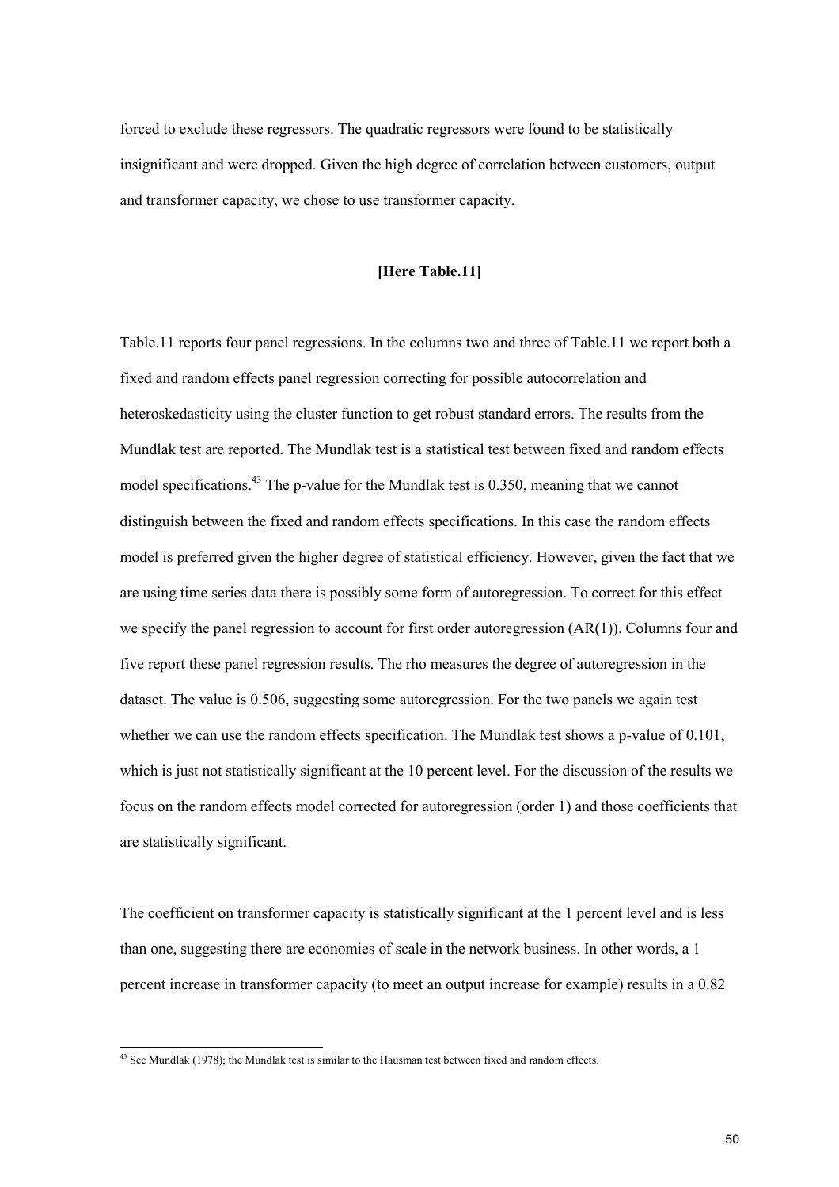forced to exclude these regressors. The quadratic regressors were found to be statistically insignificant and were dropped. Given the high degree of correlation between customers, output and transformer capacity, we chose to use transformer capacity.

**[Here Table.11]**

Table.11 reports four panel regressions. In the columns two and three of Table.11 we report both a fixed and random effects panel regression correcting for possible autocorrelation and heteroskedasticity using the cluster function to get robust standard errors. The results from the Mundlak test are reported. The Mundlak test is a statistical test between fixed and random effects model specifications.[43] The p-value for the Mundlak test is 0.350, meaning that we cannot distinguish between the fixed and random effects specifications. In this case the random effects model is preferred given the higher degree of statistical efficiency. However, given the fact that we are using time series data there is possibly some form of autoregression. To correct for this effect we specify the panel regression to account for first order autoregression (AR(1)). Columns four and five report these panel regression results. The rho measures the degree of autoregression in the dataset. The value is 0.506, suggesting some autoregression. For the two panels we again test whether we can use the random effects specification. The Mundlak test shows a p-value of 0.101, which is just not statistically significant at the 10 percent level. For the discussion of the results we focus on the random effects model corrected for autoregression (order 1) and those coefficients that are statistically significant.

The coefficient on transformer capacity is statistically significant at the 1 percent level and is less than one, suggesting there are economies of scale in the network business. In other words, a 1 percent increase in transformer capacity (to meet an output increase for example) results in a 0.82

[43] See Mundlak (1978); the Mundlak test is similar to the Hausman test between fixed and random effects.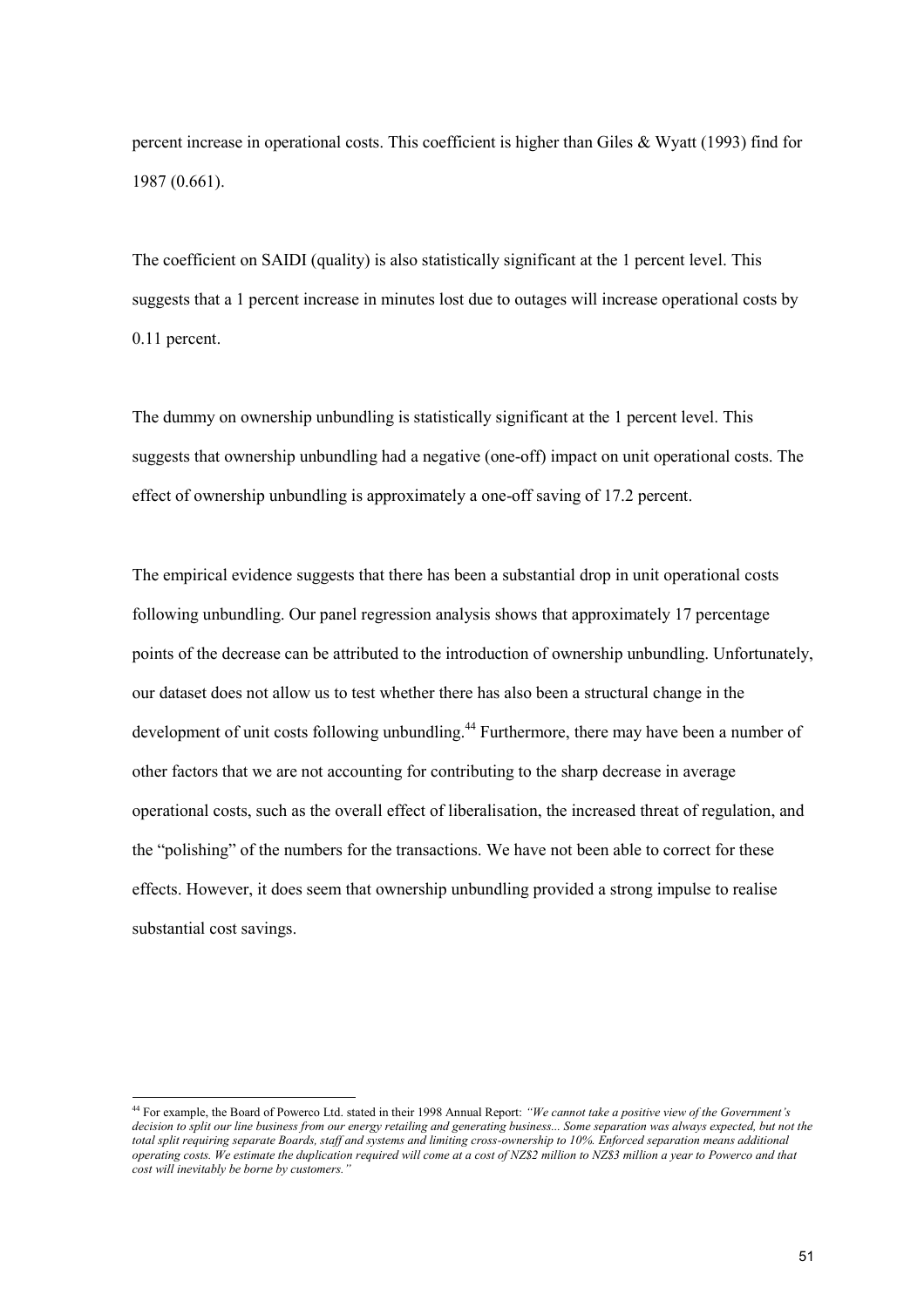percent increase in operational costs. This coefficient is higher than Giles & Wyatt (1993) find for 1987 (0.661).

The coefficient on SAIDI (quality) is also statistically significant at the 1 percent level. This suggests that a 1 percent increase in minutes lost due to outages will increase operational costs by 0.11 percent.

The dummy on ownership unbundling is statistically significant at the 1 percent level. This suggests that ownership unbundling had a negative (one-off) impact on unit operational costs. The effect of ownership unbundling is approximately a one-off saving of 17.2 percent.

The empirical evidence suggests that there has been a substantial drop in unit operational costs following unbundling. Our panel regression analysis shows that approximately 17 percentage points of the decrease can be attributed to the introduction of ownership unbundling. Unfortunately, our dataset does not allow us to test whether there has also been a structural change in the development of unit costs following unbundling.[44] Furthermore, there may have been a number of other factors that we are not accounting for contributing to the sharp decrease in average operational costs, such as the overall effect of liberalisation, the increased threat of regulation, and the "polishing" of the numbers for the transactions. We have not been able to correct for these effects. However, it does seem that ownership unbundling provided a strong impulse to realise substantial cost savings.

---

[44] For example, the Board of Powerco Ltd. stated in their 1998 Annual Report: *"We cannot take a positive view of the Government's decision to split our line business from our energy retailing and generating business... Some separation was always expected, but not the total split requiring separate Boards, staff and systems and limiting cross-ownership to 10%. Enforced separation means additional operating costs. We estimate the duplication required will come at a cost of NZ$2 million to NZ$3 million a year to Powerco and that cost will inevitably be borne by customers."*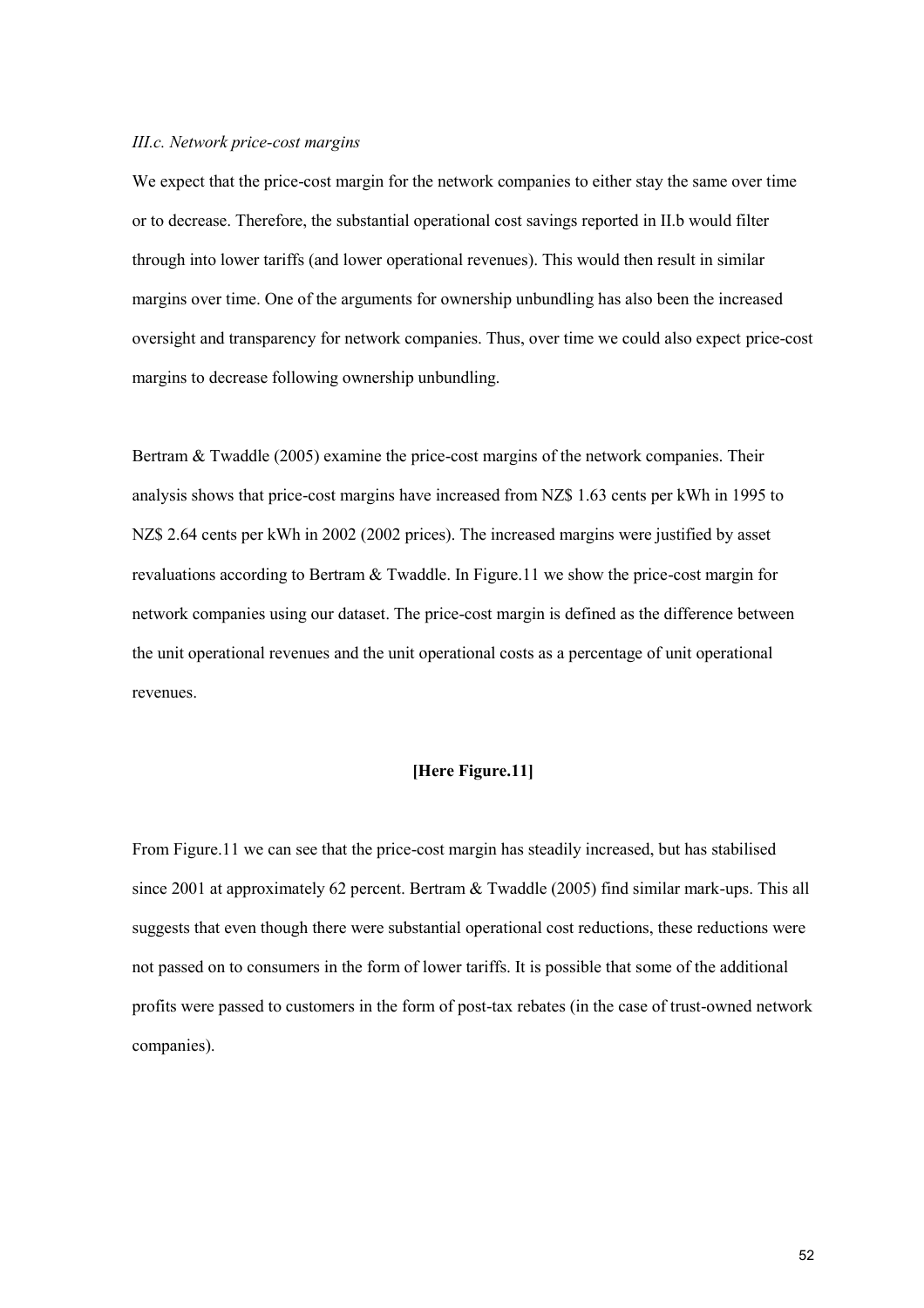*III.c. Network price-cost margins*

We expect that the price-cost margin for the network companies to either stay the same over time or to decrease. Therefore, the substantial operational cost savings reported in II.b would filter through into lower tariffs (and lower operational revenues). This would then result in similar margins over time. One of the arguments for ownership unbundling has also been the increased oversight and transparency for network companies. Thus, over time we could also expect price-cost margins to decrease following ownership unbundling.

Bertram & Twaddle (2005) examine the price-cost margins of the network companies. Their analysis shows that price-cost margins have increased from NZ$ 1.63 cents per kWh in 1995 to NZ$ 2.64 cents per kWh in 2002 (2002 prices). The increased margins were justified by asset revaluations according to Bertram & Twaddle. In Figure.11 we show the price-cost margin for network companies using our dataset. The price-cost margin is defined as the difference between the unit operational revenues and the unit operational costs as a percentage of unit operational revenues.

**[Here Figure.11]**

From Figure.11 we can see that the price-cost margin has steadily increased, but has stabilised since 2001 at approximately 62 percent. Bertram & Twaddle (2005) find similar mark-ups. This all suggests that even though there were substantial operational cost reductions, these reductions were not passed on to consumers in the form of lower tariffs. It is possible that some of the additional profits were passed to customers in the form of post-tax rebates (in the case of trust-owned network companies).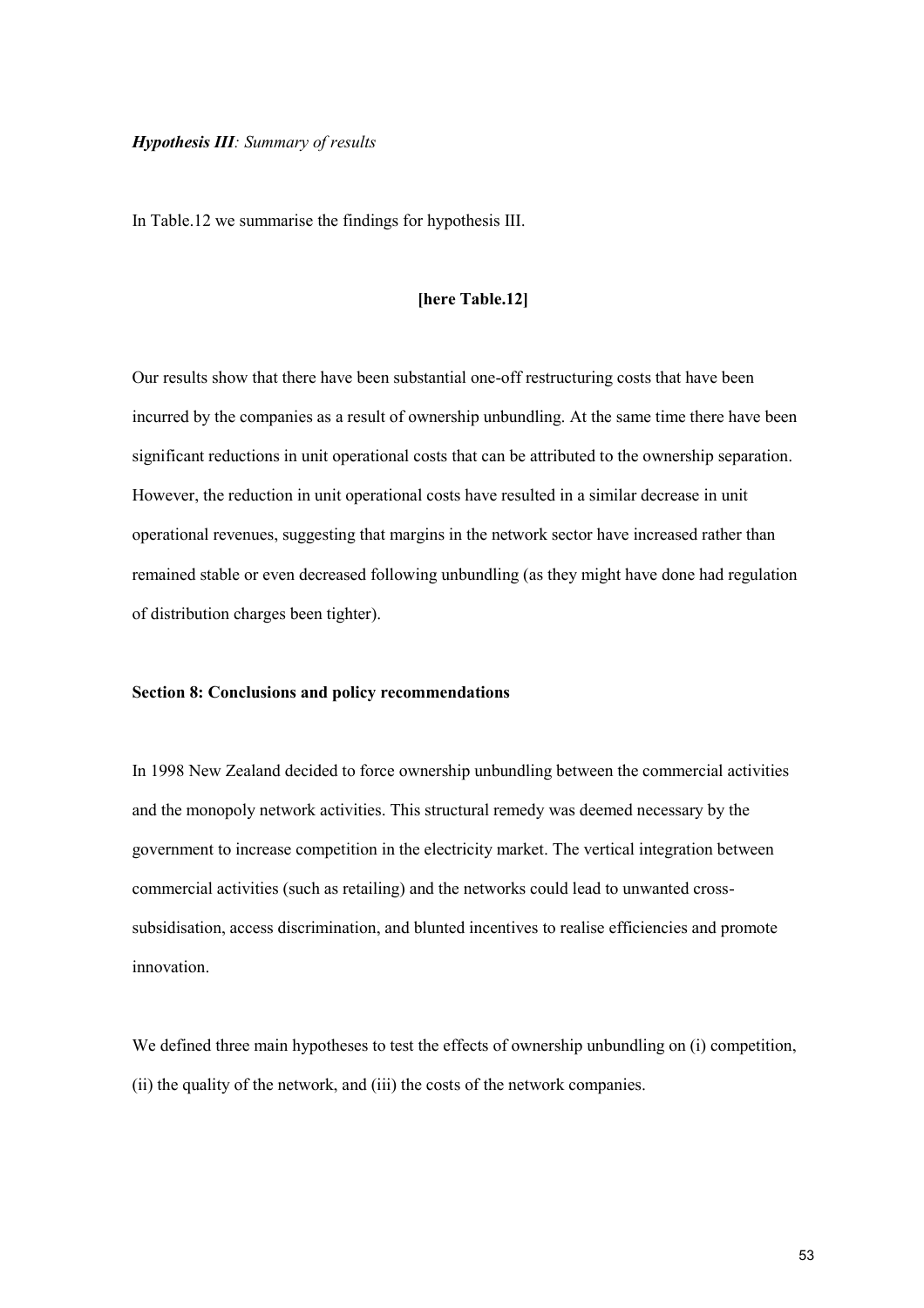*Hypothesis III: Summary of results*

In Table.12 we summarise the findings for hypothesis III.

**[here Table.12]**

Our results show that there have been substantial one-off restructuring costs that have been incurred by the companies as a result of ownership unbundling. At the same time there have been significant reductions in unit operational costs that can be attributed to the ownership separation. However, the reduction in unit operational costs have resulted in a similar decrease in unit operational revenues, suggesting that margins in the network sector have increased rather than remained stable or even decreased following unbundling (as they might have done had regulation of distribution charges been tighter).

**Section 8: Conclusions and policy recommendations**

In 1998 New Zealand decided to force ownership unbundling between the commercial activities and the monopoly network activities. This structural remedy was deemed necessary by the government to increase competition in the electricity market. The vertical integration between commercial activities (such as retailing) and the networks could lead to unwanted cross-subsidisation, access discrimination, and blunted incentives to realise efficiencies and promote innovation.

We defined three main hypotheses to test the effects of ownership unbundling on (i) competition, (ii) the quality of the network, and (iii) the costs of the network companies.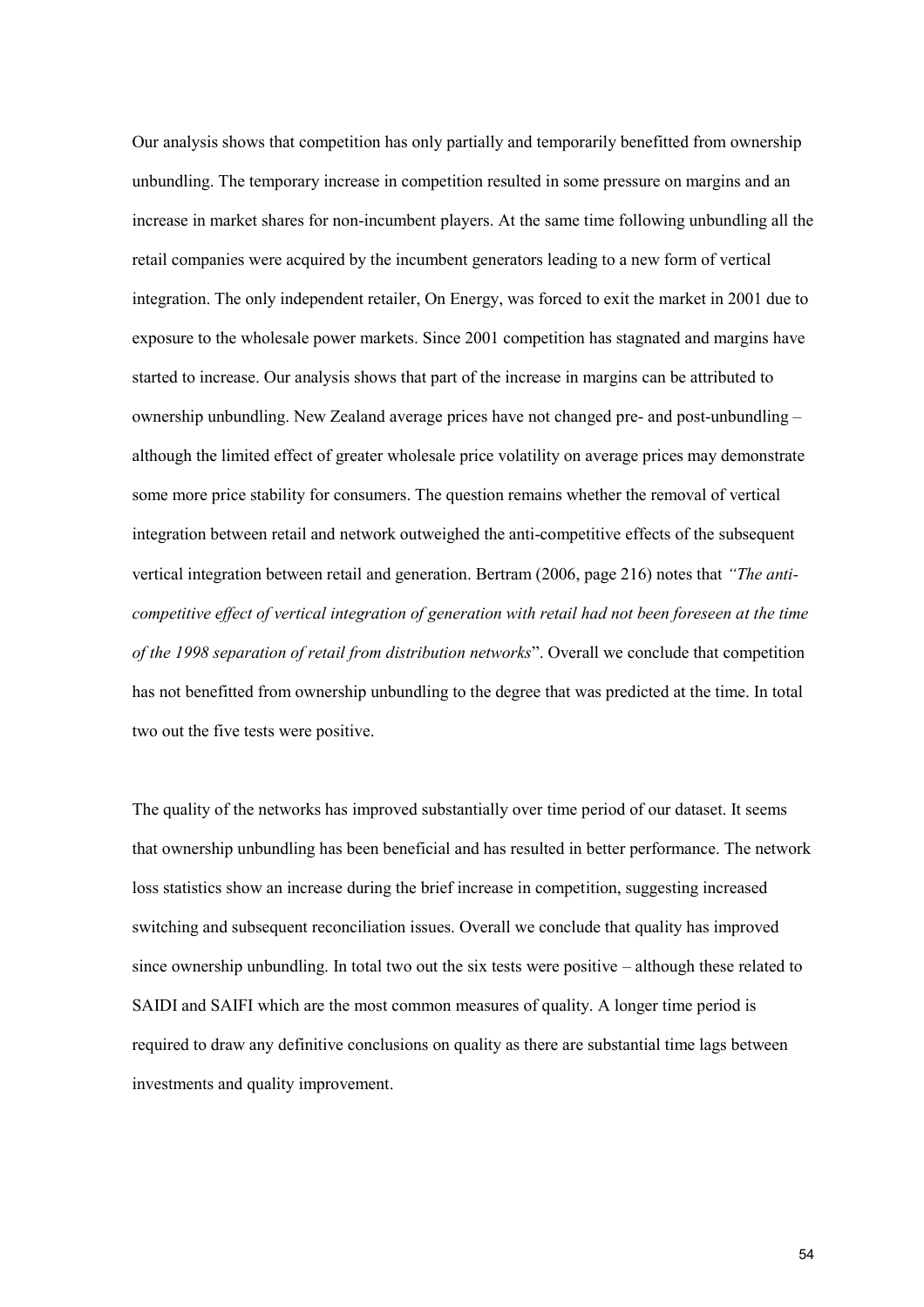Our analysis shows that competition has only partially and temporarily benefitted from ownership unbundling. The temporary increase in competition resulted in some pressure on margins and an increase in market shares for non-incumbent players. At the same time following unbundling all the retail companies were acquired by the incumbent generators leading to a new form of vertical integration. The only independent retailer, On Energy, was forced to exit the market in 2001 due to exposure to the wholesale power markets. Since 2001 competition has stagnated and margins have started to increase. Our analysis shows that part of the increase in margins can be attributed to ownership unbundling. New Zealand average prices have not changed pre- and post-unbundling – although the limited effect of greater wholesale price volatility on average prices may demonstrate some more price stability for consumers. The question remains whether the removal of vertical integration between retail and network outweighed the anti-competitive effects of the subsequent vertical integration between retail and generation. Bertram (2006, page 216) notes that *"The anti-competitive effect of vertical integration of generation with retail had not been foreseen at the time of the 1998 separation of retail from distribution networks*". Overall we conclude that competition has not benefitted from ownership unbundling to the degree that was predicted at the time. In total two out the five tests were positive.

The quality of the networks has improved substantially over time period of our dataset. It seems that ownership unbundling has been beneficial and has resulted in better performance. The network loss statistics show an increase during the brief increase in competition, suggesting increased switching and subsequent reconciliation issues. Overall we conclude that quality has improved since ownership unbundling. In total two out the six tests were positive – although these related to SAIDI and SAIFI which are the most common measures of quality. A longer time period is required to draw any definitive conclusions on quality as there are substantial time lags between investments and quality improvement.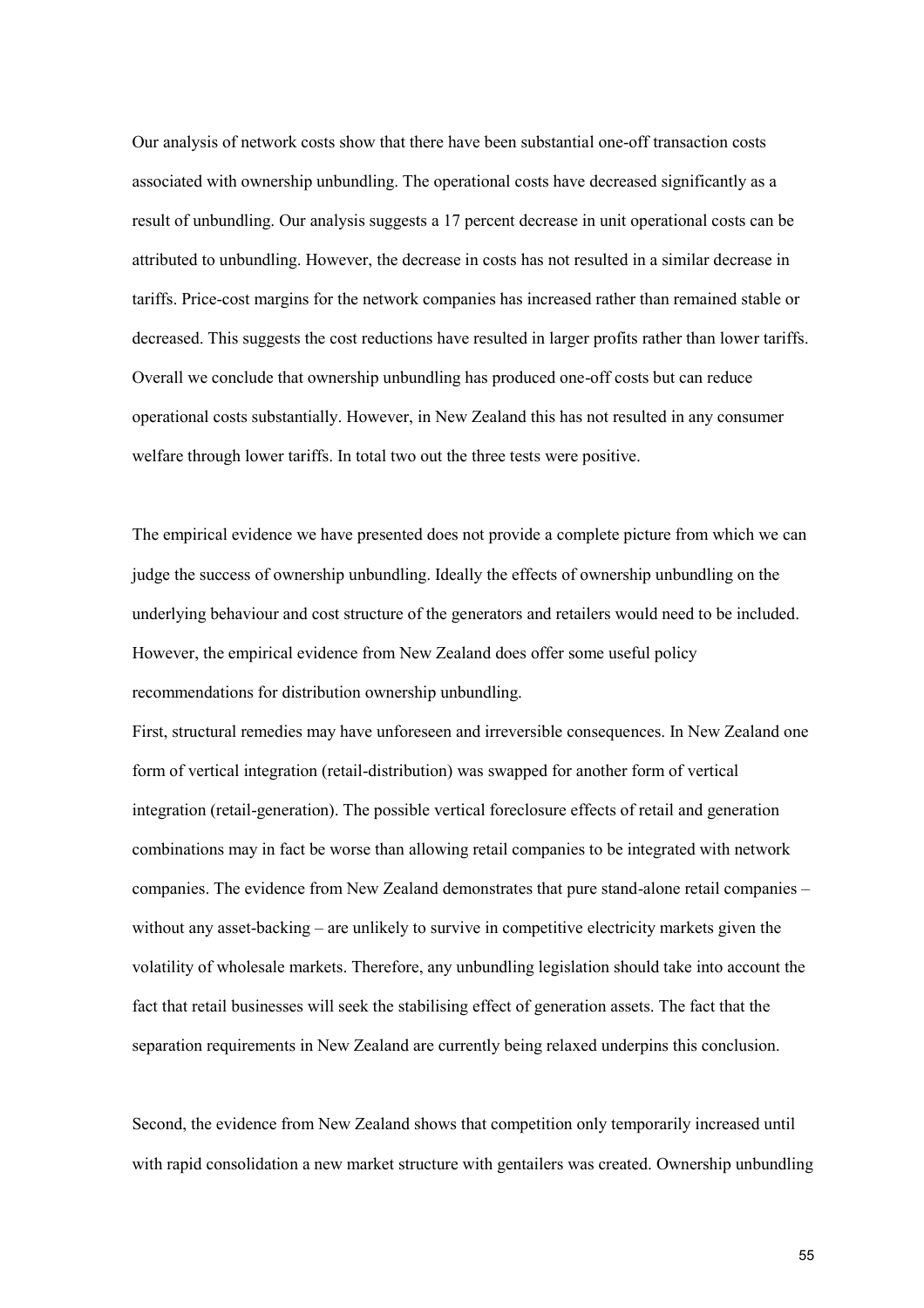Our analysis of network costs show that there have been substantial one-off transaction costs associated with ownership unbundling. The operational costs have decreased significantly as a result of unbundling. Our analysis suggests a 17 percent decrease in unit operational costs can be attributed to unbundling. However, the decrease in costs has not resulted in a similar decrease in tariffs. Price-cost margins for the network companies has increased rather than remained stable or decreased. This suggests the cost reductions have resulted in larger profits rather than lower tariffs. Overall we conclude that ownership unbundling has produced one-off costs but can reduce operational costs substantially. However, in New Zealand this has not resulted in any consumer welfare through lower tariffs. In total two out the three tests were positive.

The empirical evidence we have presented does not provide a complete picture from which we can judge the success of ownership unbundling. Ideally the effects of ownership unbundling on the underlying behaviour and cost structure of the generators and retailers would need to be included. However, the empirical evidence from New Zealand does offer some useful policy recommendations for distribution ownership unbundling.

First, structural remedies may have unforeseen and irreversible consequences. In New Zealand one form of vertical integration (retail-distribution) was swapped for another form of vertical integration (retail-generation). The possible vertical foreclosure effects of retail and generation combinations may in fact be worse than allowing retail companies to be integrated with network companies. The evidence from New Zealand demonstrates that pure stand-alone retail companies – without any asset-backing – are unlikely to survive in competitive electricity markets given the volatility of wholesale markets. Therefore, any unbundling legislation should take into account the fact that retail businesses will seek the stabilising effect of generation assets. The fact that the separation requirements in New Zealand are currently being relaxed underpins this conclusion.

Second, the evidence from New Zealand shows that competition only temporarily increased until with rapid consolidation a new market structure with gentailers was created. Ownership unbundling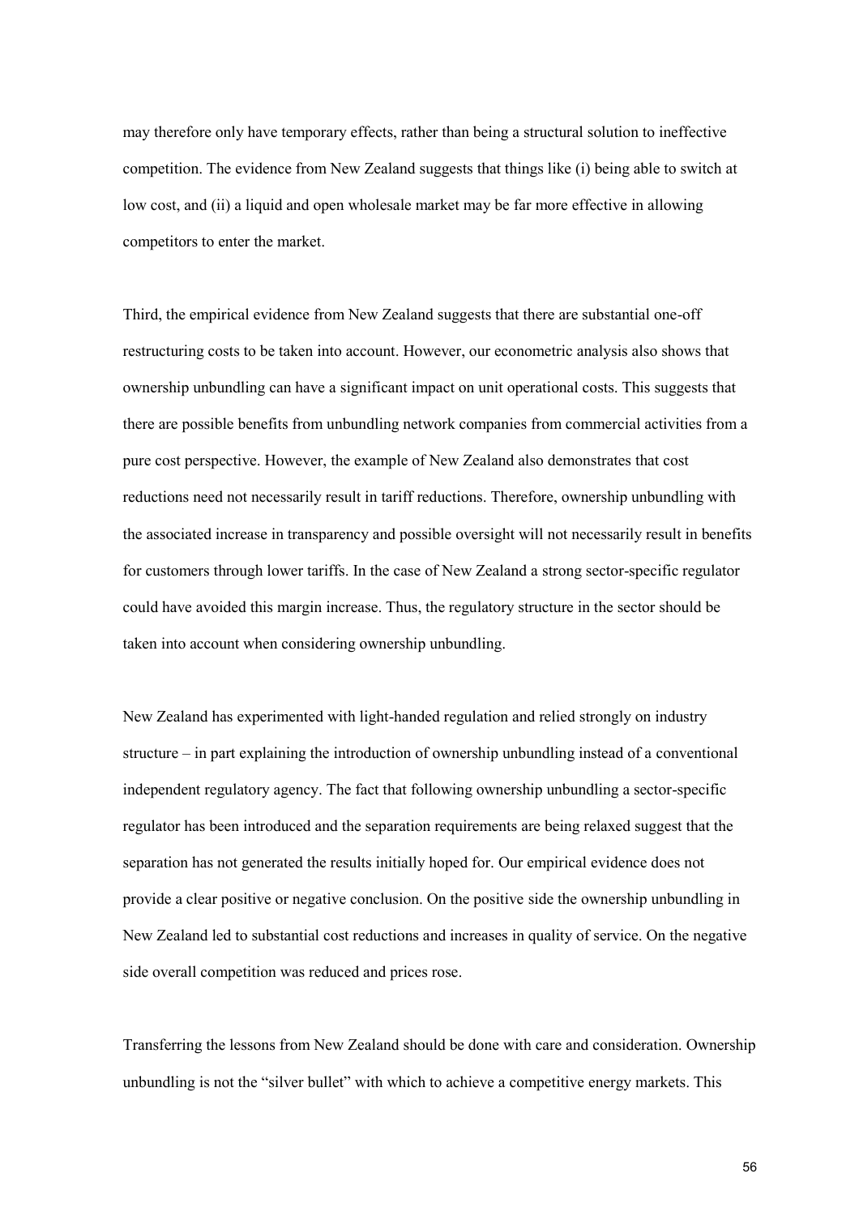may therefore only have temporary effects, rather than being a structural solution to ineffective competition. The evidence from New Zealand suggests that things like (i) being able to switch at low cost, and (ii) a liquid and open wholesale market may be far more effective in allowing competitors to enter the market.

Third, the empirical evidence from New Zealand suggests that there are substantial one-off restructuring costs to be taken into account. However, our econometric analysis also shows that ownership unbundling can have a significant impact on unit operational costs. This suggests that there are possible benefits from unbundling network companies from commercial activities from a pure cost perspective. However, the example of New Zealand also demonstrates that cost reductions need not necessarily result in tariff reductions. Therefore, ownership unbundling with the associated increase in transparency and possible oversight will not necessarily result in benefits for customers through lower tariffs. In the case of New Zealand a strong sector-specific regulator could have avoided this margin increase. Thus, the regulatory structure in the sector should be taken into account when considering ownership unbundling.

New Zealand has experimented with light-handed regulation and relied strongly on industry structure – in part explaining the introduction of ownership unbundling instead of a conventional independent regulatory agency. The fact that following ownership unbundling a sector-specific regulator has been introduced and the separation requirements are being relaxed suggest that the separation has not generated the results initially hoped for. Our empirical evidence does not provide a clear positive or negative conclusion. On the positive side the ownership unbundling in New Zealand led to substantial cost reductions and increases in quality of service. On the negative side overall competition was reduced and prices rose.

Transferring the lessons from New Zealand should be done with care and consideration. Ownership unbundling is not the "silver bullet" with which to achieve a competitive energy markets. This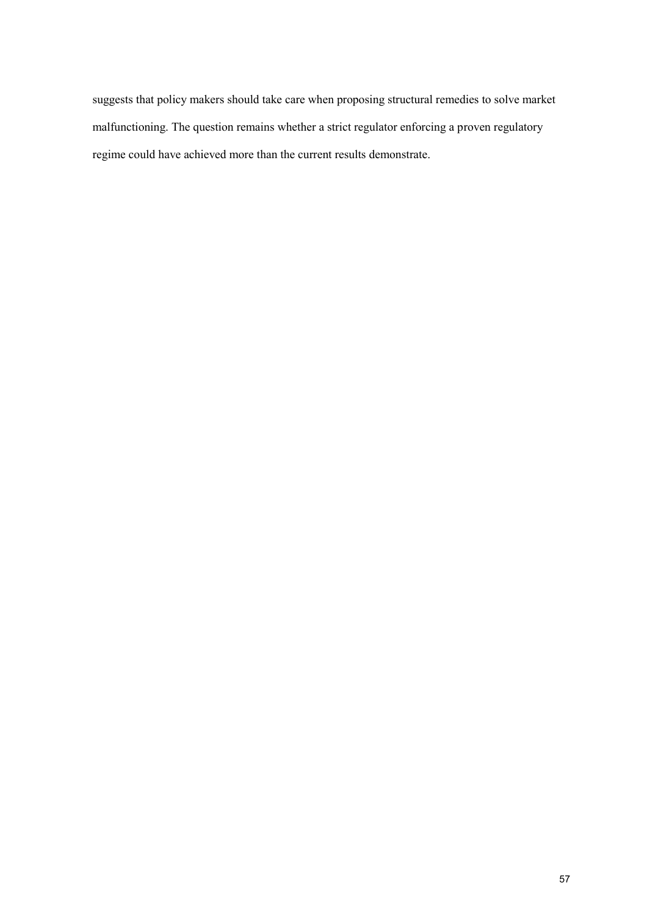suggests that policy makers should take care when proposing structural remedies to solve market malfunctioning. The question remains whether a strict regulator enforcing a proven regulatory regime could have achieved more than the current results demonstrate.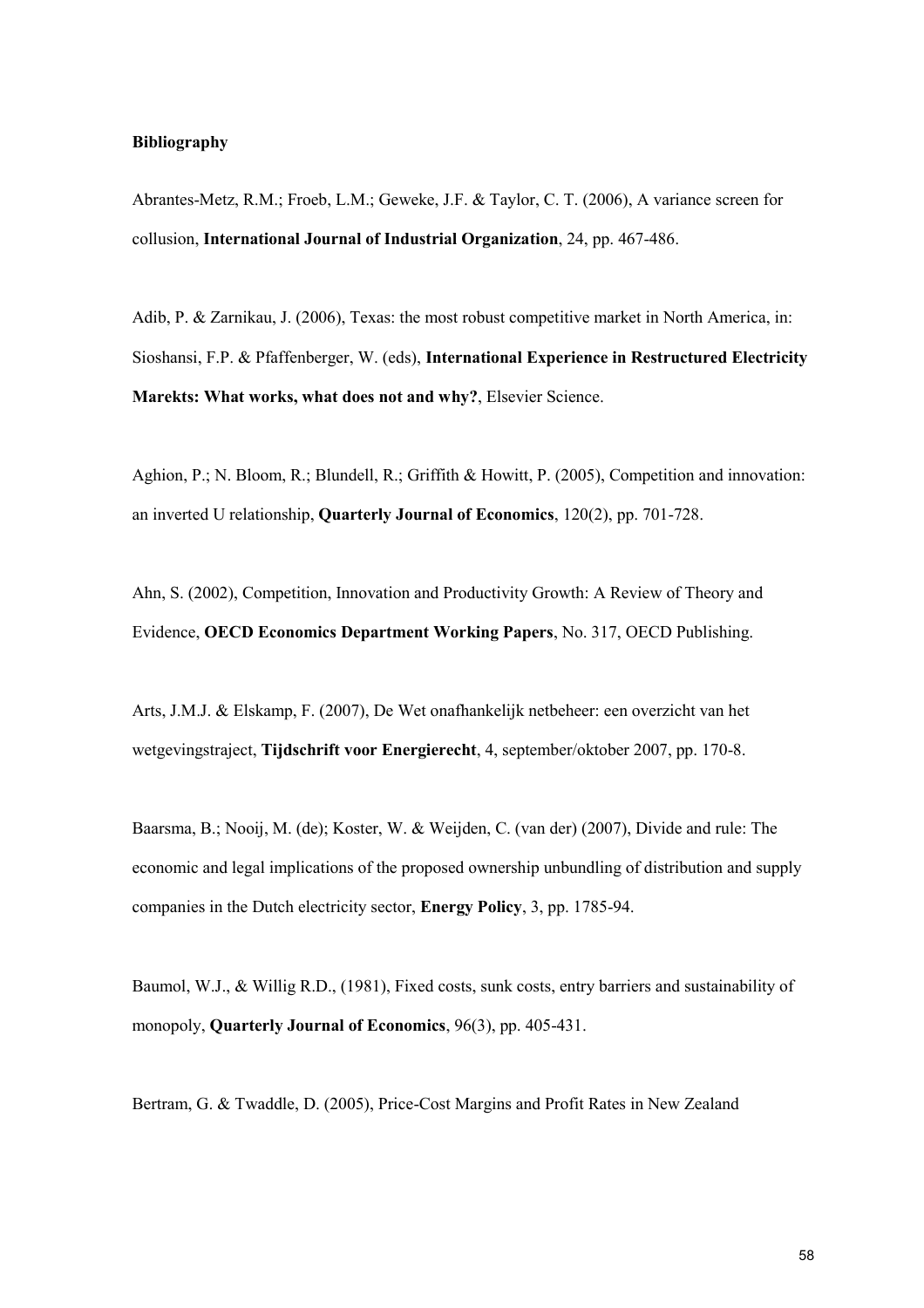**Bibliography**

Abrantes-Metz, R.M.; Froeb, L.M.; Geweke, J.F. & Taylor, C. T. (2006), A variance screen for collusion, **International Journal of Industrial Organization**, 24, pp. 467-486.

Adib, P. & Zarnikau, J. (2006), Texas: the most robust competitive market in North America, in: Sioshansi, F.P. & Pfaffenberger, W. (eds), **International Experience in Restructured Electricity Marekts: What works, what does not and why?**, Elsevier Science.

Aghion, P.; N. Bloom, R.; Blundell, R.; Griffith & Howitt, P. (2005), Competition and innovation: an inverted U relationship, **Quarterly Journal of Economics**, 120(2), pp. 701-728.

Ahn, S. (2002), Competition, Innovation and Productivity Growth: A Review of Theory and Evidence, **OECD Economics Department Working Papers**, No. 317, OECD Publishing.

Arts, J.M.J. & Elskamp, F. (2007), De Wet onafhankelijk netbeheer: een overzicht van het wetgevingstraject, **Tijdschrift voor Energierecht**, 4, september/oktober 2007, pp. 170-8.

Baarsma, B.; Nooij, M. (de); Koster, W. & Weijden, C. (van der) (2007), Divide and rule: The economic and legal implications of the proposed ownership unbundling of distribution and supply companies in the Dutch electricity sector, **Energy Policy**, 3, pp. 1785-94.

Baumol, W.J., & Willig R.D., (1981), Fixed costs, sunk costs, entry barriers and sustainability of monopoly, **Quarterly Journal of Economics**, 96(3), pp. 405-431.

Bertram, G. & Twaddle, D. (2005), Price-Cost Margins and Profit Rates in New Zealand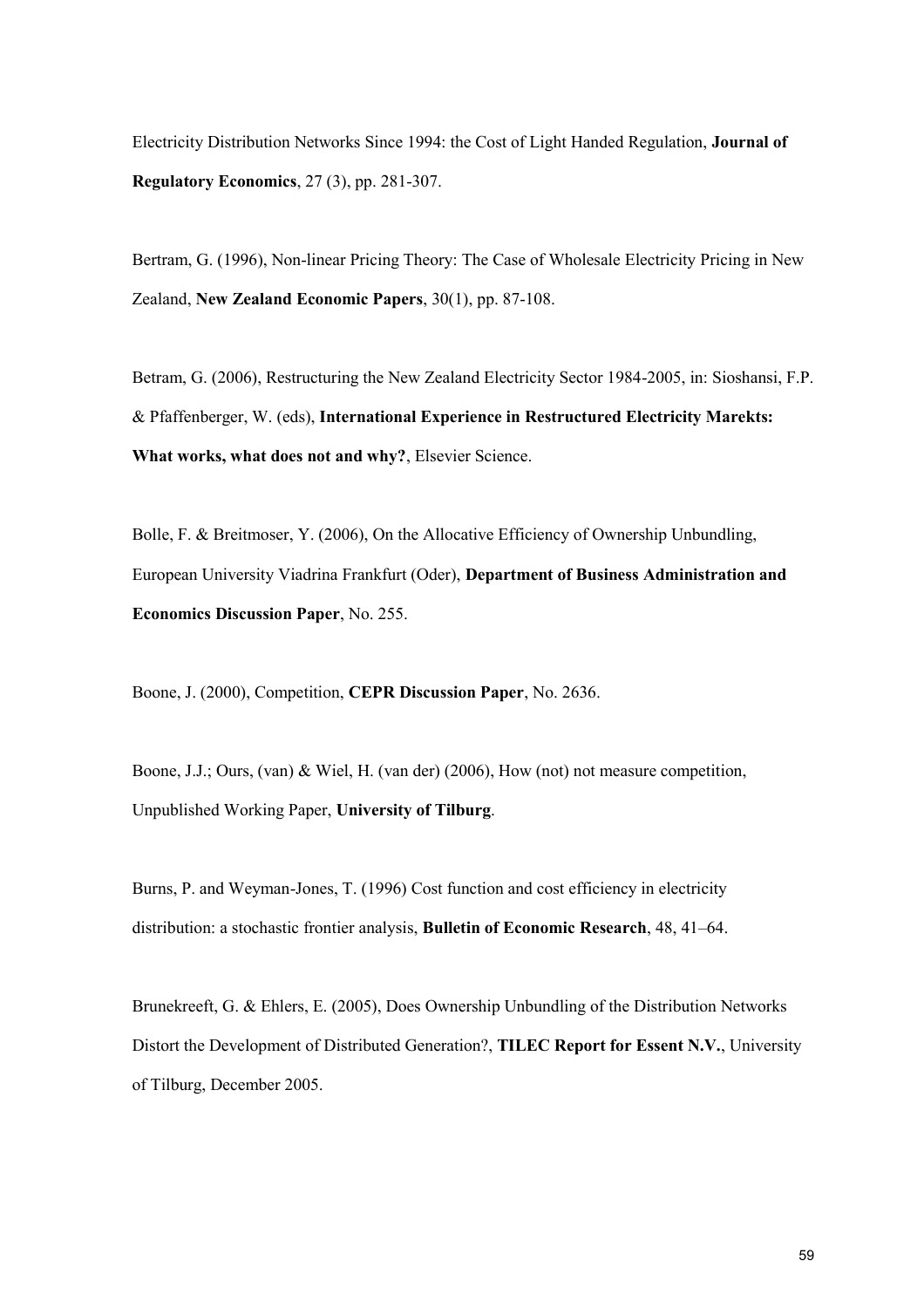Electricity Distribution Networks Since 1994: the Cost of Light Handed Regulation, **Journal of Regulatory Economics**, 27 (3), pp. 281-307.

Bertram, G. (1996), Non-linear Pricing Theory: The Case of Wholesale Electricity Pricing in New Zealand, **New Zealand Economic Papers**, 30(1), pp. 87-108.

Betram, G. (2006), Restructuring the New Zealand Electricity Sector 1984-2005, in: Sioshansi, F.P. & Pfaffenberger, W. (eds), **International Experience in Restructured Electricity Marekts: What works, what does not and why?**, Elsevier Science.

Bolle, F. & Breitmoser, Y. (2006), On the Allocative Efficiency of Ownership Unbundling, European University Viadrina Frankfurt (Oder), **Department of Business Administration and Economics Discussion Paper**, No. 255.

Boone, J. (2000), Competition, **CEPR Discussion Paper**, No. 2636.

Boone, J.J.; Ours, (van) & Wiel, H. (van der) (2006), How (not) not measure competition, Unpublished Working Paper, **University of Tilburg**.

Burns, P. and Weyman-Jones, T. (1996) Cost function and cost efficiency in electricity distribution: a stochastic frontier analysis, **Bulletin of Economic Research**, 48, 41–64.

Brunekreeft, G. & Ehlers, E. (2005), Does Ownership Unbundling of the Distribution Networks Distort the Development of Distributed Generation?, **TILEC Report for Essent N.V.**, University of Tilburg, December 2005.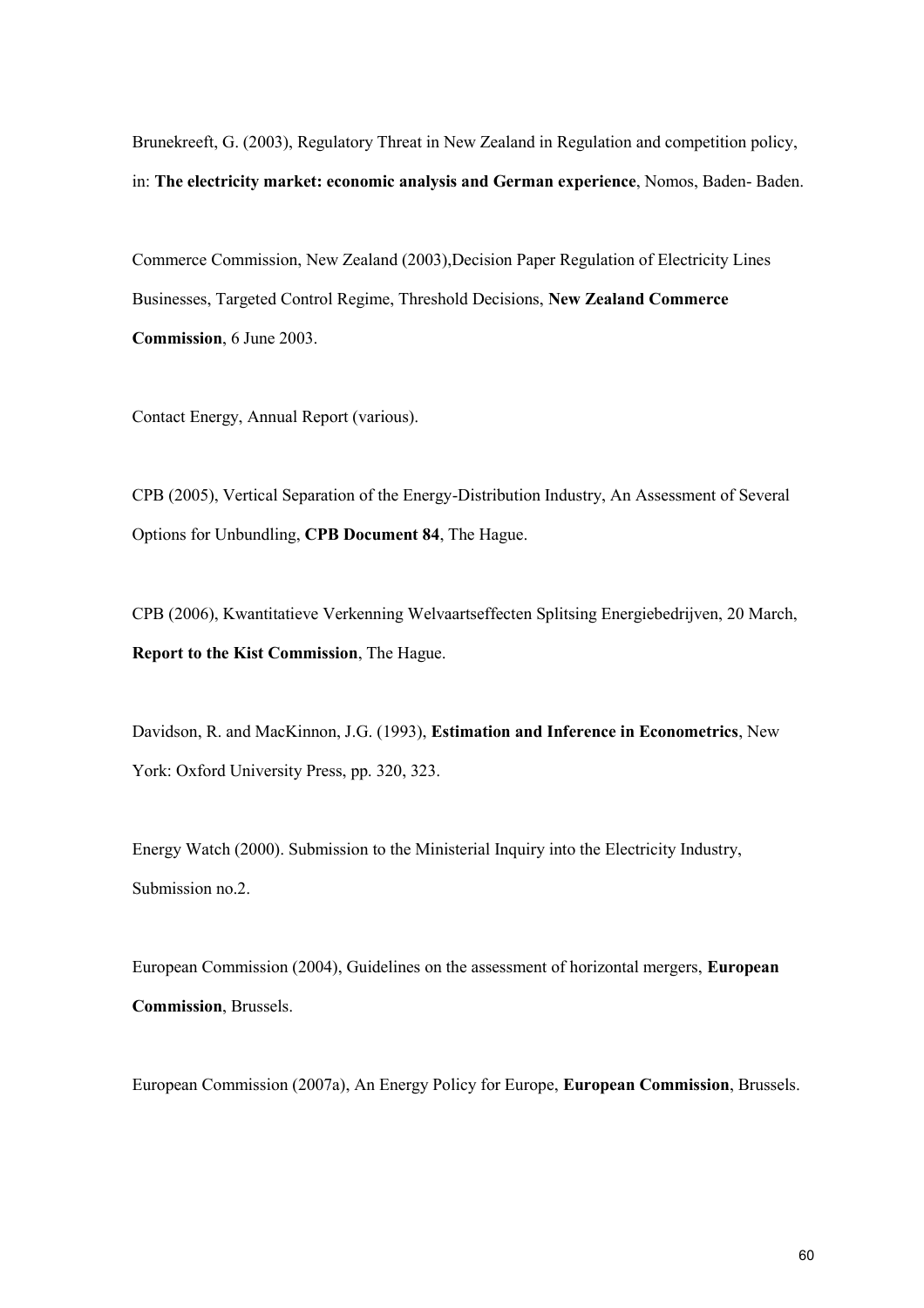Brunekreeft, G. (2003), Regulatory Threat in New Zealand in Regulation and competition policy, in: **The electricity market: economic analysis and German experience**, Nomos, Baden- Baden.

Commerce Commission, New Zealand (2003),Decision Paper Regulation of Electricity Lines Businesses, Targeted Control Regime, Threshold Decisions, **New Zealand Commerce Commission**, 6 June 2003.

Contact Energy, Annual Report (various).

CPB (2005), Vertical Separation of the Energy-Distribution Industry, An Assessment of Several Options for Unbundling, **CPB Document 84**, The Hague.

CPB (2006), Kwantitatieve Verkenning Welvaartseffecten Splitsing Energiebedrijven, 20 March, **Report to the Kist Commission**, The Hague.

Davidson, R. and MacKinnon, J.G. (1993), **Estimation and Inference in Econometrics**, New York: Oxford University Press, pp. 320, 323.

Energy Watch (2000). Submission to the Ministerial Inquiry into the Electricity Industry, Submission no.2.

European Commission (2004), Guidelines on the assessment of horizontal mergers, **European Commission**, Brussels.

European Commission (2007a), An Energy Policy for Europe, **European Commission**, Brussels.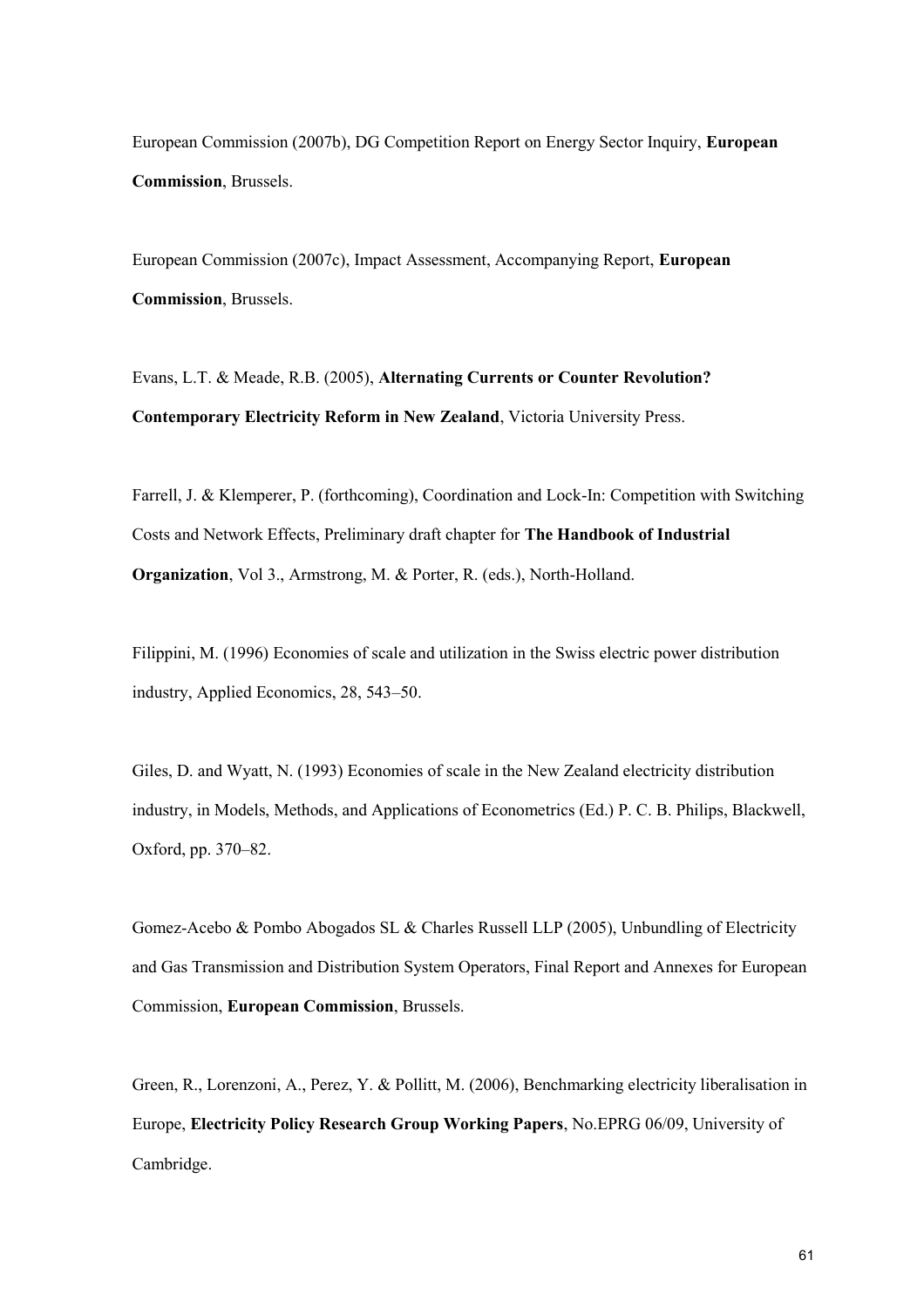European Commission (2007b), DG Competition Report on Energy Sector Inquiry, **European Commission**, Brussels.

European Commission (2007c), Impact Assessment, Accompanying Report, **European Commission**, Brussels.

Evans, L.T. & Meade, R.B. (2005), **Alternating Currents or Counter Revolution? Contemporary Electricity Reform in New Zealand**, Victoria University Press.

Farrell, J. & Klemperer, P. (forthcoming), Coordination and Lock-In: Competition with Switching Costs and Network Effects, Preliminary draft chapter for **The Handbook of Industrial Organization**, Vol 3., Armstrong, M. & Porter, R. (eds.), North-Holland.

Filippini, M. (1996) Economies of scale and utilization in the Swiss electric power distribution industry, Applied Economics, 28, 543–50.

Giles, D. and Wyatt, N. (1993) Economies of scale in the New Zealand electricity distribution industry, in Models, Methods, and Applications of Econometrics (Ed.) P. C. B. Philips, Blackwell, Oxford, pp. 370–82.

Gomez-Acebo & Pombo Abogados SL & Charles Russell LLP (2005), Unbundling of Electricity and Gas Transmission and Distribution System Operators, Final Report and Annexes for European Commission, **European Commission**, Brussels.

Green, R., Lorenzoni, A., Perez, Y. & Pollitt, M. (2006), Benchmarking electricity liberalisation in Europe, **Electricity Policy Research Group Working Papers**, No.EPRG 06/09, University of Cambridge.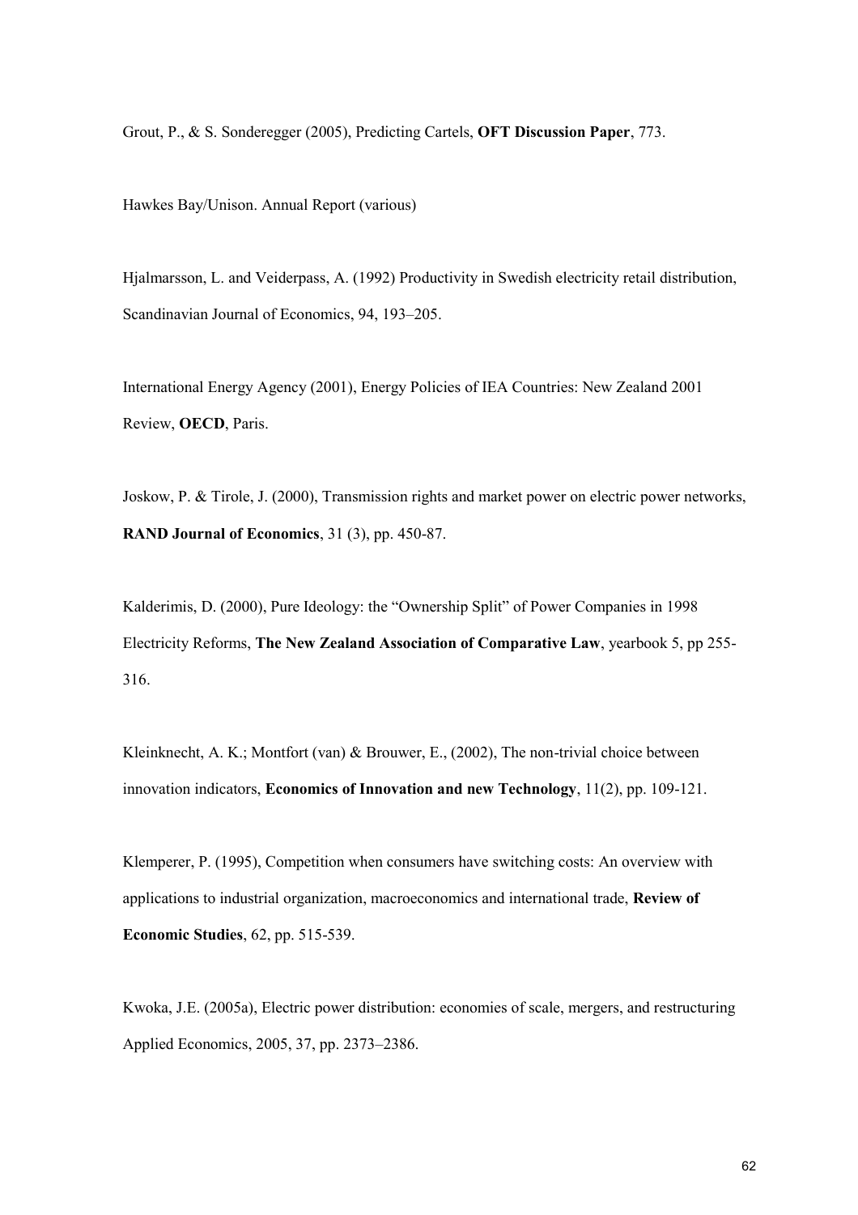Grout, P., & S. Sonderegger (2005), Predicting Cartels, **OFT Discussion Paper**, 773.

Hawkes Bay/Unison. Annual Report (various)

Hjalmarsson, L. and Veiderpass, A. (1992) Productivity in Swedish electricity retail distribution, Scandinavian Journal of Economics, 94, 193–205.

International Energy Agency (2001), Energy Policies of IEA Countries: New Zealand 2001 Review, **OECD**, Paris.

Joskow, P. & Tirole, J. (2000), Transmission rights and market power on electric power networks, **RAND Journal of Economics**, 31 (3), pp. 450-87.

Kalderimis, D. (2000), Pure Ideology: the "Ownership Split" of Power Companies in 1998 Electricity Reforms, **The New Zealand Association of Comparative Law**, yearbook 5, pp 255-316.

Kleinknecht, A. K.; Montfort (van) & Brouwer, E., (2002), The non-trivial choice between innovation indicators, **Economics of Innovation and new Technology**, 11(2), pp. 109-121.

Klemperer, P. (1995), Competition when consumers have switching costs: An overview with applications to industrial organization, macroeconomics and international trade, **Review of Economic Studies**, 62, pp. 515-539.

Kwoka, J.E. (2005a), Electric power distribution: economies of scale, mergers, and restructuring Applied Economics, 2005, 37, pp. 2373–2386.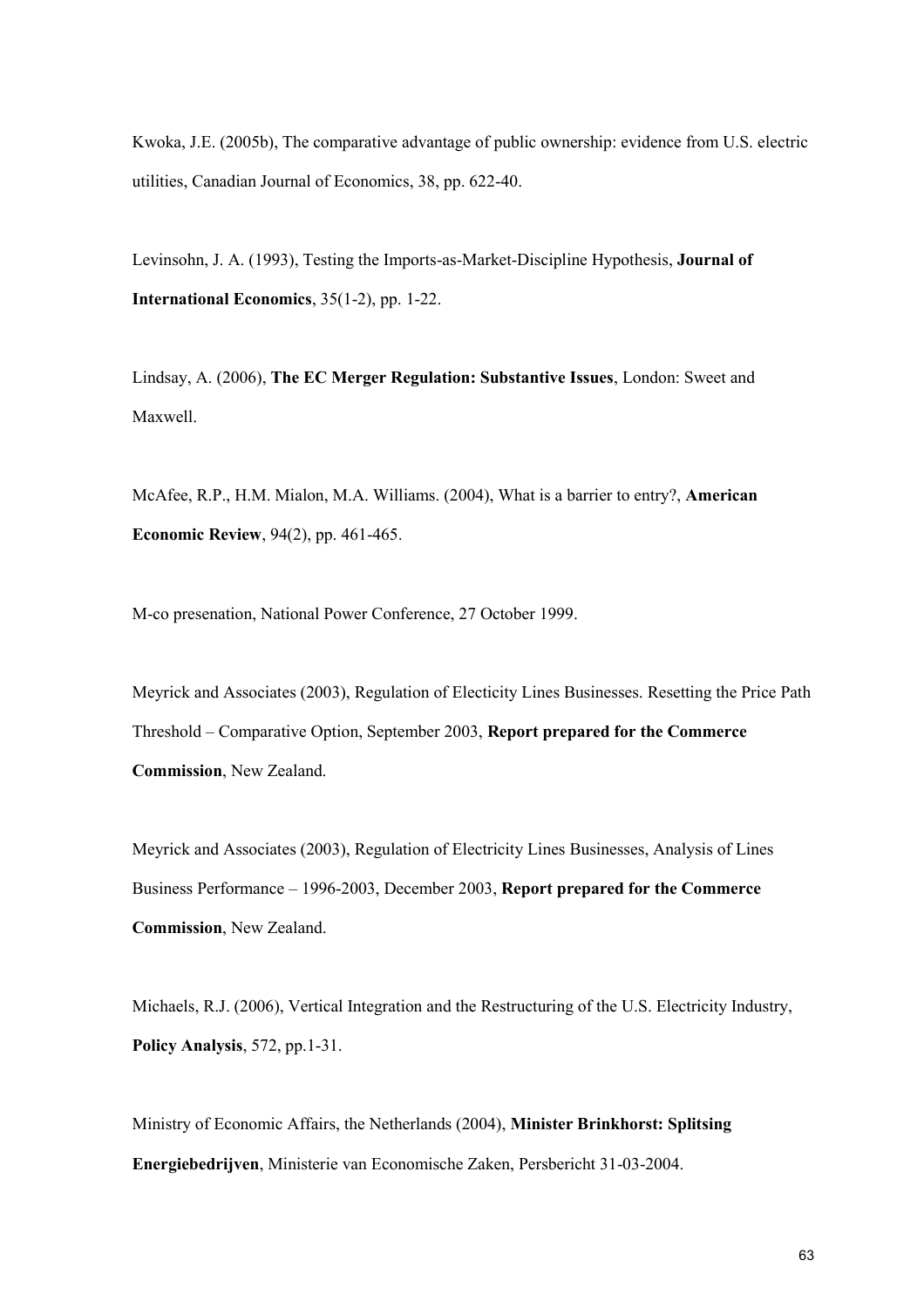Kwoka, J.E. (2005b), The comparative advantage of public ownership: evidence from U.S. electric utilities, Canadian Journal of Economics, 38, pp. 622-40.

Levinsohn, J. A. (1993), Testing the Imports-as-Market-Discipline Hypothesis, **Journal of International Economics**, 35(1-2), pp. 1-22.

Lindsay, A. (2006), **The EC Merger Regulation: Substantive Issues**, London: Sweet and Maxwell.

McAfee, R.P., H.M. Mialon, M.A. Williams. (2004), What is a barrier to entry?, **American Economic Review**, 94(2), pp. 461-465.

M-co presenation, National Power Conference, 27 October 1999.

Meyrick and Associates (2003), Regulation of Electicity Lines Businesses. Resetting the Price Path Threshold – Comparative Option, September 2003, **Report prepared for the Commerce Commission**, New Zealand.

Meyrick and Associates (2003), Regulation of Electricity Lines Businesses, Analysis of Lines Business Performance – 1996-2003, December 2003, **Report prepared for the Commerce Commission**, New Zealand.

Michaels, R.J. (2006), Vertical Integration and the Restructuring of the U.S. Electricity Industry, **Policy Analysis**, 572, pp.1-31.

Ministry of Economic Affairs, the Netherlands (2004), **Minister Brinkhorst: Splitsing Energiebedrijven**, Ministerie van Economische Zaken, Persbericht 31-03-2004.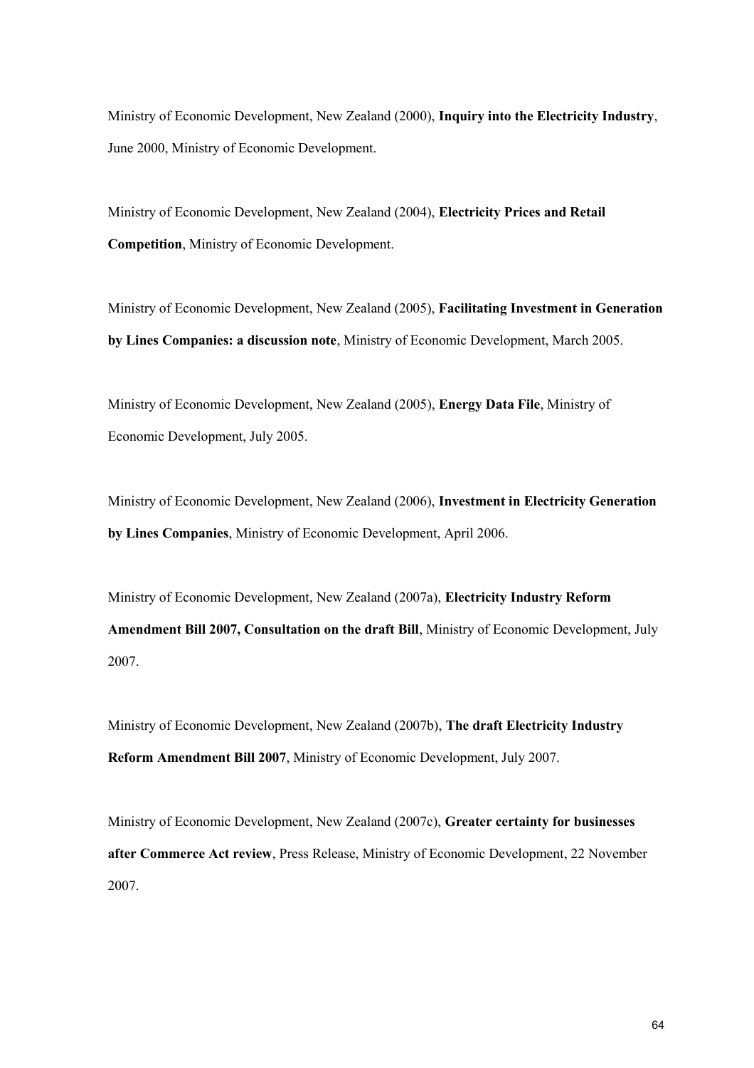Ministry of Economic Development, New Zealand (2000), **Inquiry into the Electricity Industry**, June 2000, Ministry of Economic Development.

Ministry of Economic Development, New Zealand (2004), **Electricity Prices and Retail Competition**, Ministry of Economic Development.

Ministry of Economic Development, New Zealand (2005), **Facilitating Investment in Generation by Lines Companies: a discussion note**, Ministry of Economic Development, March 2005.

Ministry of Economic Development, New Zealand (2005), **Energy Data File**, Ministry of Economic Development, July 2005.

Ministry of Economic Development, New Zealand (2006), **Investment in Electricity Generation by Lines Companies**, Ministry of Economic Development, April 2006.

Ministry of Economic Development, New Zealand (2007a), **Electricity Industry Reform Amendment Bill 2007, Consultation on the draft Bill**, Ministry of Economic Development, July 2007.

Ministry of Economic Development, New Zealand (2007b), **The draft Electricity Industry Reform Amendment Bill 2007**, Ministry of Economic Development, July 2007.

Ministry of Economic Development, New Zealand (2007c), **Greater certainty for businesses after Commerce Act review**, Press Release, Ministry of Economic Development, 22 November 2007.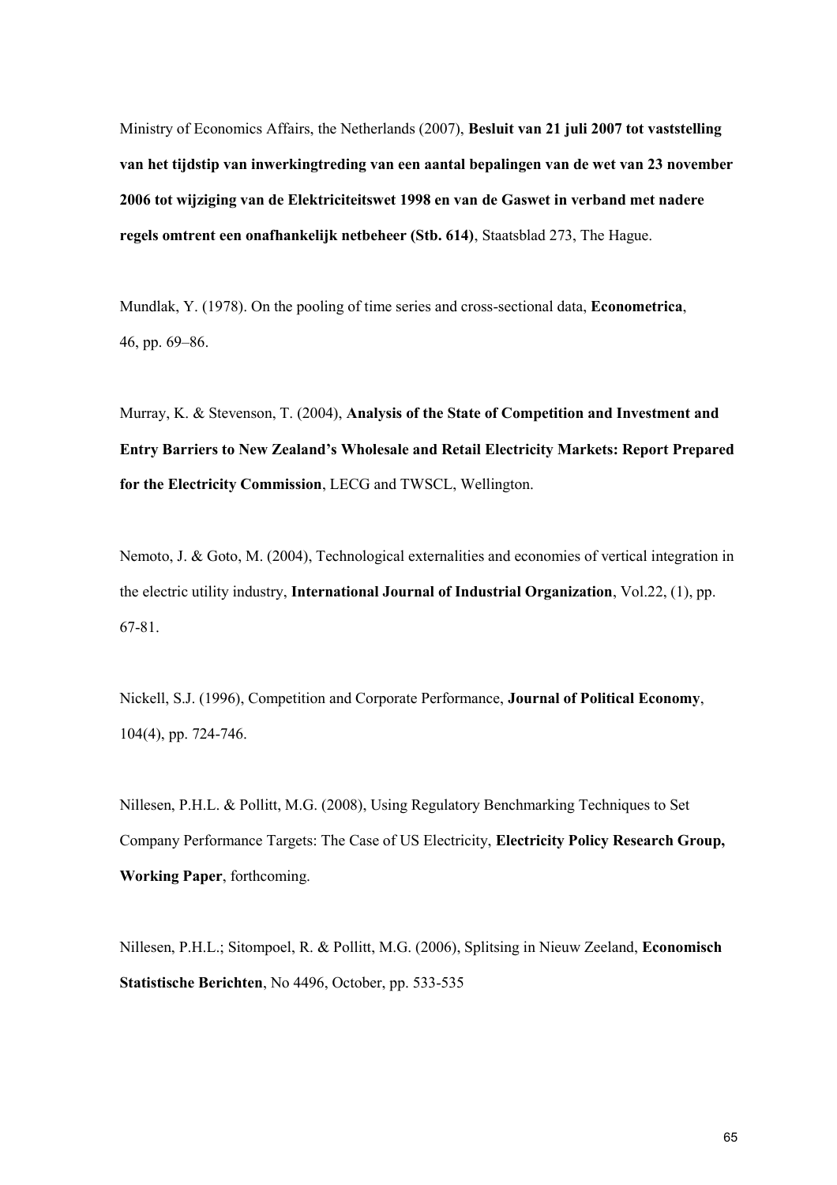Ministry of Economics Affairs, the Netherlands (2007), **Besluit van 21 juli 2007 tot vaststelling van het tijdstip van inwerkingtreding van een aantal bepalingen van de wet van 23 november 2006 tot wijziging van de Elektriciteitswet 1998 en van de Gaswet in verband met nadere regels omtrent een onafhankelijk netbeheer (Stb. 614)**, Staatsblad 273, The Hague.

Mundlak, Y. (1978). On the pooling of time series and cross-sectional data, **Econometrica**, 46, pp. 69–86.

Murray, K. & Stevenson, T. (2004), **Analysis of the State of Competition and Investment and Entry Barriers to New Zealand's Wholesale and Retail Electricity Markets: Report Prepared for the Electricity Commission**, LECG and TWSCL, Wellington.

Nemoto, J. & Goto, M. (2004), Technological externalities and economies of vertical integration in the electric utility industry, **International Journal of Industrial Organization**, Vol.22, (1), pp. 67-81.

Nickell, S.J. (1996), Competition and Corporate Performance, **Journal of Political Economy**, 104(4), pp. 724-746.

Nillesen, P.H.L. & Pollitt, M.G. (2008), Using Regulatory Benchmarking Techniques to Set Company Performance Targets: The Case of US Electricity, **Electricity Policy Research Group, Working Paper**, forthcoming.

Nillesen, P.H.L.; Sitompoel, R. & Pollitt, M.G. (2006), Splitsing in Nieuw Zeeland, **Economisch Statistische Berichten**, No 4496, October, pp. 533-535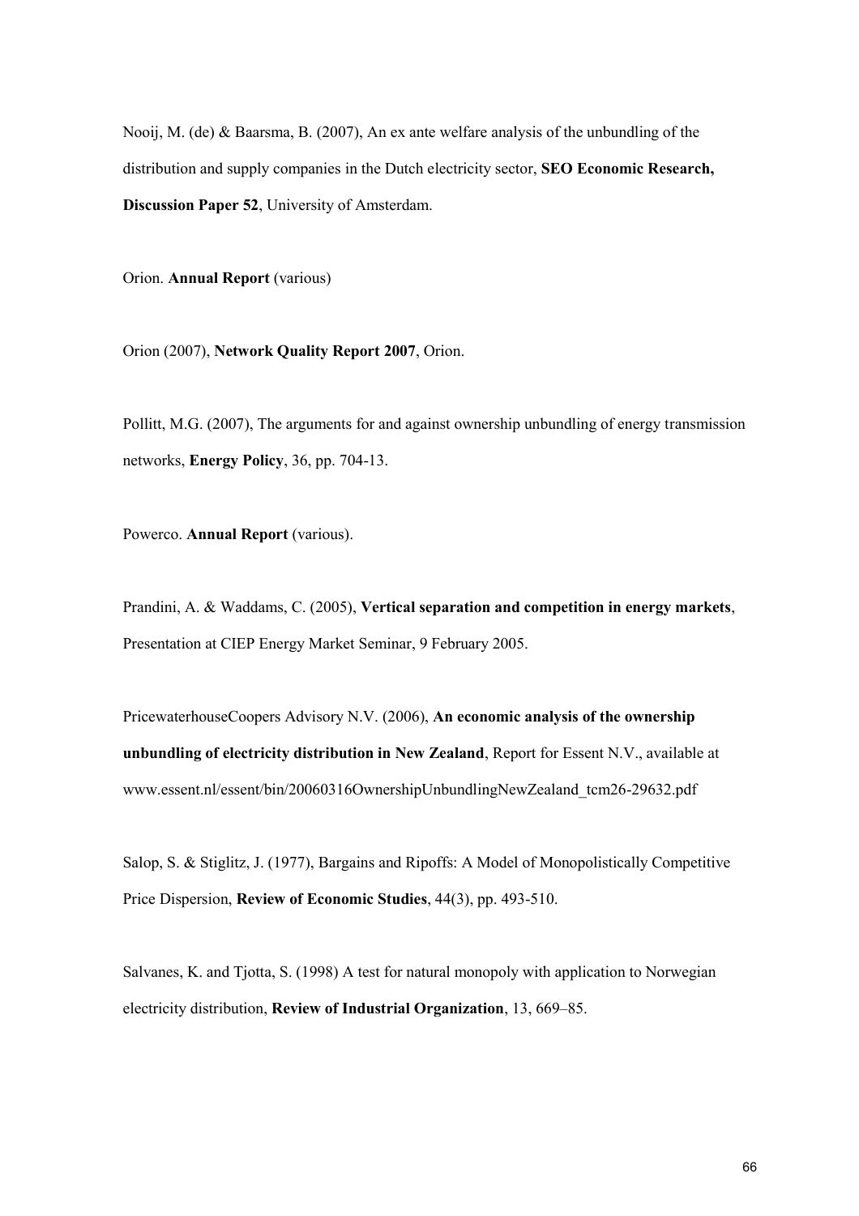Nooij, M. (de) & Baarsma, B. (2007), An ex ante welfare analysis of the unbundling of the distribution and supply companies in the Dutch electricity sector, **SEO Economic Research, Discussion Paper 52**, University of Amsterdam.

Orion. **Annual Report** (various)

Orion (2007), **Network Quality Report 2007**, Orion.

Pollitt, M.G. (2007), The arguments for and against ownership unbundling of energy transmission networks, **Energy Policy**, 36, pp. 704-13.

Powerco. **Annual Report** (various).

Prandini, A. & Waddams, C. (2005), **Vertical separation and competition in energy markets**, Presentation at CIEP Energy Market Seminar, 9 February 2005.

PricewaterhouseCoopers Advisory N.V. (2006), **An economic analysis of the ownership unbundling of electricity distribution in New Zealand**, Report for Essent N.V., available at www.essent.nl/essent/bin/20060316OwnershipUnbundlingNewZealand_tcm26-29632.pdf

Salop, S. & Stiglitz, J. (1977), Bargains and Ripoffs: A Model of Monopolistically Competitive Price Dispersion, **Review of Economic Studies**, 44(3), pp. 493-510.

Salvanes, K. and Tjotta, S. (1998) A test for natural monopoly with application to Norwegian electricity distribution, **Review of Industrial Organization**, 13, 669–85.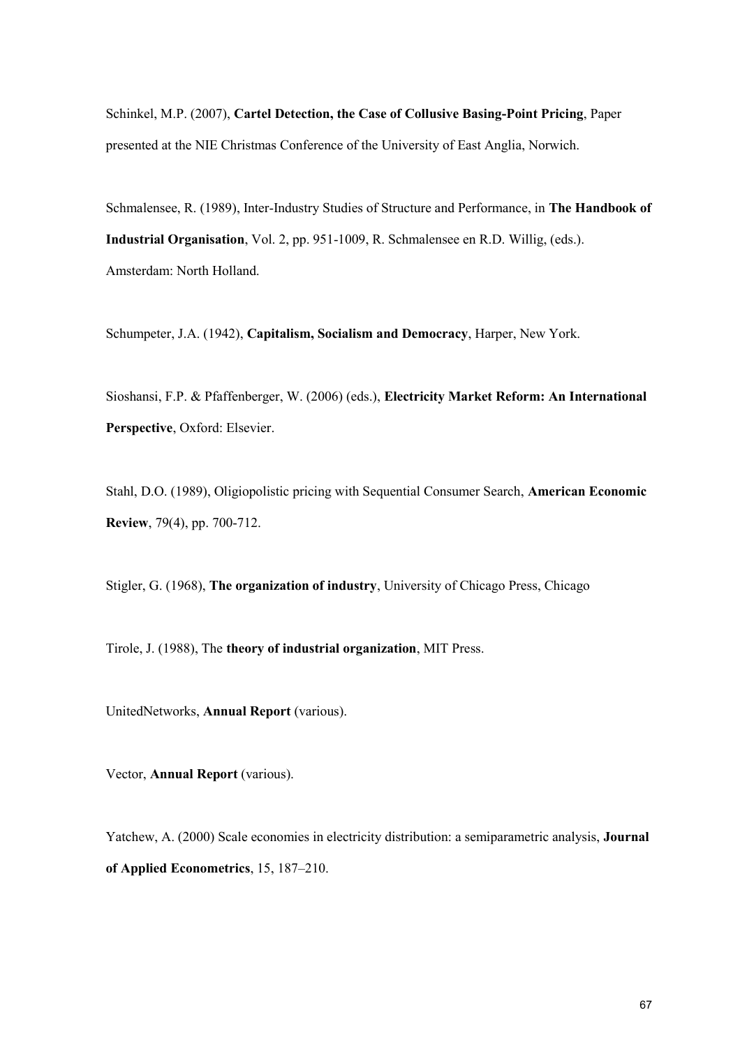Schinkel, M.P. (2007), **Cartel Detection, the Case of Collusive Basing-Point Pricing**, Paper presented at the NIE Christmas Conference of the University of East Anglia, Norwich.

Schmalensee, R. (1989), Inter-Industry Studies of Structure and Performance, in **The Handbook of Industrial Organisation**, Vol. 2, pp. 951-1009, R. Schmalensee en R.D. Willig, (eds.). Amsterdam: North Holland.

Schumpeter, J.A. (1942), **Capitalism, Socialism and Democracy**, Harper, New York.

Sioshansi, F.P. & Pfaffenberger, W. (2006) (eds.), **Electricity Market Reform: An International Perspective**, Oxford: Elsevier.

Stahl, D.O. (1989), Oligiopolistic pricing with Sequential Consumer Search, **American Economic Review**, 79(4), pp. 700-712.

Stigler, G. (1968), **The organization of industry**, University of Chicago Press, Chicago

Tirole, J. (1988), The **theory of industrial organization**, MIT Press.

UnitedNetworks, **Annual Report** (various).

Vector, **Annual Report** (various).

Yatchew, A. (2000) Scale economies in electricity distribution: a semiparametric analysis, **Journal of Applied Econometrics**, 15, 187–210.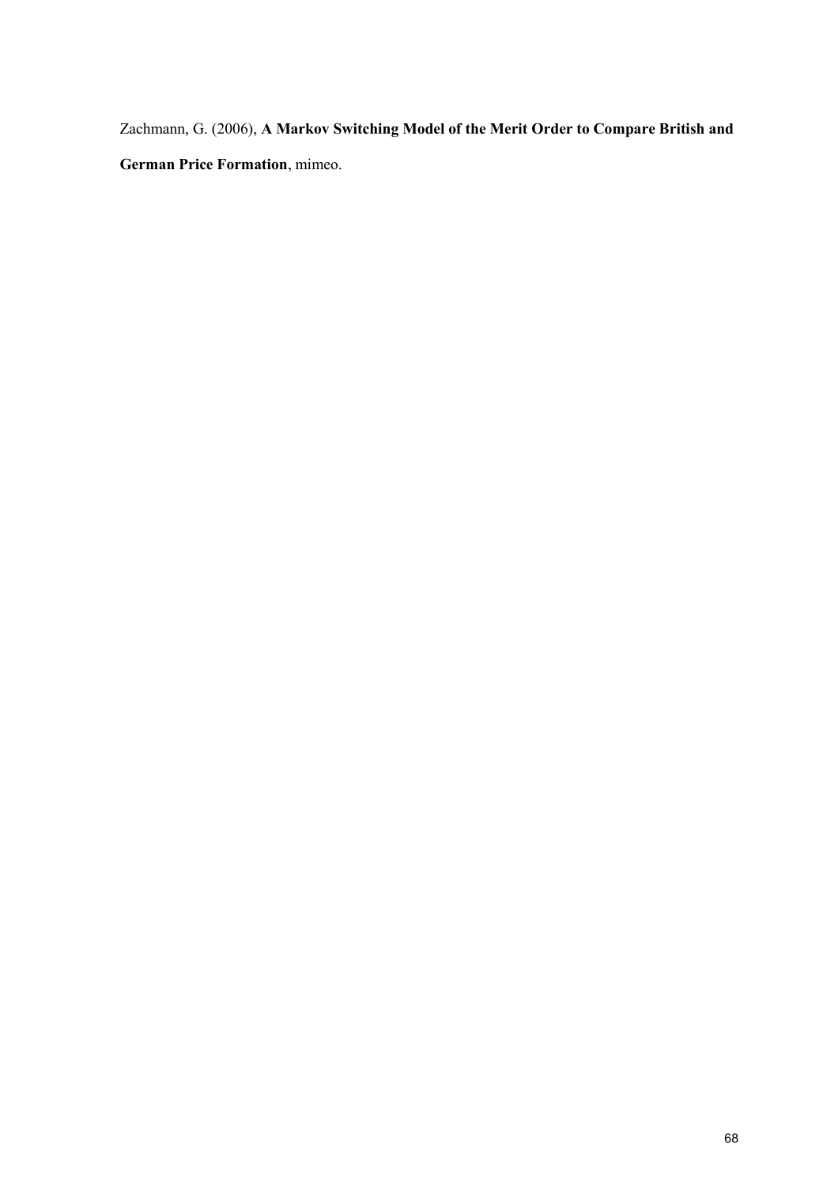Zachmann, G. (2006), **A Markov Switching Model of the Merit Order to Compare British and German Price Formation**, mimeo.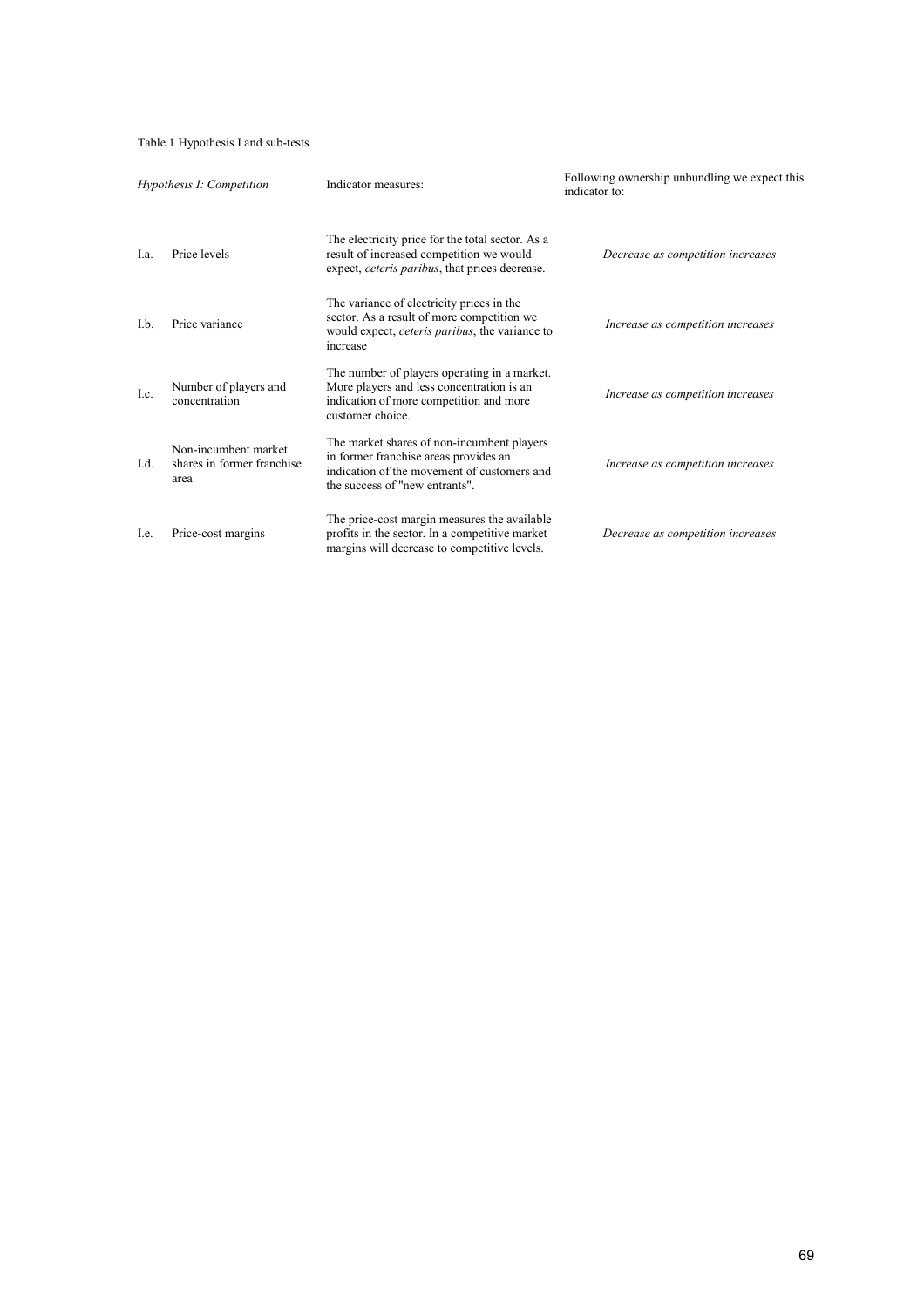Table.1 Hypothesis I and sub-tests

| *Hypothesis I: Competition* | | Indicator measures: | Following ownership unbundling we expect this indicator to: |
|---|---|---|---|
| I.a. | Price levels | The electricity price for the total sector. As a result of increased competition we would expect, *ceteris paribus*, that prices decrease. | *Decrease as competition increases* |
| I.b. | Price variance | The variance of electricity prices in the sector. As a result of more competition we would expect, *ceteris paribus*, the variance to increase | *Increase as competition increases* |
| I.c. | Number of players and concentration | The number of players operating in a market. More players and less concentration is an indication of more competition and more customer choice. | *Increase as competition increases* |
| I.d. | Non-incumbent market shares in former franchise area | The market shares of non-incumbent players in former franchise areas provides an indication of the movement of customers and the success of "new entrants". | *Increase as competition increases* |
| I.e. | Price-cost margins | The price-cost margin measures the available profits in the sector. In a competitive market margins will decrease to competitive levels. | *Decrease as competition increases* |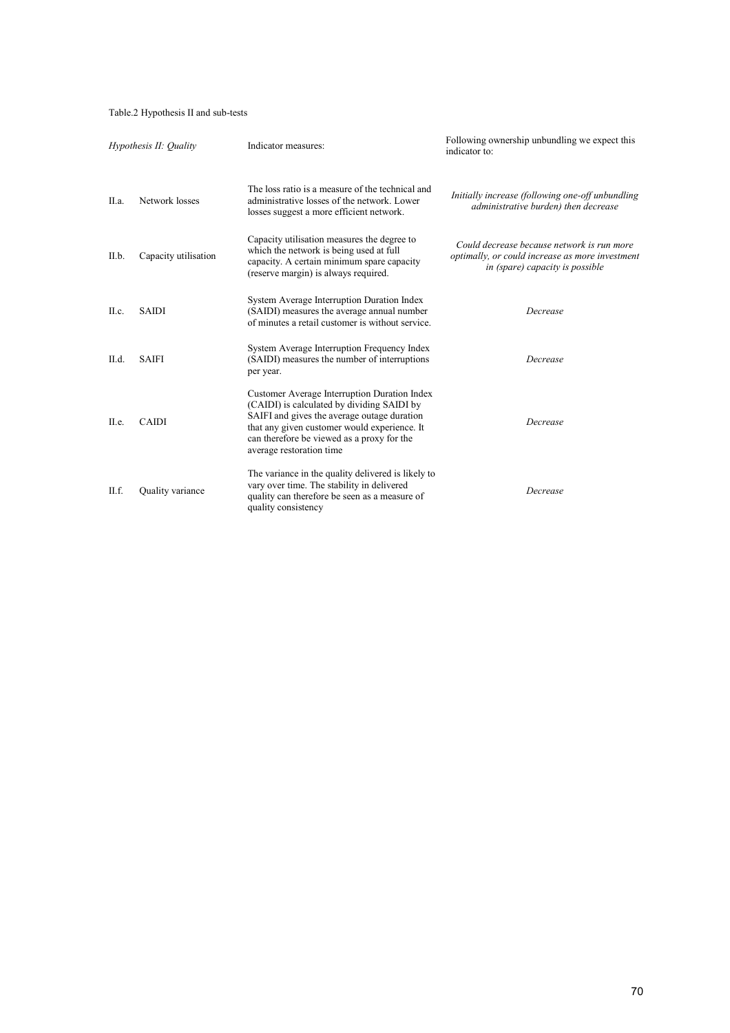Table.2 Hypothesis II and sub-tests

| *Hypothesis II: Quality* | | Indicator measures: | Following ownership unbundling we expect this indicator to: |
|---|---|---|---|
| II.a. | Network losses | The loss ratio is a measure of the technical and administrative losses of the network. Lower losses suggest a more efficient network. | *Initially increase (following one-off unbundling administrative burden) then decrease* |
| II.b. | Capacity utilisation | Capacity utilisation measures the degree to which the network is being used at full capacity. A certain minimum spare capacity (reserve margin) is always required. | *Could decrease because network is run more optimally, or could increase as more investment in (spare) capacity is possible* |
| II.c. | SAIDI | System Average Interruption Duration Index (SAIDI) measures the average annual number of minutes a retail customer is without service. | *Decrease* |
| II.d. | SAIFI | System Average Interruption Frequency Index (SAIDI) measures the number of interruptions per year. | *Decrease* |
| II.e. | CAIDI | Customer Average Interruption Duration Index (CAIDI) is calculated by dividing SAIDI by SAIFI and gives the average outage duration that any given customer would experience. It can therefore be viewed as a proxy for the average restoration time | *Decrease* |
| II.f. | Quality variance | The variance in the quality delivered is likely to vary over time. The stability in delivered quality can therefore be seen as a measure of quality consistency | *Decrease* |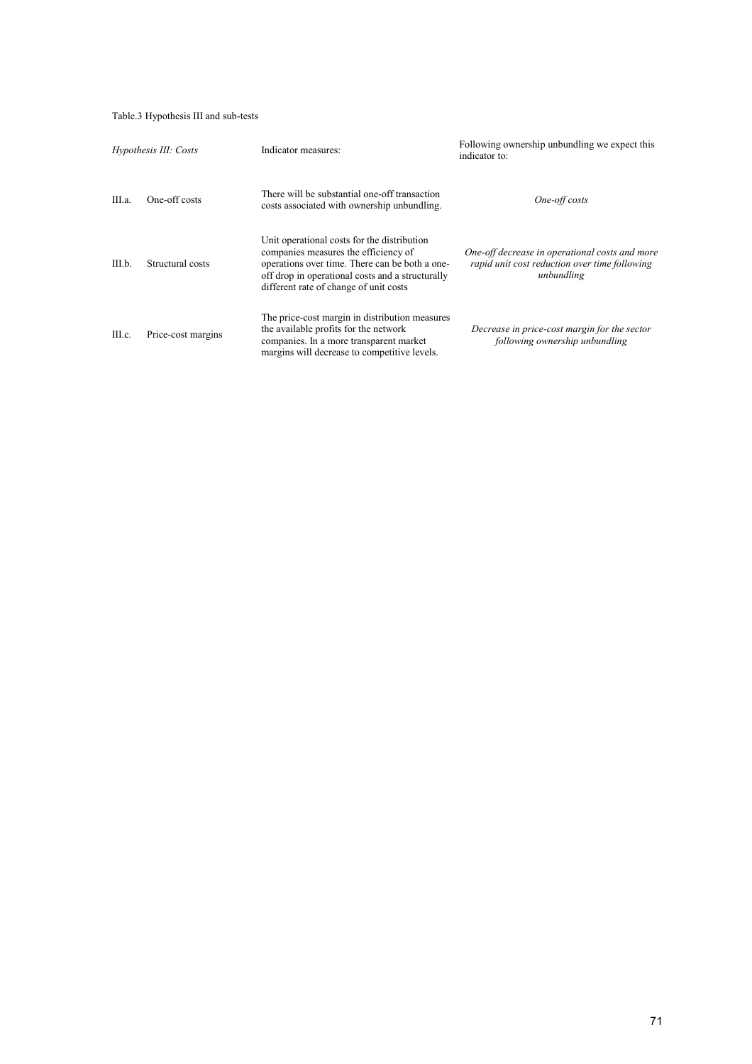Table.3 Hypothesis III and sub-tests

| *Hypothesis III: Costs* | | Indicator measures: | Following ownership unbundling we expect this indicator to: |
|---|---|---|---|
| III.a. | One-off costs | There will be substantial one-off transaction costs associated with ownership unbundling. | *One-off costs* |
| III.b. | Structural costs | Unit operational costs for the distribution companies measures the efficiency of operations over time. There can be both a one-off drop in operational costs and a structurally different rate of change of unit costs | *One-off decrease in operational costs and more rapid unit cost reduction over time following unbundling* |
| III.c. | Price-cost margins | The price-cost margin in distribution measures the available profits for the network companies. In a more transparent market margins will decrease to competitive levels. | *Decrease in price-cost margin for the sector following ownership unbundling* |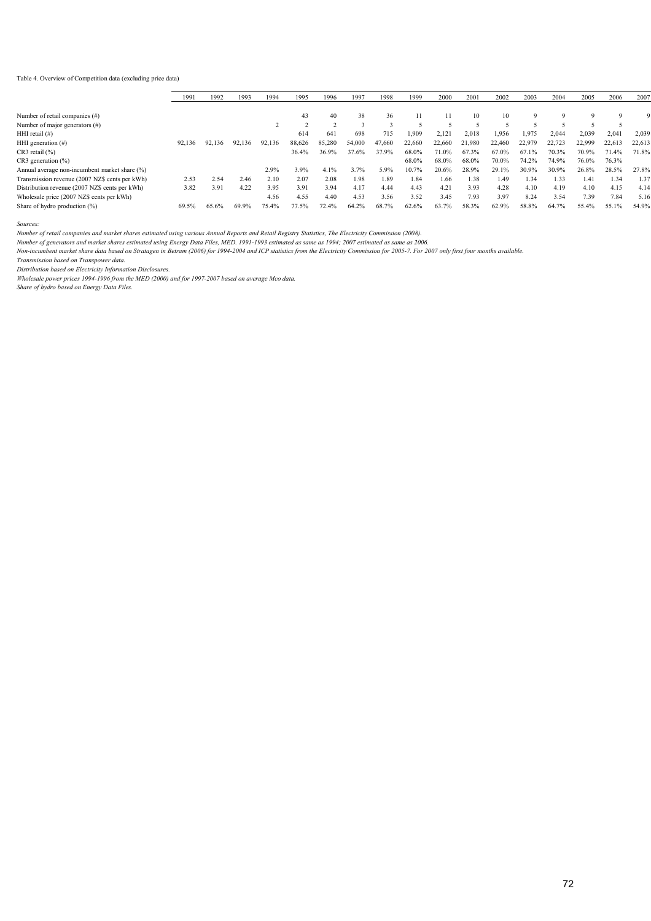Table 4. Overview of Competition data (excluding price data)

| | 1991 | 1992 | 1993 | 1994 | 1995 | 1996 | 1997 | 1998 | 1999 | 2000 | 2001 | 2002 | 2003 | 2004 | 2005 | 2006 | 2007 |
|---|---|---|---|---|---|---|---|---|---|---|---|---|---|---|---|---|---|
| Number of retail companies (#) | | | | | 43 | 40 | 38 | 36 | 11 | 11 | 10 | 10 | 9 | 9 | 9 | 9 | 9 |
| Number of major generators (#) | | | | 2 | 2 | 2 | 3 | 3 | 5 | 5 | 5 | 5 | 5 | 5 | 5 | 5 | |
| HHI retail (#) | | | | | 614 | 641 | 698 | 715 | 1,909 | 2,121 | 2,018 | 1,956 | 1,975 | 2,044 | 2,039 | 2,041 | 2,039 |
| HHI generation (#) | 92,136 | 92,136 | 92,136 | 92,136 | 88,626 | 85,280 | 54,000 | 47,660 | 22,660 | 22,660 | 21,980 | 22,460 | 22,979 | 22,723 | 22,999 | 22,613 | 22,613 |
| CR3 retail (%) | | | | | 36.4% | 36.9% | 37.6% | 37.9% | 68.0% | 71.0% | 67.3% | 67.0% | 67.1% | 70.3% | 70.9% | 71.4% | 71.8% |
| CR3 generation (%) | | | | | | | | | 68.0% | 68.0% | 68.0% | 70.0% | 74.2% | 74.9% | 76.0% | 76.3% | |
| Annual average non-incumbent market share (%) | | | | 2.9% | 3.9% | 4.1% | 3.7% | 5.9% | 10.7% | 20.6% | 28.9% | 29.1% | 30.9% | 30.9% | 26.8% | 28.5% | 27.8% |
| Transmission revenue (2007 NZ$ cents per kWh) | 2.53 | 2.54 | 2.46 | 2.10 | 2.07 | 2.08 | 1.98 | 1.89 | 1.84 | 1.66 | 1.38 | 1.49 | 1.34 | 1.33 | 1.41 | 1.34 | 1.37 |
| Distribution revenue (2007 NZ$ cents per kWh) | 3.82 | 3.91 | 4.22 | 3.95 | 3.91 | 3.94 | 4.17 | 4.44 | 4.43 | 4.21 | 3.93 | 4.28 | 4.10 | 4.19 | 4.10 | 4.15 | 4.14 |
| Wholesale price (2007 NZ$ cents per kWh) | | | | 4.56 | 4.55 | 4.40 | 4.53 | 3.56 | 3.52 | 3.45 | 7.93 | 3.97 | 8.24 | 3.54 | 7.39 | 7.84 | 5.16 |
| Share of hydro production (%) | 69.5% | 65.6% | 69.9% | 75.4% | 77.5% | 72.4% | 64.2% | 68.7% | 62.6% | 63.7% | 58.3% | 62.9% | 58.8% | 64.7% | 55.4% | 55.1% | 54.9% |

*Sources:*

*Number of retail companies and market shares estimated using various Annual Reports and Retail Registry Statistics, The Electricity Commission (2008).*

*Number of generators and market shares estimated using Energy Data Files, MED. 1991-1993 estimated as same as 1994; 2007 estimated as same as 2006.*

*Non-incumbent market share data based on Stratagen in Betram (2006) for 1994-2004 and ICP statistics from the Electricity Commission for 2005-7. For 2007 only first four months available.*

*Transmission based on Transpower data.*

*Distribution based on Electricity Information Disclosures.*

*Wholesale power prices 1994-1996 from the MED (2000) and for 1997-2007 based on average Mco data.*

*Share of hydro based on Energy Data Files.*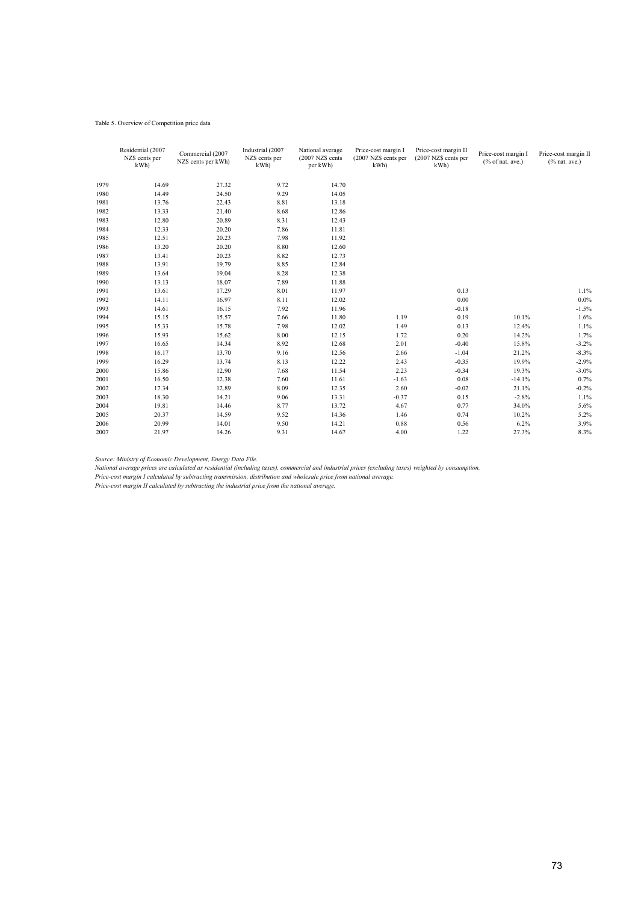Table 5. Overview of Competition price data

| | Residential (2007 NZ$ cents per kWh) | Commercial (2007 NZ$ cents per kWh) | Industrial (2007 NZ$ cents per kWh) | National average (2007 NZ$ cents per kWh) | Price-cost margin I (2007 NZ$ cents per kWh) | Price-cost margin II (2007 NZ$ cents per kWh) | Price-cost margin I (% of nat. ave.) | Price-cost margin II (% nat. ave.) |
|---|---|---|---|---|---|---|---|---|
| 1979 | 14.69 | 27.32 | 9.72 | 14.70 | | | | |
| 1980 | 14.49 | 24.50 | 9.29 | 14.05 | | | | |
| 1981 | 13.76 | 22.43 | 8.81 | 13.18 | | | | |
| 1982 | 13.33 | 21.40 | 8.68 | 12.86 | | | | |
| 1983 | 12.80 | 20.89 | 8.31 | 12.43 | | | | |
| 1984 | 12.33 | 20.20 | 7.86 | 11.81 | | | | |
| 1985 | 12.51 | 20.23 | 7.98 | 11.92 | | | | |
| 1986 | 13.20 | 20.20 | 8.80 | 12.60 | | | | |
| 1987 | 13.41 | 20.23 | 8.82 | 12.73 | | | | |
| 1988 | 13.91 | 19.79 | 8.85 | 12.84 | | | | |
| 1989 | 13.64 | 19.04 | 8.28 | 12.38 | | | | |
| 1990 | 13.13 | 18.07 | 7.89 | 11.88 | | | | |
| 1991 | 13.61 | 17.29 | 8.01 | 11.97 | | 0.13 | | 1.1% |
| 1992 | 14.11 | 16.97 | 8.11 | 12.02 | | 0.00 | | 0.0% |
| 1993 | 14.61 | 16.15 | 7.92 | 11.96 | | -0.18 | | -1.5% |
| 1994 | 15.15 | 15.57 | 7.66 | 11.80 | 1.19 | 0.19 | 10.1% | 1.6% |
| 1995 | 15.33 | 15.78 | 7.98 | 12.02 | 1.49 | 0.13 | 12.4% | 1.1% |
| 1996 | 15.93 | 15.62 | 8.00 | 12.15 | 1.72 | 0.20 | 14.2% | 1.7% |
| 1997 | 16.65 | 14.34 | 8.92 | 12.68 | 2.01 | -0.40 | 15.8% | -3.2% |
| 1998 | 16.17 | 13.70 | 9.16 | 12.56 | 2.66 | -1.04 | 21.2% | -8.3% |
| 1999 | 16.29 | 13.74 | 8.13 | 12.22 | 2.43 | -0.35 | 19.9% | -2.9% |
| 2000 | 15.86 | 12.90 | 7.68 | 11.54 | 2.23 | -0.34 | 19.3% | -3.0% |
| 2001 | 16.50 | 12.38 | 7.60 | 11.61 | -1.63 | 0.08 | -14.1% | 0.7% |
| 2002 | 17.34 | 12.89 | 8.09 | 12.35 | 2.60 | -0.02 | 21.1% | -0.2% |
| 2003 | 18.30 | 14.21 | 9.06 | 13.31 | -0.37 | 0.15 | -2.8% | 1.1% |
| 2004 | 19.81 | 14.46 | 8.77 | 13.72 | 4.67 | 0.77 | 34.0% | 5.6% |
| 2005 | 20.37 | 14.59 | 9.52 | 14.36 | 1.46 | 0.74 | 10.2% | 5.2% |
| 2006 | 20.99 | 14.01 | 9.50 | 14.21 | 0.88 | 0.56 | 6.2% | 3.9% |
| 2007 | 21.97 | 14.26 | 9.31 | 14.67 | 4.00 | 1.22 | 27.3% | 8.3% |

*Source: Ministry of Economic Development, Energy Data File.*
*National average prices are calculated as residential (including taxes), commercial and industrial prices (excluding taxes) weighted by consumption.*
*Price-cost margin I calculated by subtracting transmission, distribution and wholesale price from national average.*
*Price-cost margin II calculated by subtracting the industrial price from the national average.*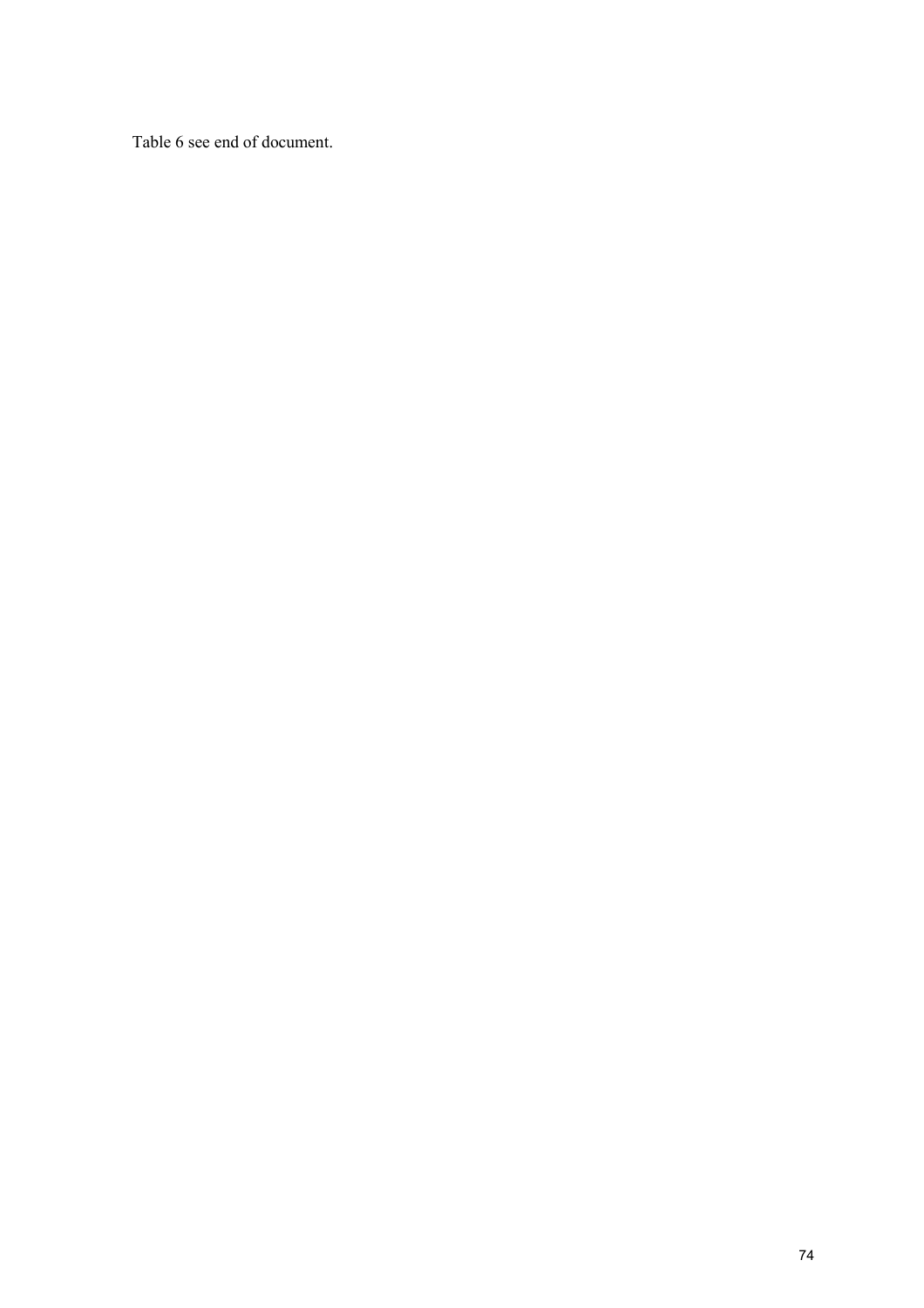Table 6 see end of document.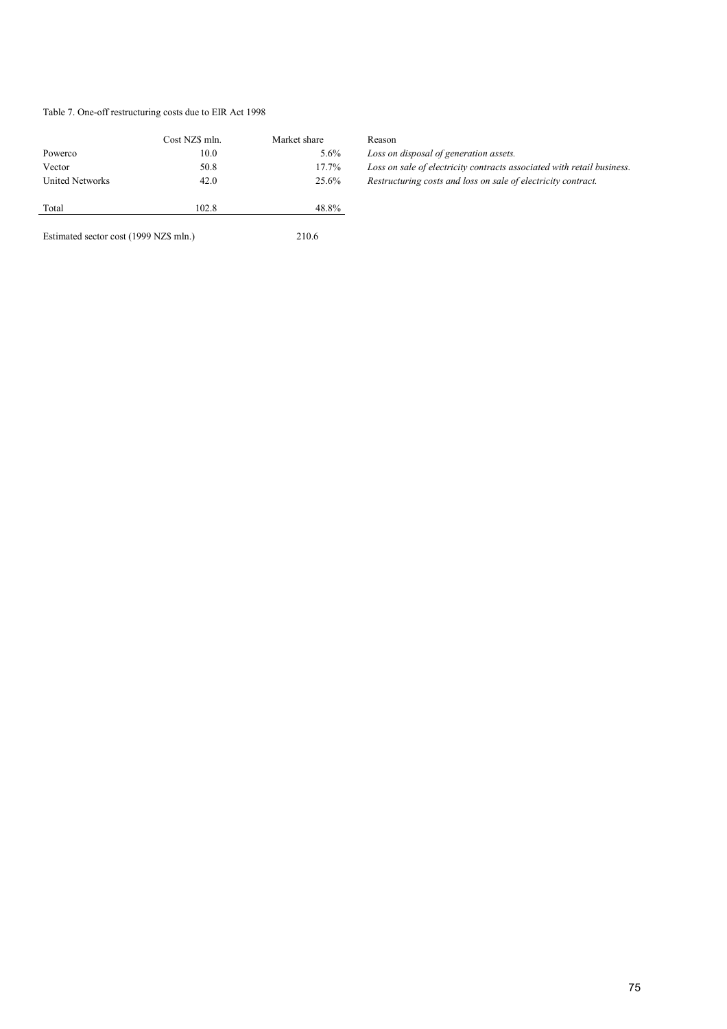Table 7. One-off restructuring costs due to EIR Act 1998

| | Cost NZ$ mln. | Market share | Reason |
|---|---|---|---|
| Powerco | 10.0 | 5.6% | *Loss on disposal of generation assets.* |
| Vector | 50.8 | 17.7% | *Loss on sale of electricity contracts associated with retail business.* |
| United Networks | 42.0 | 25.6% | *Restructuring costs and loss on sale of electricity contract.* |
| Total | 102.8 | 48.8% | |
| Estimated sector cost (1999 NZ$ mln.) | | 210.6 | |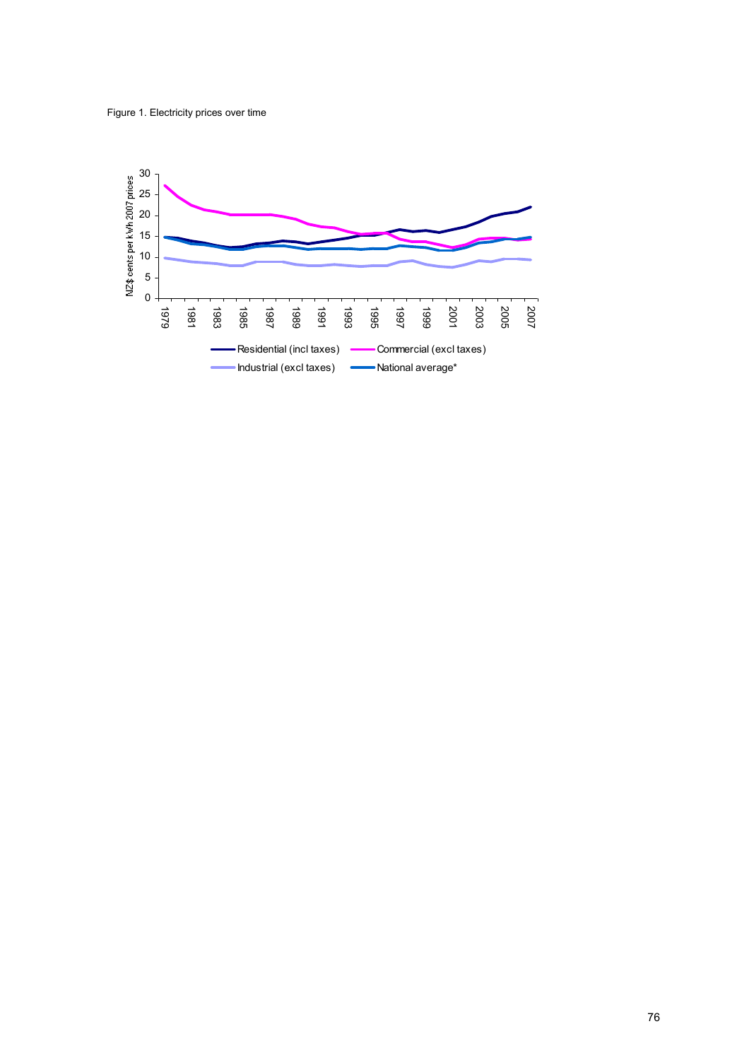Figure 1. Electricity prices over time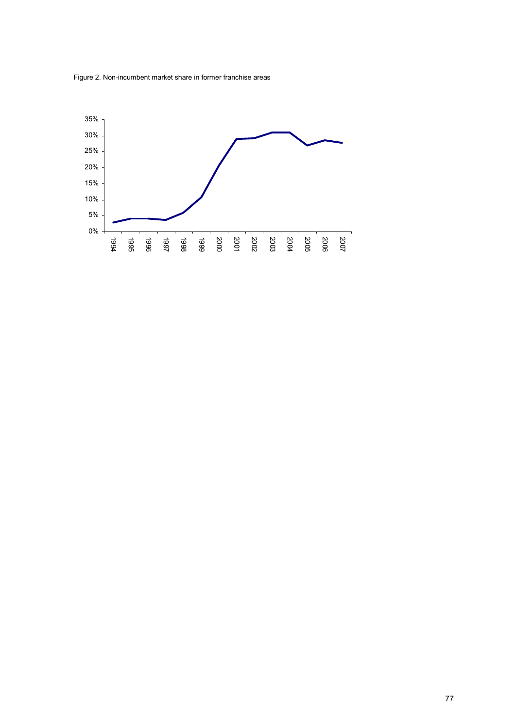Figure 2. Non-incumbent market share in former franchise areas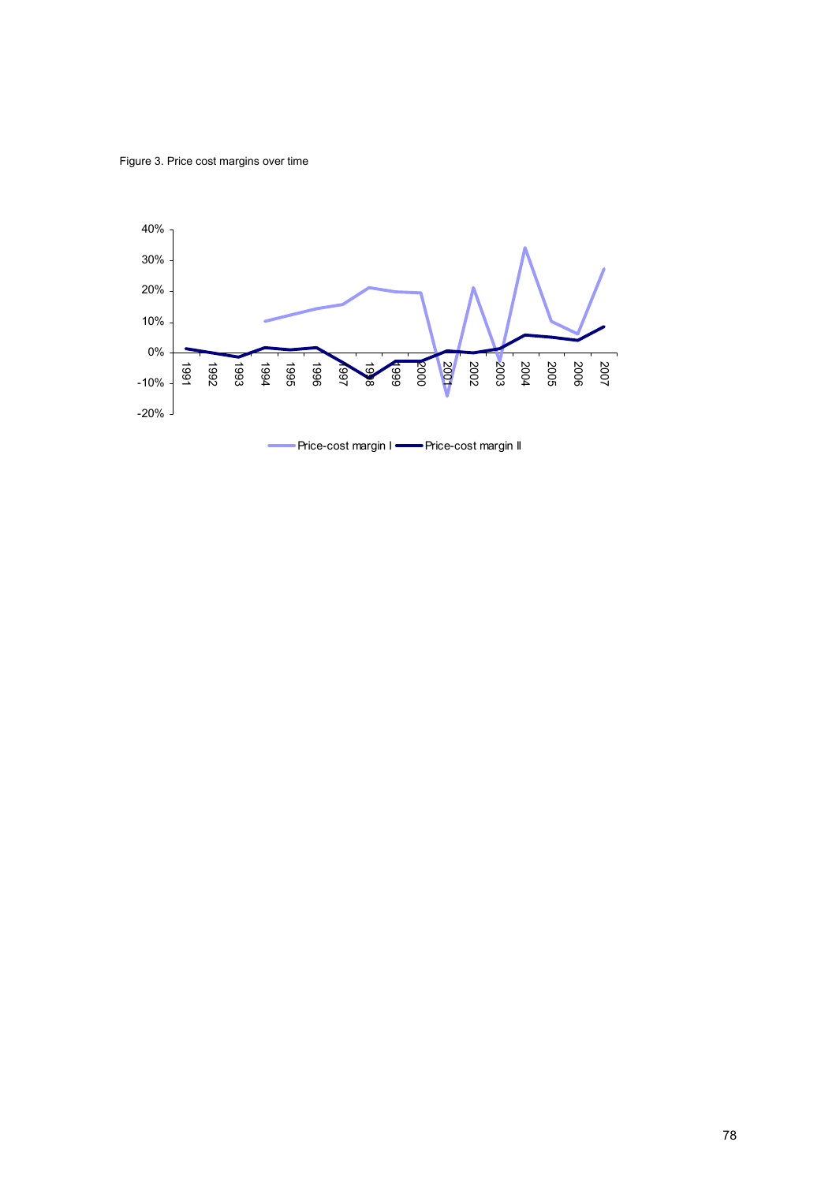Figure 3. Price cost margins over time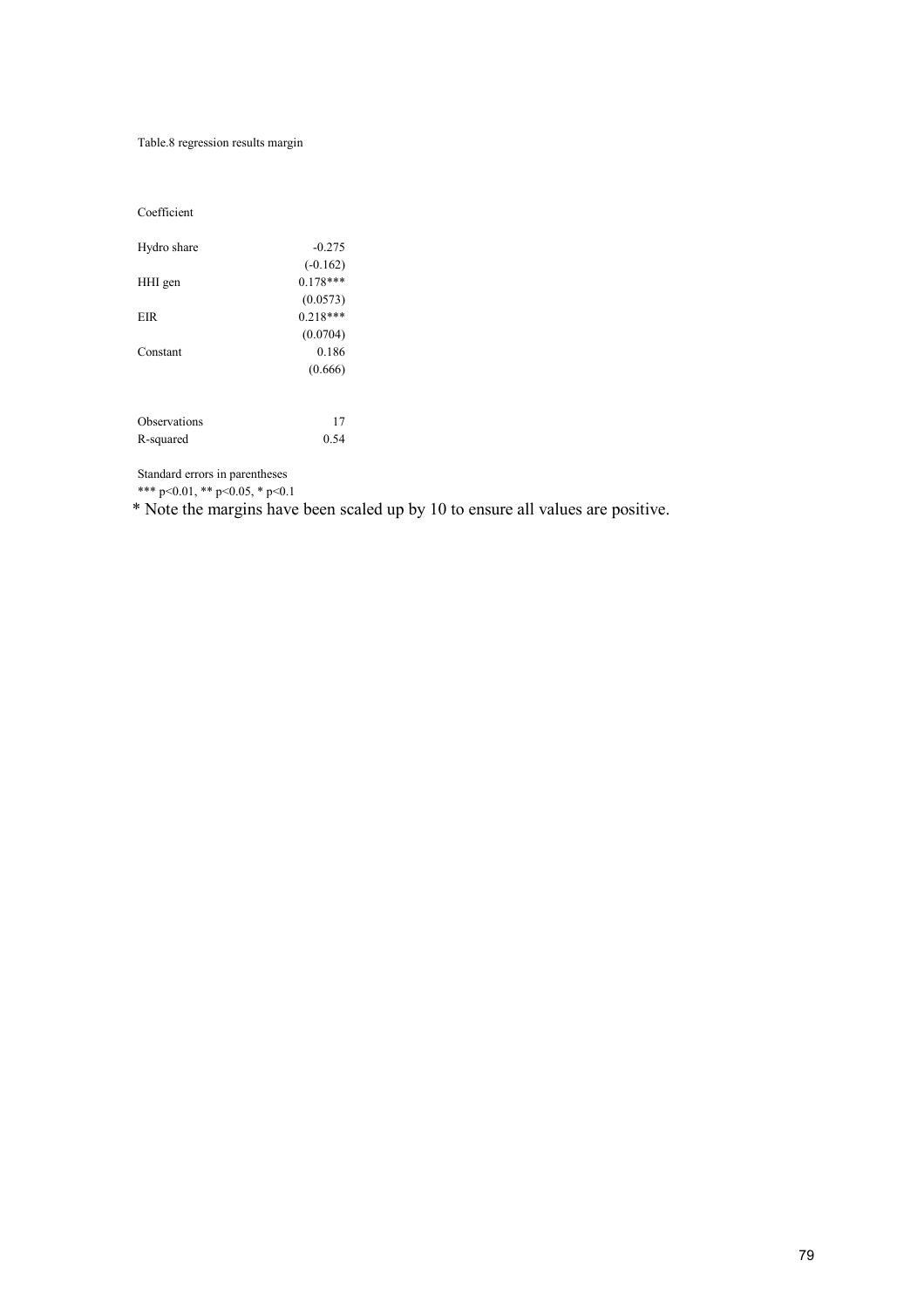Table.8 regression results margin

| Coefficient | |
|---|---|
| Hydro share | -0.275 |
| | (-0.162) |
| HHI gen | 0.178*** |
| | (0.0573) |
| EIR | 0.218*** |
| | (0.0704) |
| Constant | 0.186 |
| | (0.666) |
| | |
| Observations | 17 |
| R-squared | 0.54 |

Standard errors in parentheses

*** p<0.01, ** p<0.05, * p<0.1

* Note the margins have been scaled up by 10 to ensure all values are positive.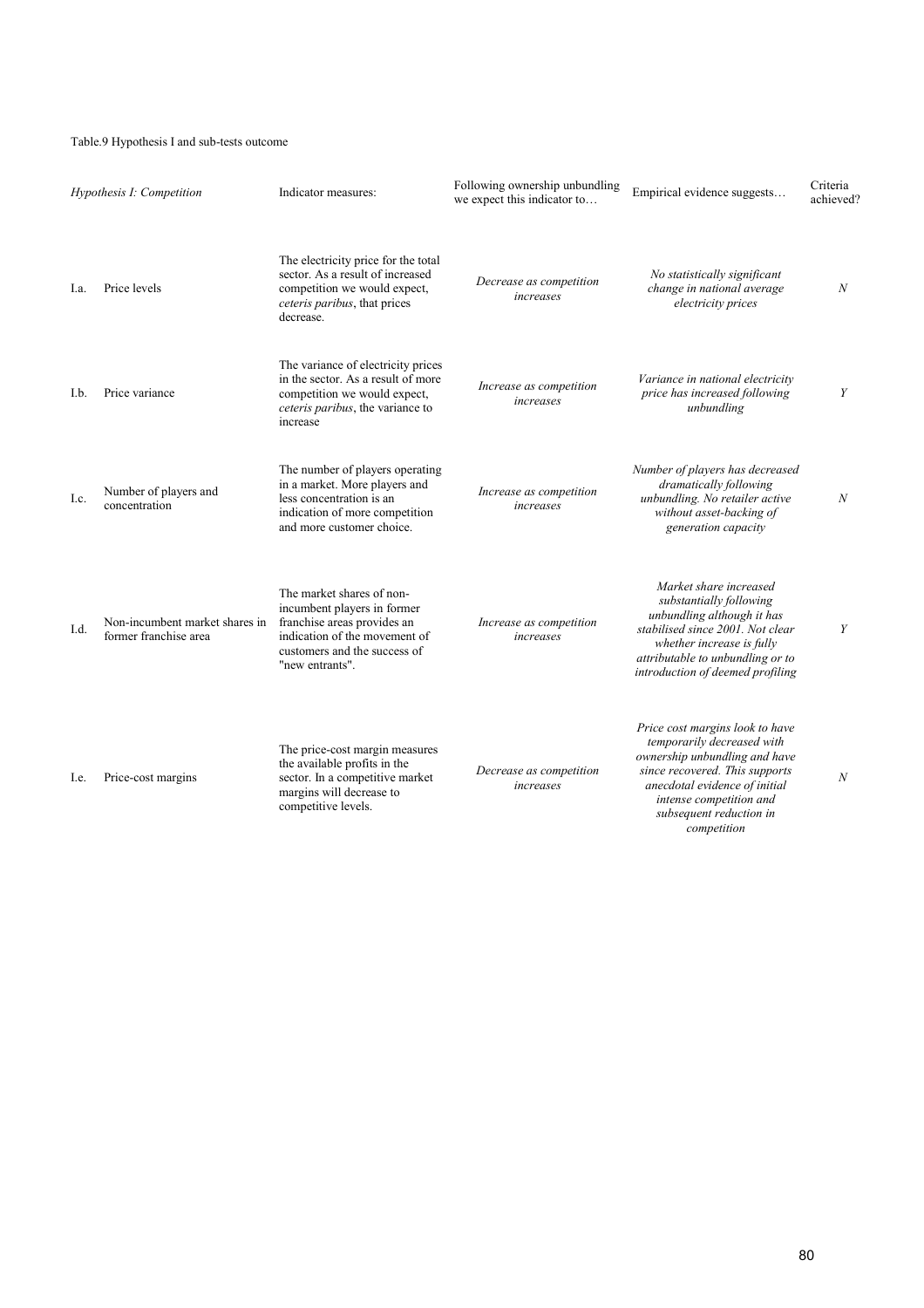Table.9 Hypothesis I and sub-tests outcome

| | *Hypothesis I: Competition* | Indicator measures: | Following ownership unbundling we expect this indicator to… | Empirical evidence suggests… | Criteria achieved? |
|---|---|---|---|---|---|
| I.a. | Price levels | The electricity price for the total sector. As a result of increased competition we would expect, *ceteris paribus*, that prices decrease. | *Decrease as competition increases* | *No statistically significant change in national average electricity prices* | *N* |
| I.b. | Price variance | The variance of electricity prices in the sector. As a result of more competition we would expect, *ceteris paribus*, the variance to increase | *Increase as competition increases* | *Variance in national electricity price has increased following unbundling* | *Y* |
| I.c. | Number of players and concentration | The number of players operating in a market. More players and less concentration is an indication of more competition and more customer choice. | *Increase as competition increases* | *Number of players has decreased dramatically following unbundling. No retailer active without asset-backing of generation capacity* | *N* |
| I.d. | Non-incumbent market shares in former franchise area | The market shares of non-incumbent players in former franchise areas provides an indication of the movement of customers and the success of "new entrants". | *Increase as competition increases* | *Market share increased substantially following unbundling although it has stabilised since 2001. Not clear whether increase is fully attributable to unbundling or to introduction of deemed profiling* | *Y* |
| I.e. | Price-cost margins | The price-cost margin measures the available profits in the sector. In a competitive market margins will decrease to competitive levels. | *Decrease as competition increases* | *Price cost margins look to have temporarily decreased with ownership unbundling and have since recovered. This supports anecdotal evidence of initial intense competition and subsequent reduction in competition* | *N* |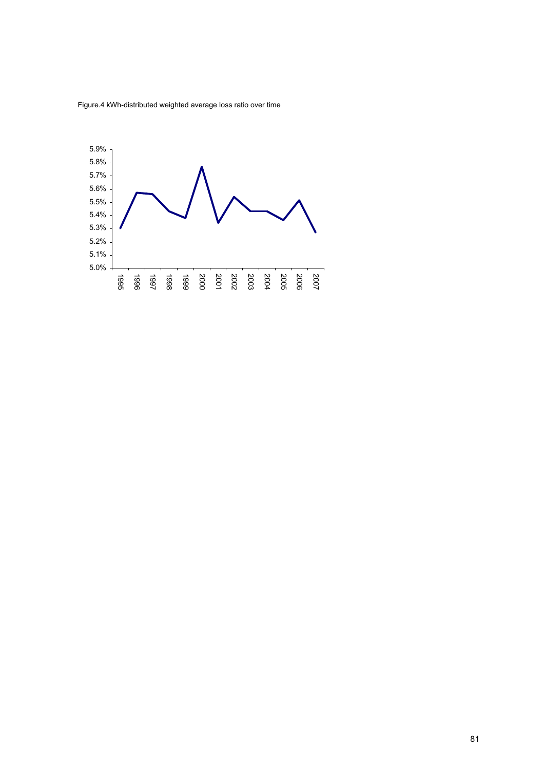Figure.4 kWh-distributed weighted average loss ratio over time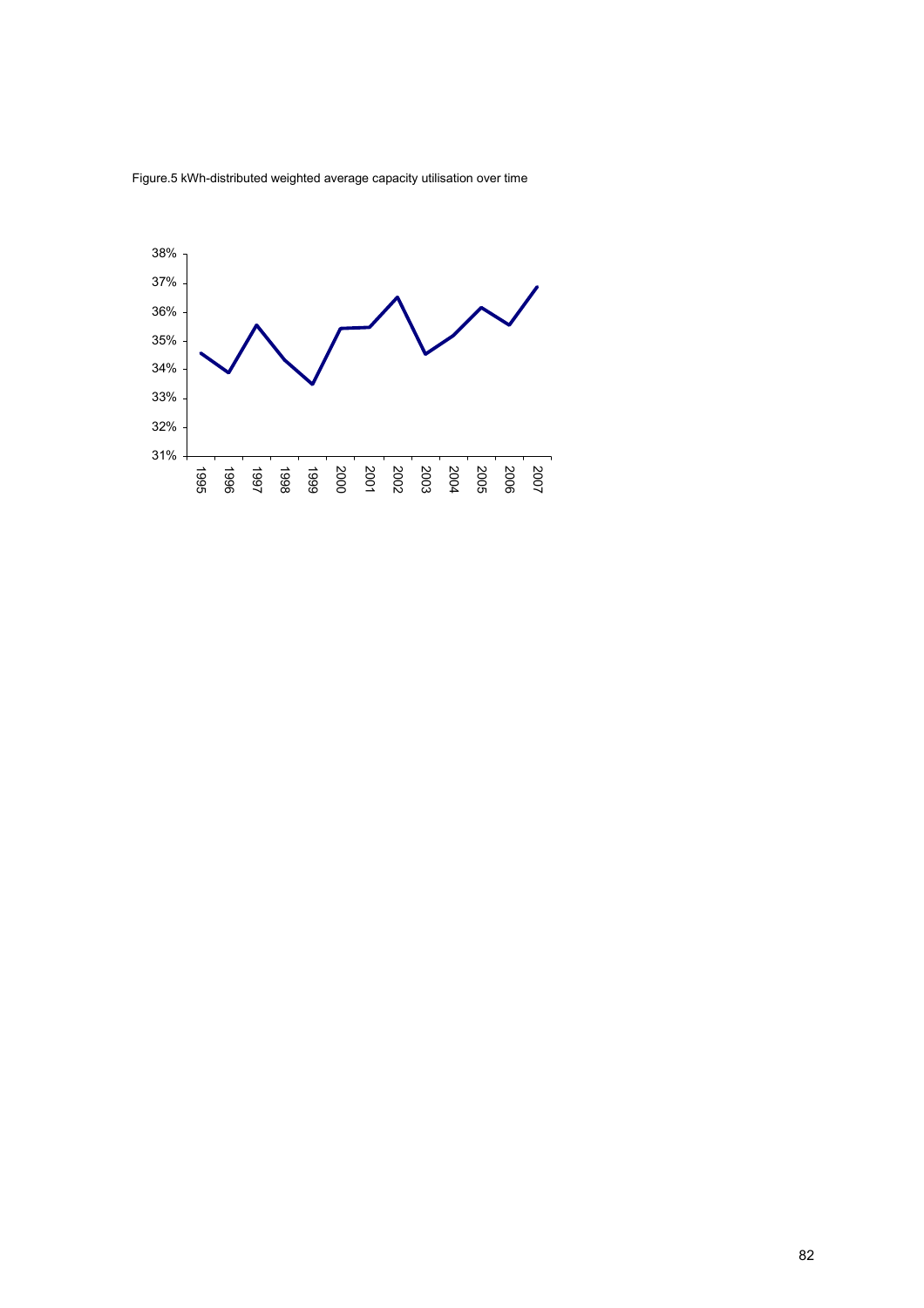Figure.5 kWh-distributed weighted average capacity utilisation over time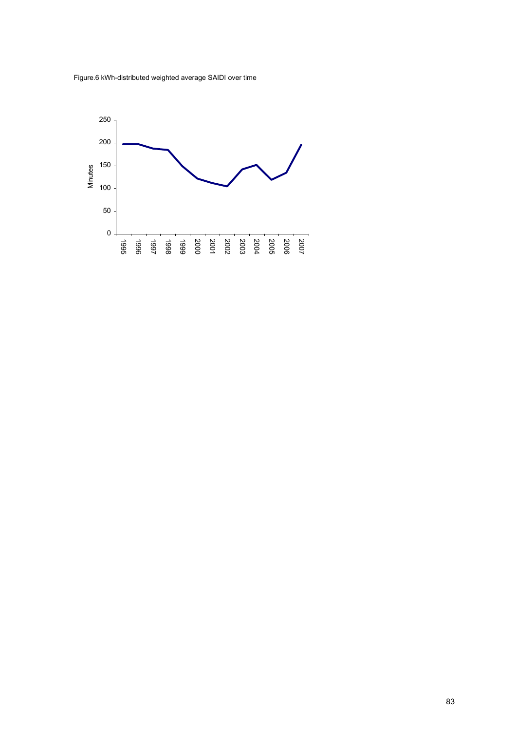Figure.6 kWh-distributed weighted average SAIDI over time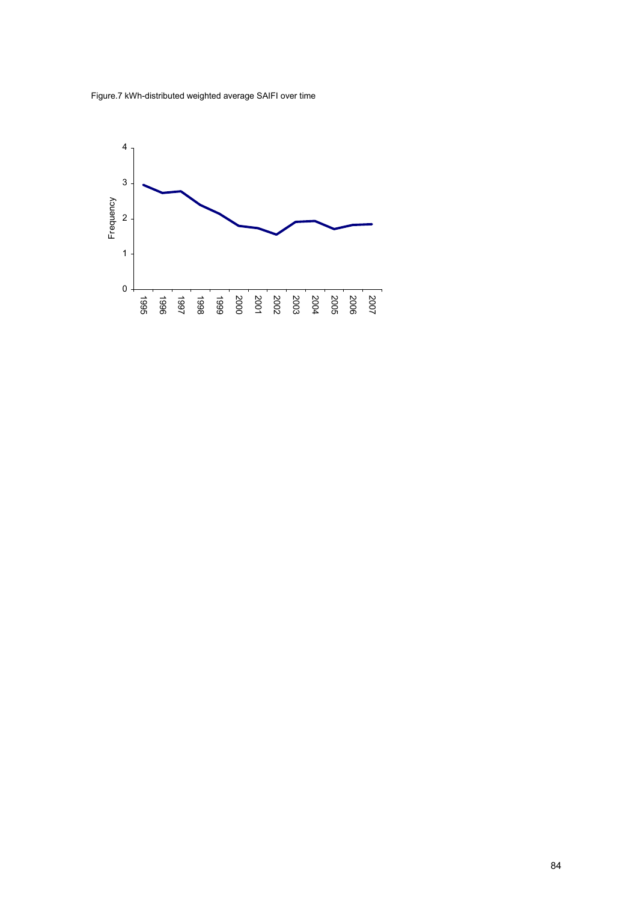Figure.7 kWh-distributed weighted average SAIFI over time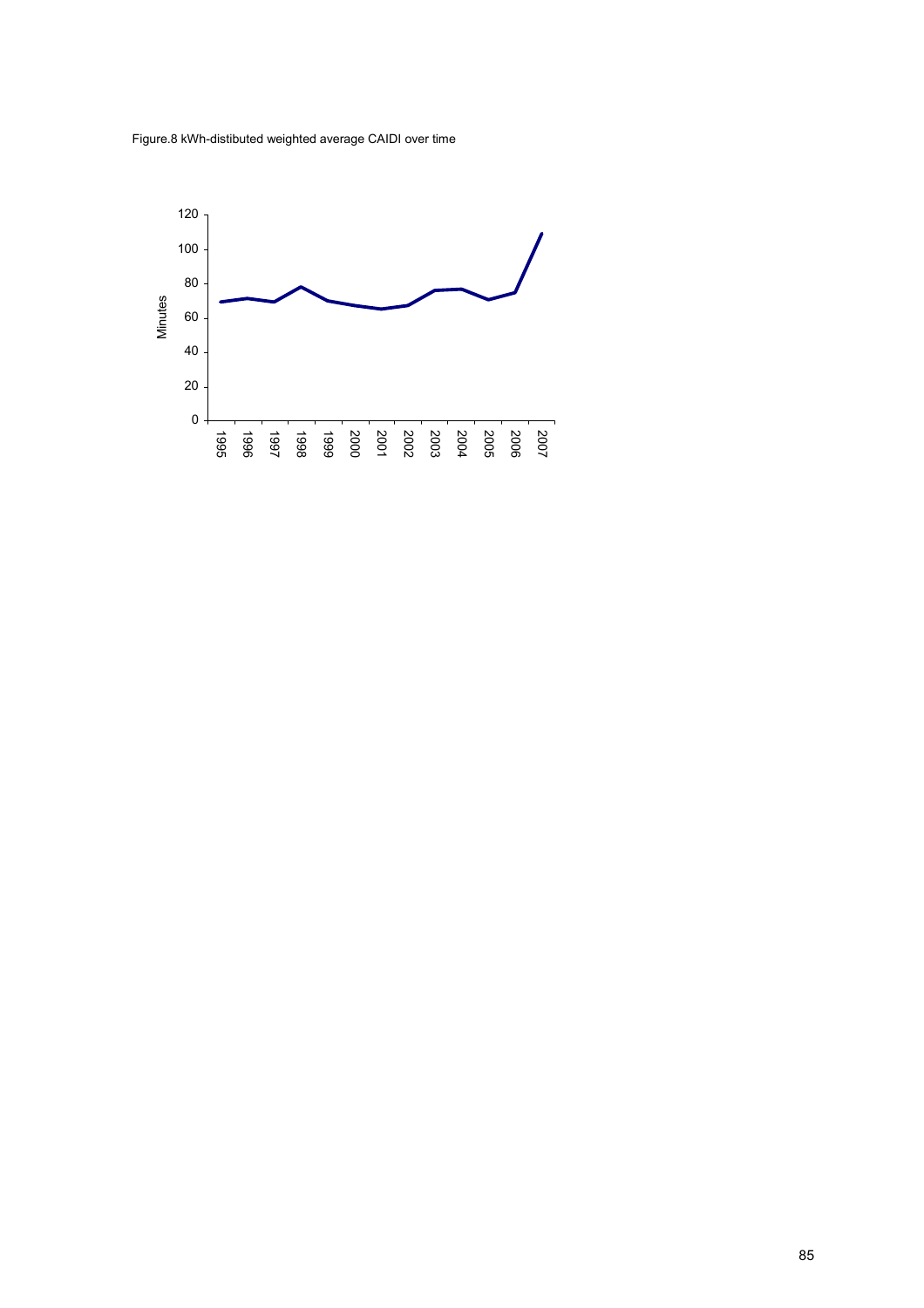Figure.8 kWh-distibuted weighted average CAIDI over time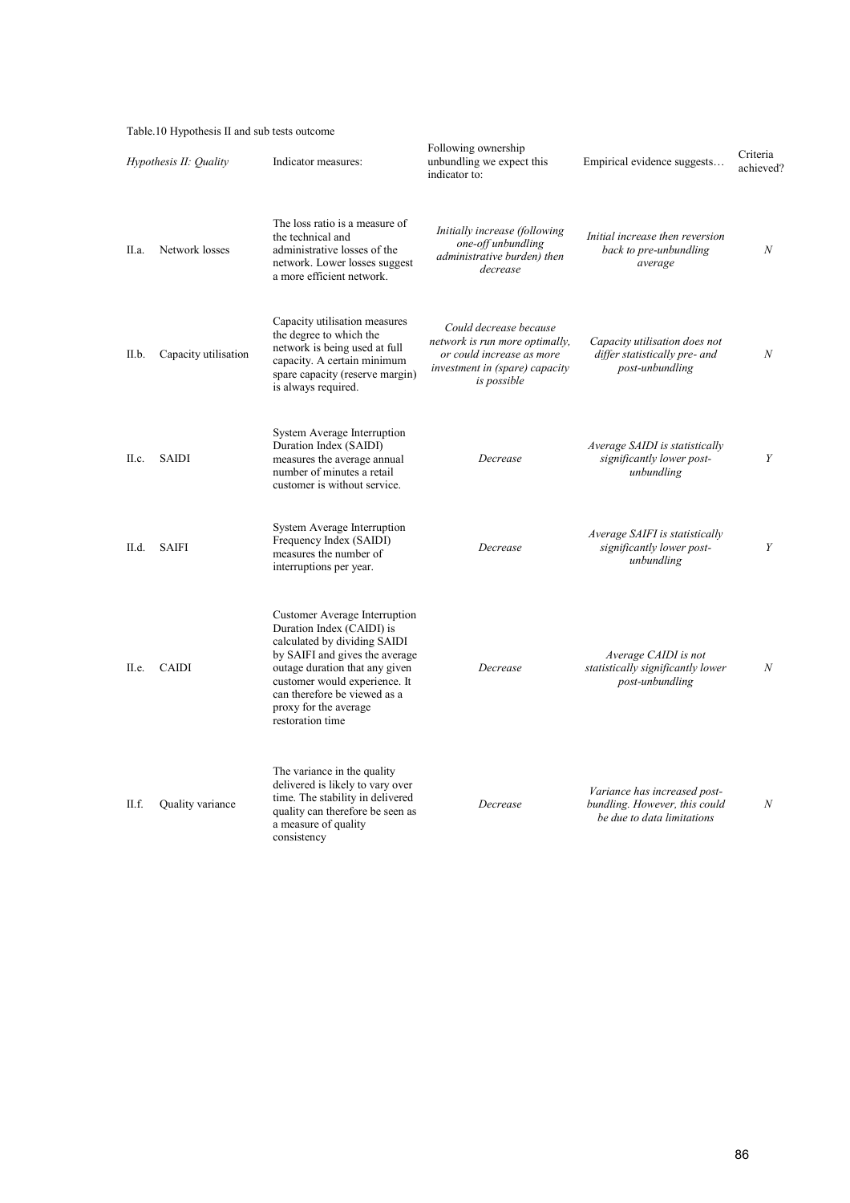Table.10 Hypothesis II and sub tests outcome

| *Hypothesis II: Quality* | | Indicator measures: | Following ownership unbundling we expect this indicator to: | Empirical evidence suggests… | Criteria achieved? |
|---|---|---|---|---|---|
| II.a. | Network losses | The loss ratio is a measure of the technical and administrative losses of the network. Lower losses suggest a more efficient network. | *Initially increase (following one-off unbundling administrative burden) then decrease* | *Initial increase then reversion back to pre-unbundling average* | *N* |
| II.b. | Capacity utilisation | Capacity utilisation measures the degree to which the network is being used at full capacity. A certain minimum spare capacity (reserve margin) is always required. | *Could decrease because network is run more optimally, or could increase as more investment in (spare) capacity is possible* | *Capacity utilisation does not differ statistically pre- and post-unbundling* | *N* |
| II.c. | SAIDI | System Average Interruption Duration Index (SAIDI) measures the average annual number of minutes a retail customer is without service. | *Decrease* | *Average SAIDI is statistically significantly lower post-unbundling* | *Y* |
| II.d. | SAIFI | System Average Interruption Frequency Index (SAIDI) measures the number of interruptions per year. | *Decrease* | *Average SAIFI is statistically significantly lower post-unbundling* | *Y* |
| II.e. | CAIDI | Customer Average Interruption Duration Index (CAIDI) is calculated by dividing SAIDI by SAIFI and gives the average outage duration that any given customer would experience. It can therefore be viewed as a proxy for the average restoration time | *Decrease* | *Average CAIDI is not statistically significantly lower post-unbundling* | *N* |
| II.f. | Quality variance | The variance in the quality delivered is likely to vary over time. The stability in delivered quality can therefore be seen as a measure of quality consistency | *Decrease* | *Variance has increased post-bundling. However, this could be due to data limitations* | *N* |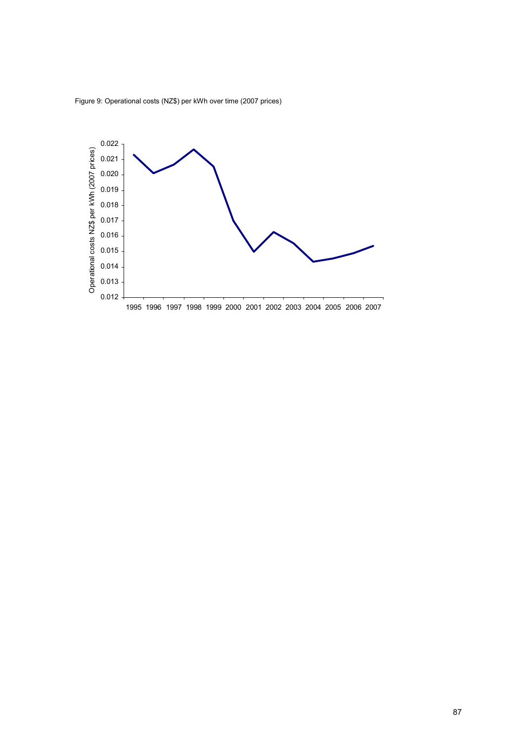Figure 9: Operational costs (NZ$) per kWh over time (2007 prices)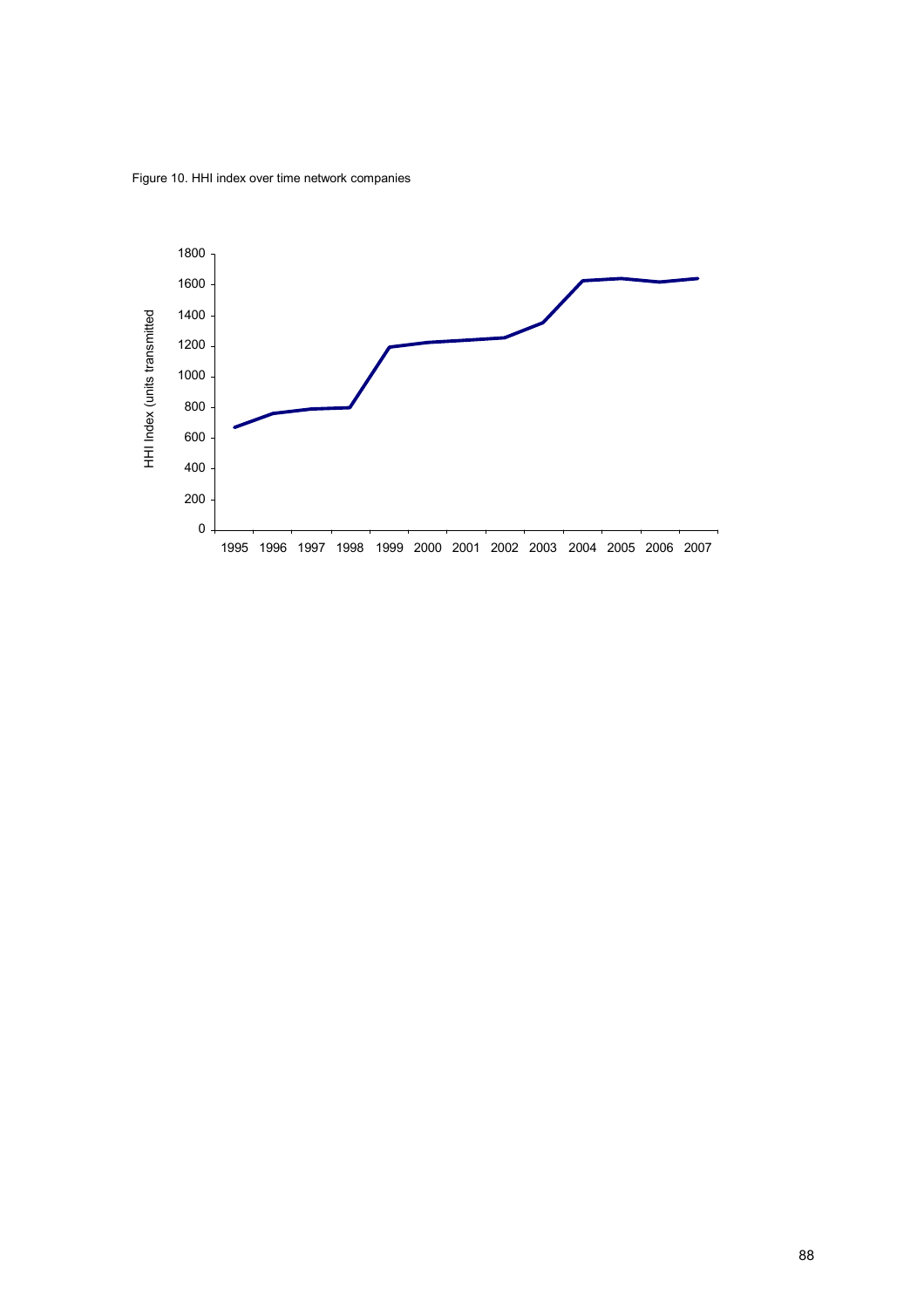Figure 10. HHI index over time network companies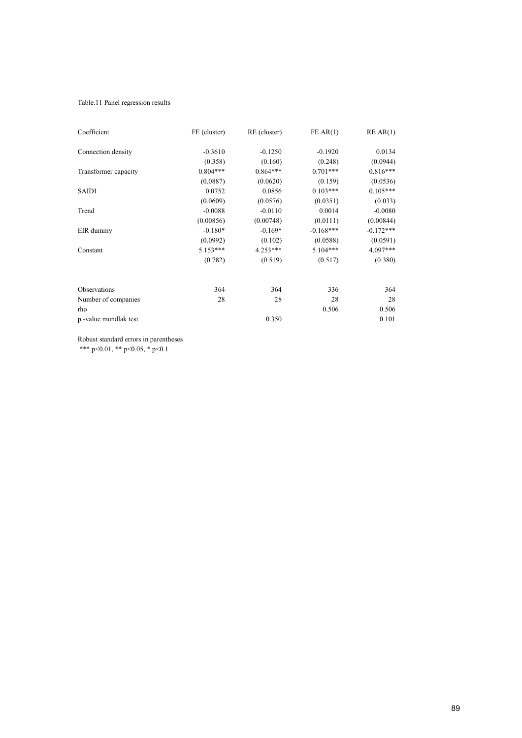Table.11 Panel regression results

| Coefficient | FE (cluster) | RE (cluster) | FE AR(1) | RE AR(1) |
|---|---|---|---|---|
| Connection density | -0.3610 | -0.1250 | -0.1920 | 0.0134 |
| | (0.358) | (0.160) | (0.248) | (0.0944) |
| Transformer capacity | 0.804*** | 0.864*** | 0.701*** | 0.816*** |
| | (0.0887) | (0.0620) | (0.159) | (0.0536) |
| SAIDI | 0.0752 | 0.0856 | 0.103*** | 0.105*** |
| | (0.0609) | (0.0576) | (0.0351) | (0.033) |
| Trend | -0.0088 | -0.0110 | 0.0014 | -0.0080 |
| | (0.00856) | (0.00748) | (0.0111) | (0.00844) |
| EIR dummy | -0.180* | -0.169* | -0.168*** | -0.172*** |
| | (0.0992) | (0.102) | (0.0588) | (0.0591) |
| Constant | 5.153*** | 4.253*** | 5.104*** | 4.097*** |
| | (0.782) | (0.519) | (0.517) | (0.380) |
| | | | | |
| Observations | 364 | 364 | 336 | 364 |
| Number of companies | 28 | 28 | 28 | 28 |
| rho | | | 0.506 | 0.506 |
| p -value mundlak test | | 0.350 | | 0.101 |

Robust standard errors in parentheses

*** p<0.01, ** p<0.05, * p<0.1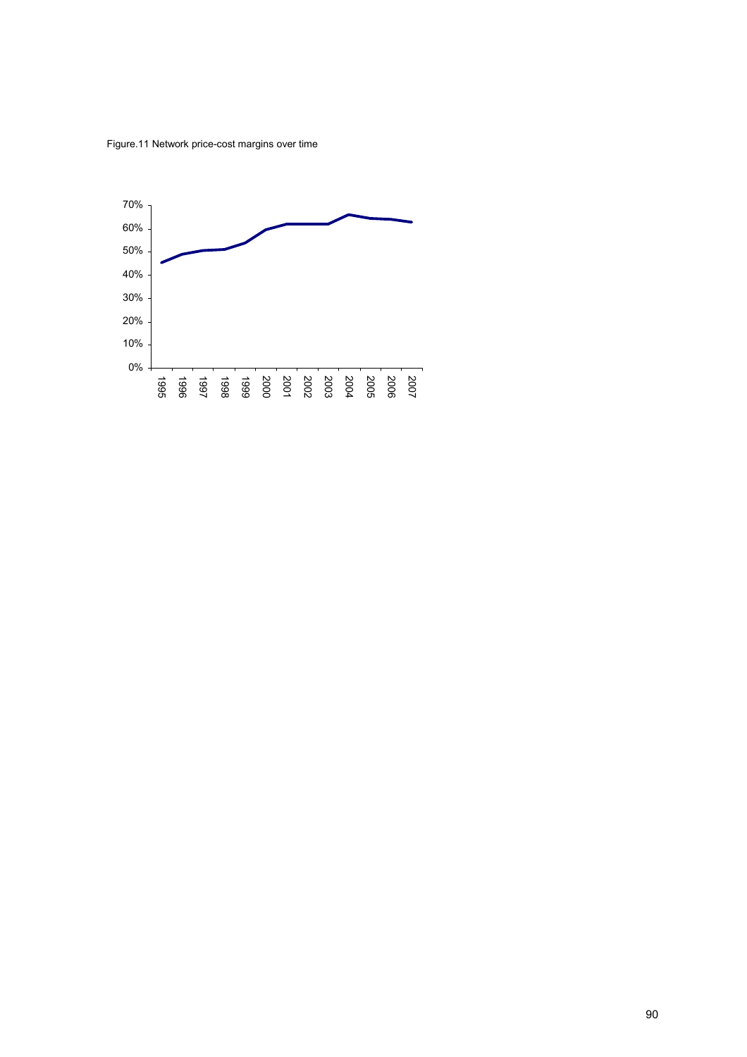Figure.11 Network price-cost margins over time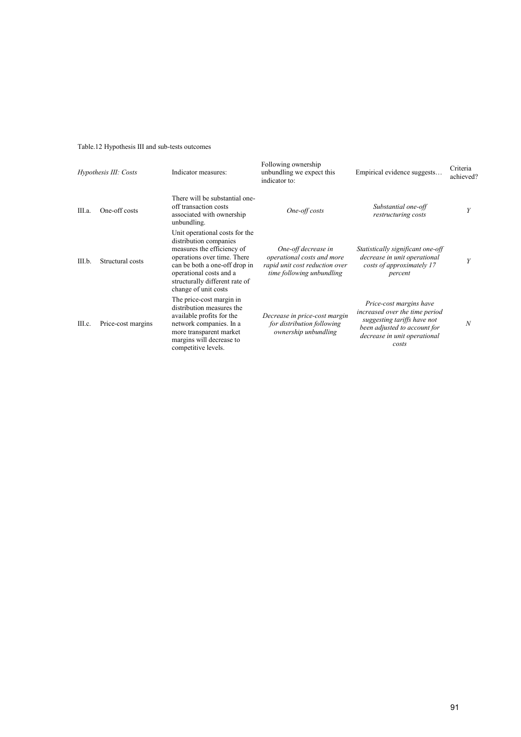Table.12 Hypothesis III and sub-tests outcomes

| *Hypothesis III: Costs* | | Indicator measures: | Following ownership unbundling we expect this indicator to: | Empirical evidence suggests… | Criteria achieved? |
|---|---|---|---|---|---|
| III.a. | One-off costs | There will be substantial one-off transaction costs associated with ownership unbundling. | *One-off costs* | *Substantial one-off restructuring costs* | *Y* |
| III.b. | Structural costs | Unit operational costs for the distribution companies measures the efficiency of operations over time. There can be both a one-off drop in operational costs and a structurally different rate of change of unit costs | *One-off decrease in operational costs and more rapid unit cost reduction over time following unbundling* | *Statistically significant one-off decrease in unit operational costs of approximately 17 percent* | *Y* |
| III.c. | Price-cost margins | The price-cost margin in distribution measures the available profits for the network companies. In a more transparent market margins will decrease to competitive levels. | *Decrease in price-cost margin for distribution following ownership unbundling* | *Price-cost margins have increased over the time period suggesting tariffs have not been adjusted to account for decrease in unit operational costs* | *N* |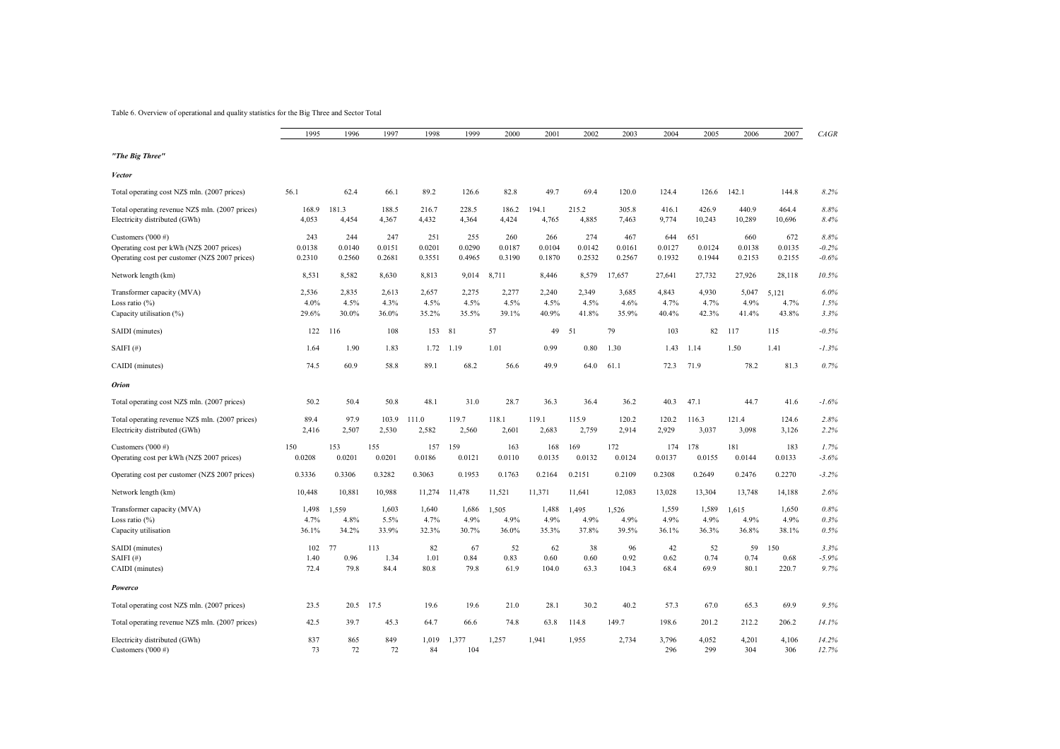Table 6. Overview of operational and quality statistics for the Big Three and Sector Total

| | 1995 | 1996 | 1997 | 1998 | 1999 | 2000 | 2001 | 2002 | 2003 | 2004 | 2005 | 2006 | 2007 | *CAGR* |
|---|---|---|---|---|---|---|---|---|---|---|---|---|---|---|
| ***"The Big Three"*** | | | | | | | | | | | | | | |
| ***Vector*** | | | | | | | | | | | | | | |
| Total operating cost NZ$ mln. (2007 prices) | 56.1 | 62.4 | 66.1 | 89.2 | 126.6 | 82.8 | 49.7 | 69.4 | 120.0 | 124.4 | 126.6 | 142.1 | 144.8 | *8.2%* |
| Total operating revenue NZ$ mln. (2007 prices) | 168.9 | 181.3 | 188.5 | 216.7 | 228.5 | 186.2 | 194.1 | 215.2 | 305.8 | 416.1 | 426.9 | 440.9 | 464.4 | *8.8%* |
| Electricity distributed (GWh) | 4,053 | 4,454 | 4,367 | 4,432 | 4,364 | 4,424 | 4,765 | 4,885 | 7,463 | 9,774 | 10,243 | 10,289 | 10,696 | *8.4%* |
| Customers ('000 #) | 243 | 244 | 247 | 251 | 255 | 260 | 266 | 274 | 467 | 644 | 651 | 660 | 672 | *8.8%* |
| Operating cost per kWh (NZ$ 2007 prices) | 0.0138 | 0.0140 | 0.0151 | 0.0201 | 0.0290 | 0.0187 | 0.0104 | 0.0142 | 0.0161 | 0.0127 | 0.0124 | 0.0138 | 0.0135 | *-0.2%* |
| Operating cost per customer (NZ$ 2007 prices) | 0.2310 | 0.2560 | 0.2681 | 0.3551 | 0.4965 | 0.3190 | 0.1870 | 0.2532 | 0.2567 | 0.1932 | 0.1944 | 0.2153 | 0.2155 | *-0.6%* |
| Network length (km) | 8,531 | 8,582 | 8,630 | 8,813 | 9,014 | 8,711 | 8,446 | 8,579 | 17,657 | 27,641 | 27,732 | 27,926 | 28,118 | *10.5%* |
| Transformer capacity (MVA) | 2,536 | 2,835 | 2,613 | 2,657 | 2,275 | 2,277 | 2,240 | 2,349 | 3,685 | 4,843 | 4,930 | 5,047 | 5,121 | *6.0%* |
| Loss ratio (%) | 4.0% | 4.5% | 4.3% | 4.5% | 4.5% | 4.5% | 4.5% | 4.5% | 4.6% | 4.7% | 4.7% | 4.9% | 4.7% | *1.5%* |
| Capacity utilisation (%) | 29.6% | 30.0% | 36.0% | 35.2% | 35.5% | 39.1% | 40.9% | 41.8% | 35.9% | 40.4% | 42.3% | 41.4% | 43.8% | *3.3%* |
| SAIDI (minutes) | 122 | 116 | 108 | 153 | 81 | 57 | 49 | 51 | 79 | 103 | 82 | 117 | 115 | *-0.5%* |
| SAIFI (#) | 1.64 | 1.90 | 1.83 | 1.72 | 1.19 | 1.01 | 0.99 | 0.80 | 1.30 | 1.43 | 1.14 | 1.50 | 1.41 | *-1.3%* |
| CAIDI (minutes) | 74.5 | 60.9 | 58.8 | 89.1 | 68.2 | 56.6 | 49.9 | 64.0 | 61.1 | 72.3 | 71.9 | 78.2 | 81.3 | *0.7%* |
| ***Orion*** | | | | | | | | | | | | | | |
| Total operating cost NZ$ mln. (2007 prices) | 50.2 | 50.4 | 50.8 | 48.1 | 31.0 | 28.7 | 36.3 | 36.4 | 36.2 | 40.3 | 47.1 | 44.7 | 41.6 | *-1.6%* |
| Total operating revenue NZ$ mln. (2007 prices) | 89.4 | 97.9 | 103.9 | 111.0 | 119.7 | 118.1 | 119.1 | 115.9 | 120.2 | 120.2 | 116.3 | 121.4 | 124.6 | *2.8%* |
| Electricity distributed (GWh) | 2,416 | 2,507 | 2,530 | 2,582 | 2,560 | 2,601 | 2,683 | 2,759 | 2,914 | 2,929 | 3,037 | 3,098 | 3,126 | *2.2%* |
| Customers ('000 #) | 150 | 153 | 155 | 157 | 159 | 163 | 168 | 169 | 172 | 174 | 178 | 181 | 183 | *1.7%* |
| Operating cost per kWh (NZ$ 2007 prices) | 0.0208 | 0.0201 | 0.0201 | 0.0186 | 0.0121 | 0.0110 | 0.0135 | 0.0132 | 0.0124 | 0.0137 | 0.0155 | 0.0144 | 0.0133 | *-3.6%* |
| Operating cost per customer (NZ$ 2007 prices) | 0.3336 | 0.3306 | 0.3282 | 0.3063 | 0.1953 | 0.1763 | 0.2164 | 0.2151 | 0.2109 | 0.2308 | 0.2649 | 0.2476 | 0.2270 | *-3.2%* |
| Network length (km) | 10,448 | 10,881 | 10,988 | 11,274 | 11,478 | 11,521 | 11,371 | 11,641 | 12,083 | 13,028 | 13,304 | 13,748 | 14,188 | *2.6%* |
| Transformer capacity (MVA) | 1,498 | 1,559 | 1,603 | 1,640 | 1,686 | 1,505 | 1,488 | 1,495 | 1,526 | 1,559 | 1,589 | 1,615 | 1,650 | *0.8%* |
| Loss ratio (%) | 4.7% | 4.8% | 5.5% | 4.7% | 4.9% | 4.9% | 4.9% | 4.9% | 4.9% | 4.9% | 4.9% | 4.9% | 4.9% | *0.3%* |
| Capacity utilisation | 36.1% | 34.2% | 33.9% | 32.3% | 30.7% | 36.0% | 35.3% | 37.8% | 39.5% | 36.1% | 36.3% | 36.8% | 38.1% | *0.5%* |
| SAIDI (minutes) | 102 | 77 | 113 | 82 | 67 | 52 | 62 | 38 | 96 | 42 | 52 | 59 | 150 | *3.3%* |
| SAIFI (#) | 1.40 | 0.96 | 1.34 | 1.01 | 0.84 | 0.83 | 0.60 | 0.60 | 0.92 | 0.62 | 0.74 | 0.74 | 0.68 | *-5.9%* |
| CAIDI (minutes) | 72.4 | 79.8 | 84.4 | 80.8 | 79.8 | 61.9 | 104.0 | 63.3 | 104.3 | 68.4 | 69.9 | 80.1 | 220.7 | *9.7%* |
| ***Powerco*** | | | | | | | | | | | | | | |
| Total operating cost NZ$ mln. (2007 prices) | 23.5 | 20.5 | 17.5 | 19.6 | 19.6 | 21.0 | 28.1 | 30.2 | 40.2 | 57.3 | 67.0 | 65.3 | 69.9 | *9.5%* |
| Total operating revenue NZ$ mln. (2007 prices) | 42.5 | 39.7 | 45.3 | 64.7 | 66.6 | 74.8 | 63.8 | 114.8 | 149.7 | 198.6 | 201.2 | 212.2 | 206.2 | *14.1%* |
| Electricity distributed (GWh) | 837 | 865 | 849 | 1,019 | 1,377 | 1,257 | 1,941 | 1,955 | 2,734 | 3,796 | 4,052 | 4,201 | 4,106 | *14.2%* |
| Customers ('000 #) | 73 | 72 | 72 | 84 | 104 | | | | | 296 | 299 | 304 | 306 | *12.7%* |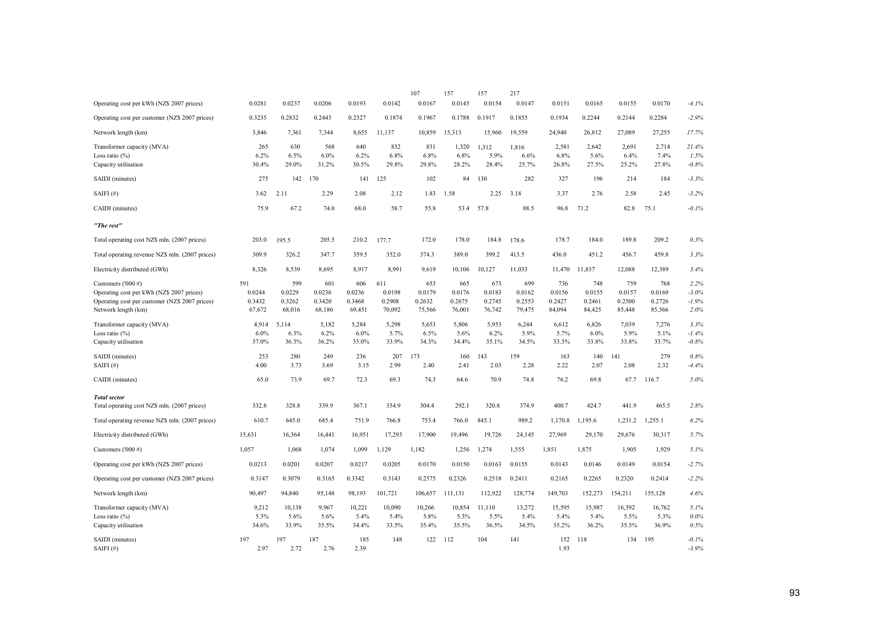| | | | | | | | | | | | | | | |
|---|---|---|---|---|---|---|---|---|---|---|---|---|---|---|
| | | | | | | 107 | 157 | 157 | 217 | | | | | |
| Operating cost per kWh (NZ$ 2007 prices) | 0.0281 | 0.0237 | 0.0206 | 0.0193 | 0.0142 | 0.0167 | 0.0145 | 0.0154 | 0.0147 | 0.0151 | 0.0165 | 0.0155 | 0.0170 | *-4.1%* |
| Operating cost per customer (NZ$ 2007 prices) | 0.3235 | 0.2832 | 0.2443 | 0.2327 | 0.1874 | 0.1967 | 0.1788 | 0.1917 | 0.1855 | 0.1934 | 0.2244 | 0.2144 | 0.2284 | *-2.9%* |
| Network length (km) | 3,846 | 7,361 | 7,344 | 8,655 | 11,137 | 10,859 | 15,313 | 15,960 | 19,559 | 24,940 | 26,812 | 27,089 | 27,255 | *17.7%* |
| Transformer capacity (MVA) | 265 | 630 | 568 | 640 | 832 | 831 | 1,320 | 1,312 | 1,816 | 2,581 | 2,642 | 2,691 | 2,714 | *21.4%* |
| Loss ratio (%) | 6.2% | 6.5% | 6.0% | 6.2% | 6.8% | 6.8% | 6.8% | 5.9% | 6.6% | 6.8% | 5.6% | 6.4% | 7.4% | *1.5%* |
| Capacity utilisation | 30.4% | 29.0% | 31.2% | 30.5% | 29.8% | 29.8% | 28.2% | 28.4% | 25.7% | 26.8% | 27.5% | 25.2% | 27.8% | *-0.8%* |
| SAIDI (minutes) | 275 | 142 | 170 | 141 | 125 | 102 | 84 | 130 | 282 | 327 | 196 | 214 | 184 | *-3.3%* |
| SAIFI (#) | 3.62 | 2.11 | 2.29 | 2.08 | 2.12 | 1.83 | 1.58 | 2.25 | 3.18 | 3.37 | 2.76 | 2.58 | 2.45 | *-3.2%* |
| CAIDI (minutes) | 75.9 | 67.2 | 74.0 | 68.0 | 58.7 | 55.8 | 53.4 | 57.8 | 88.5 | 96.8 | 71.2 | 82.8 | 75.1 | *-0.1%* |
| ***"The rest"*** | | | | | | | | | | | | | | |
| Total operating cost NZ$ mln. (2007 prices) | 203.0 | 195.5 | 205.5 | 210.2 | 177.7 | 172.0 | 178.0 | 184.8 | 178.6 | 178.7 | 184.0 | 189.8 | 209.2 | *0.3%* |
| Total operating revenue NZ$ mln. (2007 prices) | 309.9 | 326.2 | 347.7 | 359.5 | 352.0 | 374.3 | 389.0 | 399.2 | 413.5 | 436.0 | 451.2 | 456.7 | 459.8 | *3.3%* |
| Electricity distributed (GWh) | 8,326 | 8,539 | 8,695 | 8,917 | 8,991 | 9,619 | 10,106 | 10,127 | 11,033 | 11,470 | 11,837 | 12,088 | 12,389 | *3.4%* |
| Customers ('000 #) | 591 | 599 | 601 | 606 | 611 | 653 | 665 | 673 | 699 | 736 | 748 | 759 | 768 | *2.2%* |
| Operating cost per kWh (NZ$ 2007 prices) | 0.0244 | 0.0229 | 0.0236 | 0.0236 | 0.0198 | 0.0179 | 0.0176 | 0.0183 | 0.0162 | 0.0156 | 0.0155 | 0.0157 | 0.0169 | *-3.0%* |
| Operating cost per customer (NZ$ 2007 prices) | 0.3432 | 0.3262 | 0.3420 | 0.3468 | 0.2908 | 0.2632 | 0.2675 | 0.2745 | 0.2553 | 0.2427 | 0.2461 | 0.2500 | 0.2726 | *-1.9%* |
| Network length (km) | 67,672 | 68,016 | 68,186 | 69,451 | 70,092 | 75,566 | 76,001 | 76,742 | 79,475 | 84,094 | 84,425 | 85,448 | 85,566 | *2.0%* |
| Transformer capacity (MVA) | 4,914 | 5,114 | 5,182 | 5,284 | 5,298 | 5,653 | 5,806 | 5,953 | 6,244 | 6,612 | 6,826 | 7,039 | 7,276 | *3.3%* |
| Loss ratio (%) | 6.0% | 6.3% | 6.2% | 6.0% | 5.7% | 6.5% | 5.6% | 6.2% | 5.9% | 5.7% | 6.0% | 5.9% | 5.1% | *-1.4%* |
| Capacity utilisation | 37.0% | 36.3% | 36.2% | 35.0% | 33.9% | 34.3% | 34.4% | 35.1% | 34.5% | 33.3% | 33.8% | 33.8% | 33.7% | *-0.8%* |
| SAIDI (minutes) | 253 | 280 | 249 | 236 | 207 | 173 | 160 | 143 | 159 | 163 | 140 | 141 | 279 | *0.8%* |
| SAIFI (#) | 4.00 | 3.73 | 3.69 | 3.15 | 2.99 | 2.40 | 2.41 | 2.03 | 2.28 | 2.22 | 2.07 | 2.08 | 2.32 | *-4.4%* |
| CAIDI (minutes) | 65.0 | 73.9 | 69.7 | 72.3 | 69.3 | 74.3 | 64.6 | 70.9 | 74.8 | 76.2 | 69.8 | 67.7 | 116.7 | *5.0%* |
| ***Total sector*** | | | | | | | | | | | | | | |
| Total operating cost NZ$ mln. (2007 prices) | 332.8 | 328.8 | 339.9 | 367.1 | 354.9 | 304.4 | 292.1 | 320.8 | 374.9 | 400.7 | 424.7 | 441.9 | 465.5 | *2.8%* |
| Total operating revenue NZ$ mln. (2007 prices) | 610.7 | 645.0 | 685.4 | 751.9 | 766.8 | 753.4 | 766.0 | 845.1 | 989.2 | 1,170.8 | 1,195.6 | 1,231.2 | 1,255.1 | *6.2%* |
| Electricity distributed (GWh) | 15,631 | 16,364 | 16,441 | 16,951 | 17,293 | 17,900 | 19,496 | 19,726 | 24,145 | 27,969 | 29,170 | 29,676 | 30,317 | *5.7%* |
| Customers ('000 #) | 1,057 | 1,068 | 1,074 | 1,099 | 1,129 | 1,182 | 1,256 | 1,274 | 1,555 | 1,851 | 1,875 | 1,905 | 1,929 | *5.1%* |
| Operating cost per kWh (NZ$ 2007 prices) | 0.0213 | 0.0201 | 0.0207 | 0.0217 | 0.0205 | 0.0170 | 0.0150 | 0.0163 | 0.0155 | 0.0143 | 0.0146 | 0.0149 | 0.0154 | *-2.7%* |
| Operating cost per customer (NZ$ 2007 prices) | 0.3147 | 0.3079 | 0.3165 | 0.3342 | 0.3143 | 0.2575 | 0.2326 | 0.2518 | 0.2411 | 0.2165 | 0.2265 | 0.2320 | 0.2414 | *-2.2%* |
| Network length (km) | 90,497 | 94,840 | 95,148 | 98,193 | 101,721 | 106,657 | 111,131 | 112,922 | 128,774 | 149,703 | 152,273 | 154,211 | 155,128 | *4.6%* |
| Transformer capacity (MVA) | 9,212 | 10,138 | 9,967 | 10,221 | 10,090 | 10,266 | 10,854 | 11,110 | 13,272 | 15,595 | 15,987 | 16,392 | 16,762 | *5.1%* |
| Loss ratio (%) | 5.3% | 5.6% | 5.6% | 5.4% | 5.4% | 5.8% | 5.3% | 5.5% | 5.4% | 5.4% | 5.4% | 5.5% | 5.3% | *0.0%* |
| Capacity utilisation | 34.6% | 33.9% | 35.5% | 34.4% | 33.5% | 35.4% | 35.5% | 36.5% | 34.5% | 35.2% | 36.2% | 35.5% | 36.9% | *0.5%* |
| SAIDI (minutes) | 197 | 197 | 187 | 185 | 148 | 122 | 112 | 104 | 141 | 152 | 118 | 134 | 195 | *-0.1%* |
| SAIFI (#) | 2.97 | 2.72 | 2.76 | 2.39 | | | | | | 1.93 | | | | *-3.9%* |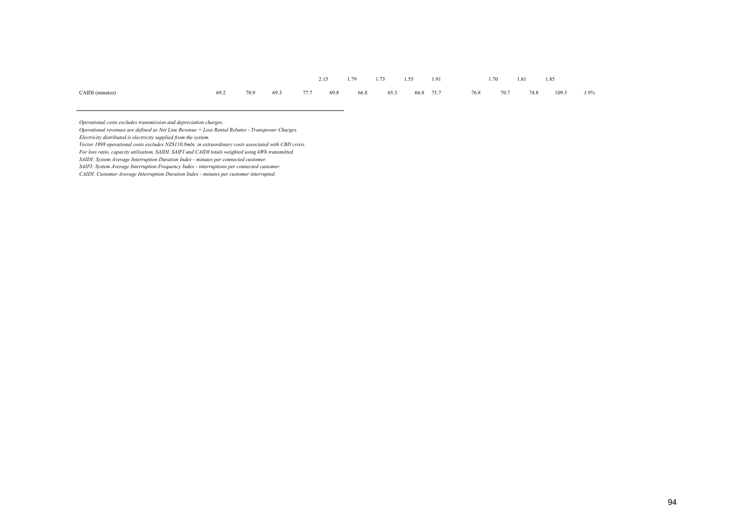| | | | | | | | | | | | | | | |
|---|---|---|---|---|---|---|---|---|---|---|---|---|---|---|
| | | | | | 2.15 | 1.79 | 1.73 | 1.55 | 1.91 | | 1.70 | 1.81 | 1.85 | |
| CAIDI (minutes) | 69.2 | 70.9 | 69.3 | 77.7 | 69.8 | 66.8 | 65.3 | 66.8 | 75.7 | 76.8 | 70.7 | 74.8 | 109.3 | *3.9%* |

*Operational costs excludes transmission and depreciation charges.*
*Operational revenues are defined as Net Line Revenue + Loss Rental Rebates - Transpower Charges.*
*Electricity distributed is electricity supplied from the system.*
*Vector 1998 operational costs excludes NZ$110.8mln. in extraordinary costs associated with CBD crisis.*
*For loss ratio, capacity utilisation, SAIDI, SAIFI and CAIDI totals weighted using kWh transmitted.*
*SAIDI: System Average Interruption Duration Index - minutes per connected customer.*
*SAIFI: System Average Interruption Frequency Index - interruptions per connected customer.*
*CAIDI: Customer Average Interruption Duration Index - minutes per customer interrupted.*